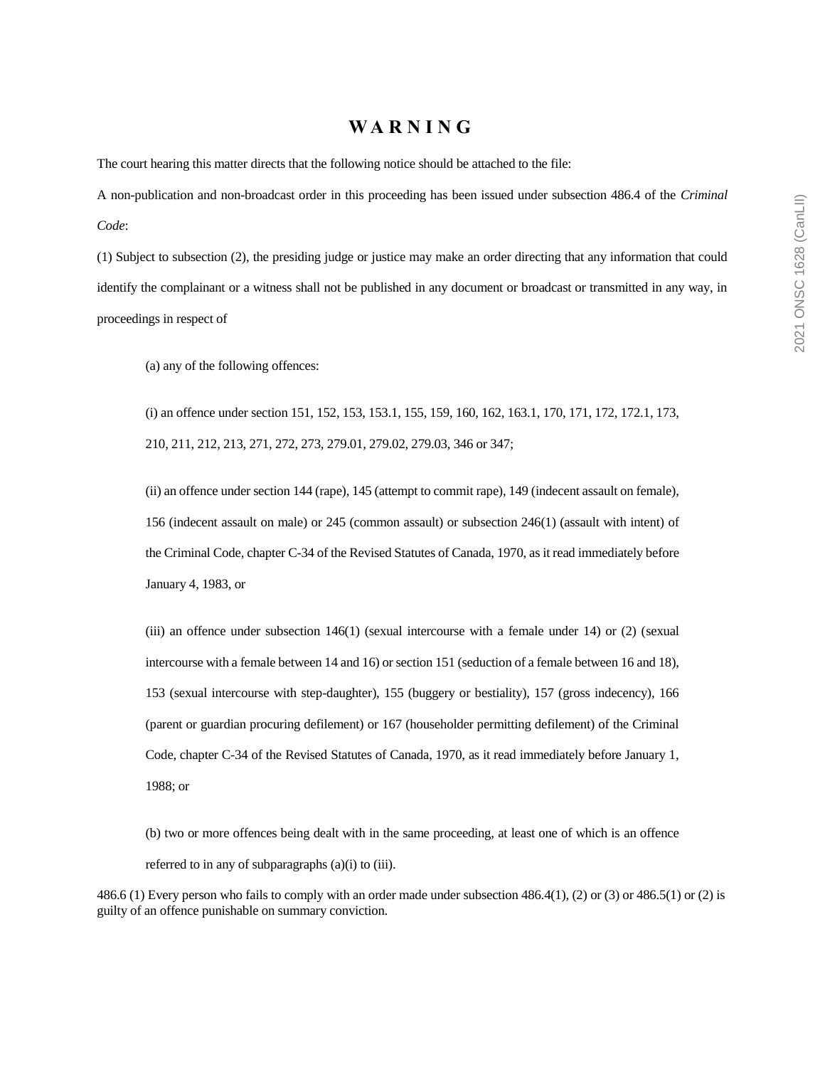# W A R N I N G

The court hearing this matter directs that the following notice should be attached to the file:

A non-publication and non-broadcast order in this proceeding has been issued under subsection 486.4 of the *Criminal Code*:

(1) Subject to subsection (2), the presiding judge or justice may make an order directing that any information that could identify the complainant or a witness shall not be published in any document or broadcast or transmitted in any way, in proceedings in respect of

> (a) any of the following offences:
>
> (i) an offence under section 151, 152, 153, 153.1, 155, 159, 160, 162, 163.1, 170, 171, 172, 172.1, 173, 210, 211, 212, 213, 271, 272, 273, 279.01, 279.02, 279.03, 346 or 347;
>
> (ii) an offence under section 144 (rape), 145 (attempt to commit rape), 149 (indecent assault on female), 156 (indecent assault on male) or 245 (common assault) or subsection 246(1) (assault with intent) of the Criminal Code, chapter C-34 of the Revised Statutes of Canada, 1970, as it read immediately before January 4, 1983, or
>
> (iii) an offence under subsection 146(1) (sexual intercourse with a female under 14) or (2) (sexual intercourse with a female between 14 and 16) or section 151 (seduction of a female between 16 and 18), 153 (sexual intercourse with step-daughter), 155 (buggery or bestiality), 157 (gross indecency), 166 (parent or guardian procuring defilement) or 167 (householder permitting defilement) of the Criminal Code, chapter C-34 of the Revised Statutes of Canada, 1970, as it read immediately before January 1, 1988; or
>
> (b) two or more offences being dealt with in the same proceeding, at least one of which is an offence referred to in any of subparagraphs (a)(i) to (iii).

486.6 (1) Every person who fails to comply with an order made under subsection 486.4(1), (2) or (3) or 486.5(1) or (2) is guilty of an offence punishable on summary conviction.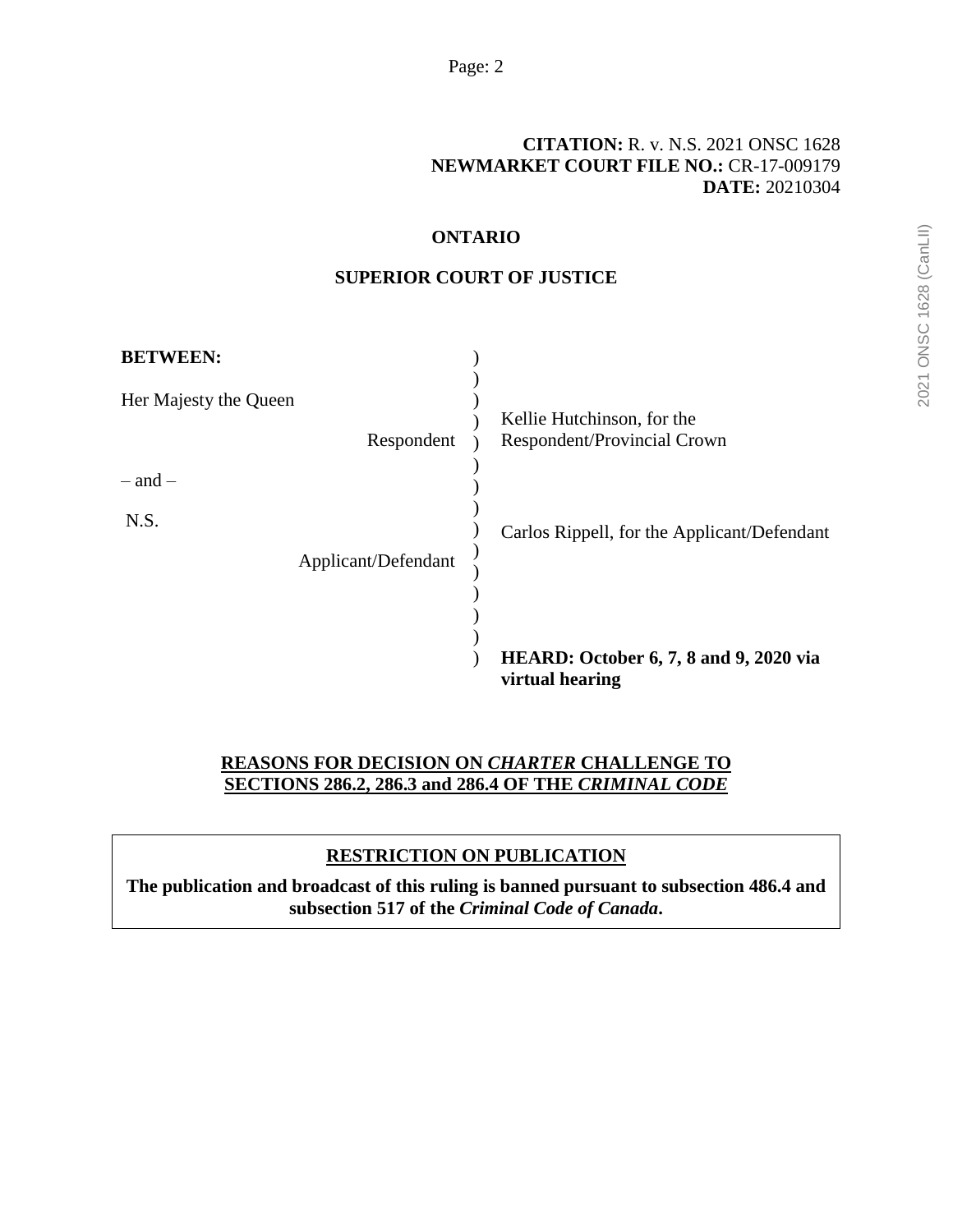**CITATION:** R. v. N.S. 2021 ONSC 1628
**NEWMARKET COURT FILE NO.:** CR-17-009179
**DATE:** 20210304

**ONTARIO**

**SUPERIOR COURT OF JUSTICE**

| **BETWEEN:** | |
|---|---|
| Her Majesty the Queen<br>Respondent | Kellie Hutchinson, for the Respondent/Provincial Crown |
| – and – | |
| N.S.<br>Applicant/Defendant | Carlos Rippell, for the Applicant/Defendant |
| | **HEARD: October 6, 7, 8 and 9, 2020 via virtual hearing** |

**REASONS FOR DECISION ON *CHARTER* CHALLENGE TO SECTIONS 286.2, 286.3 and 286.4 OF THE *CRIMINAL CODE***

**RESTRICTION ON PUBLICATION**

**The publication and broadcast of this ruling is banned pursuant to subsection 486.4 and subsection 517 of the *Criminal Code of Canada*.**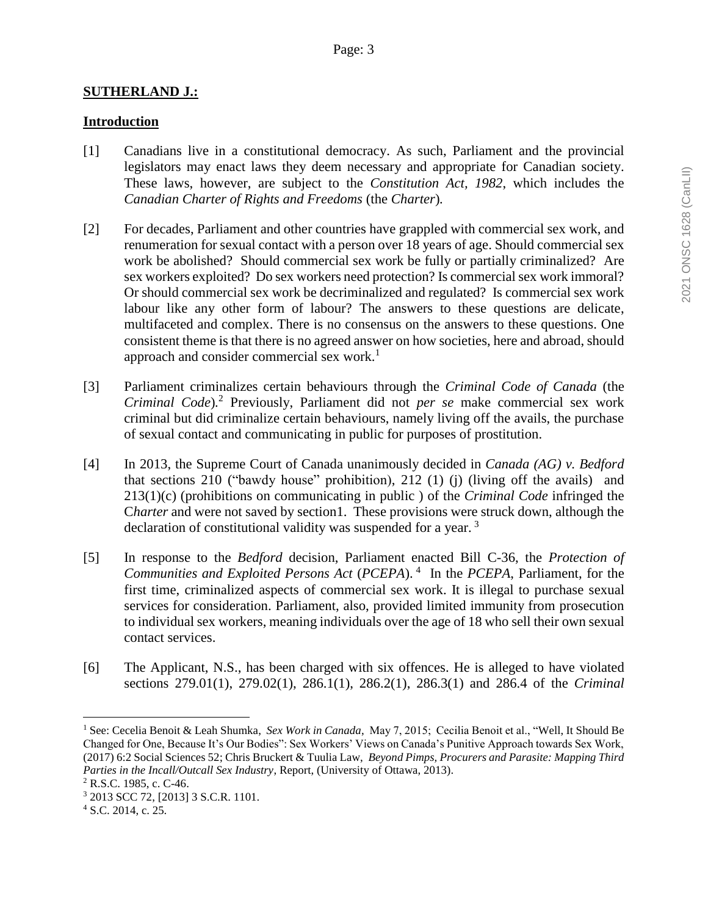**SUTHERLAND J.:**

**Introduction**

[1] Canadians live in a constitutional democracy. As such, Parliament and the provincial legislators may enact laws they deem necessary and appropriate for Canadian society. These laws, however, are subject to the *Constitution Act, 1982*, which includes the *Canadian Charter of Rights and Freedoms* (the *Charter*).

[2] For decades, Parliament and other countries have grappled with commercial sex work, and renumeration for sexual contact with a person over 18 years of age. Should commercial sex work be abolished? Should commercial sex work be fully or partially criminalized? Are sex workers exploited? Do sex workers need protection? Is commercial sex work immoral? Or should commercial sex work be decriminalized and regulated? Is commercial sex work labour like any other form of labour? The answers to these questions are delicate, multifaceted and complex. There is no consensus on the answers to these questions. One consistent theme is that there is no agreed answer on how societies, here and abroad, should approach and consider commercial sex work.[1]

[3] Parliament criminalizes certain behaviours through the *Criminal Code of Canada* (the *Criminal Code*).[2] Previously, Parliament did not *per se* make commercial sex work criminal but did criminalize certain behaviours, namely living off the avails, the purchase of sexual contact and communicating in public for purposes of prostitution.

[4] In 2013, the Supreme Court of Canada unanimously decided in *Canada (AG) v. Bedford* that sections 210 ("bawdy house" prohibition), 212 (1) (j) (living off the avails) and 213(1)(c) (prohibitions on communicating in public ) of the *Criminal Code* infringed the C*harter* and were not saved by section1. These provisions were struck down, although the declaration of constitutional validity was suspended for a year. [3]

[5] In response to the *Bedford* decision, Parliament enacted Bill C-36, the *Protection of Communities and Exploited Persons Act* (*PCEPA*). [4] In the *PCEPA*, Parliament, for the first time, criminalized aspects of commercial sex work. It is illegal to purchase sexual services for consideration. Parliament, also, provided limited immunity from prosecution to individual sex workers, meaning individuals over the age of 18 who sell their own sexual contact services.

[6] The Applicant, N.S., has been charged with six offences. He is alleged to have violated sections 279.01(1), 279.02(1), 286.1(1), 286.2(1), 286.3(1) and 286.4 of the *Criminal*

---

[1] See: Cecelia Benoit & Leah Shumka, *Sex Work in Canada*, May 7, 2015; Cecilia Benoit et al., "Well, It Should Be Changed for One, Because It's Our Bodies": Sex Workers' Views on Canada's Punitive Approach towards Sex Work, (2017) 6:2 Social Sciences 52; Chris Bruckert & Tuulia Law, *Beyond Pimps, Procurers and Parasite: Mapping Third Parties in the Incall/Outcall Sex Industry*, Report, (University of Ottawa, 2013).

[2] R.S.C. 1985, c. C-46.

[3] 2013 SCC 72, [2013] 3 S.C.R. 1101.

[4] S.C. 2014, c. 25.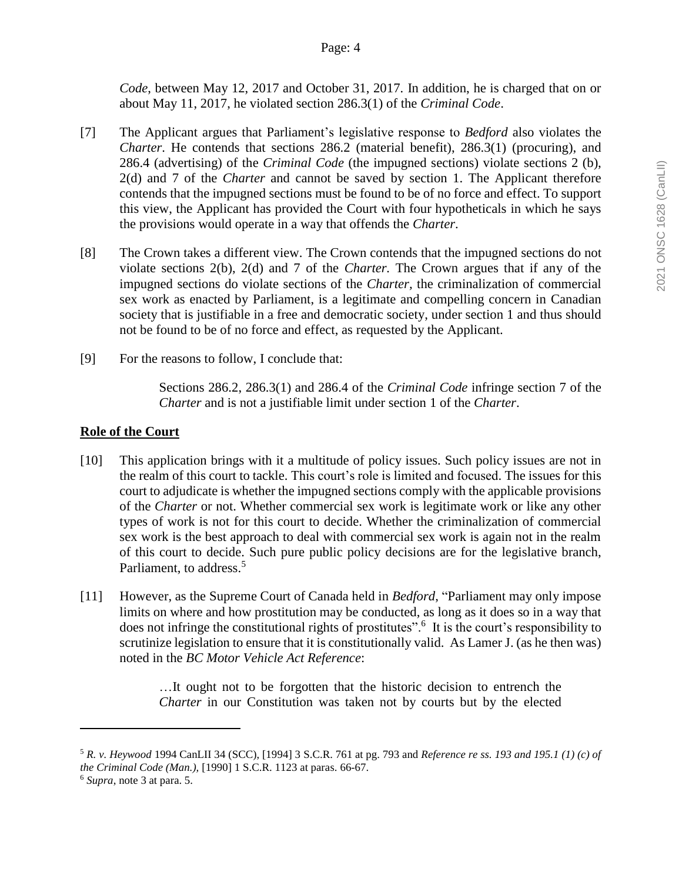*Code*, between May 12, 2017 and October 31, 2017. In addition, he is charged that on or about May 11, 2017, he violated section 286.3(1) of the *Criminal Code*.

[7] The Applicant argues that Parliament's legislative response to *Bedford* also violates the *Charter*. He contends that sections 286.2 (material benefit), 286.3(1) (procuring), and 286.4 (advertising) of the *Criminal Code* (the impugned sections) violate sections 2 (b), 2(d) and 7 of the *Charter* and cannot be saved by section 1. The Applicant therefore contends that the impugned sections must be found to be of no force and effect. To support this view, the Applicant has provided the Court with four hypotheticals in which he says the provisions would operate in a way that offends the *Charter*.

[8] The Crown takes a different view. The Crown contends that the impugned sections do not violate sections 2(b), 2(d) and 7 of the *Charter*. The Crown argues that if any of the impugned sections do violate sections of the *Charter*, the criminalization of commercial sex work as enacted by Parliament, is a legitimate and compelling concern in Canadian society that is justifiable in a free and democratic society, under section 1 and thus should not be found to be of no force and effect, as requested by the Applicant.

[9] For the reasons to follow, I conclude that:

> Sections 286.2, 286.3(1) and 286.4 of the *Criminal Code* infringe section 7 of the *Charter* and is not a justifiable limit under section 1 of the *Charter*.

**Role of the Court**

[10] This application brings with it a multitude of policy issues. Such policy issues are not in the realm of this court to tackle. This court's role is limited and focused. The issues for this court to adjudicate is whether the impugned sections comply with the applicable provisions of the *Charter* or not. Whether commercial sex work is legitimate work or like any other types of work is not for this court to decide. Whether the criminalization of commercial sex work is the best approach to deal with commercial sex work is again not in the realm of this court to decide. Such pure public policy decisions are for the legislative branch, Parliament, to address.[5]

[11] However, as the Supreme Court of Canada held in *Bedford*, "Parliament may only impose limits on where and how prostitution may be conducted, as long as it does so in a way that does not infringe the constitutional rights of prostitutes".[6] It is the court's responsibility to scrutinize legislation to ensure that it is constitutionally valid. As Lamer J. (as he then was) noted in the *BC Motor Vehicle Act Reference*:

> …It ought not to be forgotten that the historic decision to entrench the *Charter* in our Constitution was taken not by courts but by the elected

---

[5] *R. v. Heywood* 1994 CanLII 34 (SCC), [1994] 3 S.C.R. 761 at pg. 793 and *Reference re ss. 193 and 195.1 (1) (c) of the Criminal Code (Man.)*, [1990] 1 S.C.R. 1123 at paras. 66-67.

[6] *Supra*, note 3 at para. 5.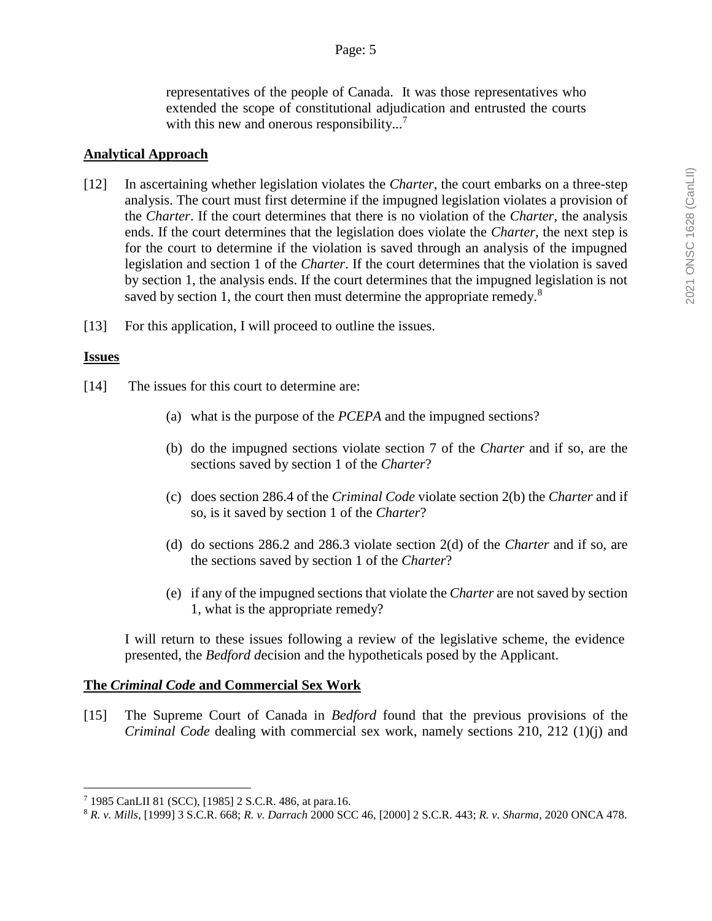> representatives of the people of Canada. It was those representatives who extended the scope of constitutional adjudication and entrusted the courts with this new and onerous responsibility...[7]

**Analytical Approach**

[12] In ascertaining whether legislation violates the *Charter*, the court embarks on a three-step analysis. The court must first determine if the impugned legislation violates a provision of the *Charter*. If the court determines that there is no violation of the *Charter*, the analysis ends. If the court determines that the legislation does violate the *Charter*, the next step is for the court to determine if the violation is saved through an analysis of the impugned legislation and section 1 of the *Charter*. If the court determines that the violation is saved by section 1, the analysis ends. If the court determines that the impugned legislation is not saved by section 1, the court then must determine the appropriate remedy.[8]

[13] For this application, I will proceed to outline the issues.

**Issues**

[14] The issues for this court to determine are:

(a) what is the purpose of the *PCEPA* and the impugned sections?

(b) do the impugned sections violate section 7 of the *Charter* and if so, are the sections saved by section 1 of the *Charter*?

(c) does section 286.4 of the *Criminal Code* violate section 2(b) the *Charter* and if so, is it saved by section 1 of the *Charter*?

(d) do sections 286.2 and 286.3 violate section 2(d) of the *Charter* and if so, are the sections saved by section 1 of the *Charter*?

(e) if any of the impugned sections that violate the *Charter* are not saved by section 1, what is the appropriate remedy?

I will return to these issues following a review of the legislative scheme, the evidence presented, the *Bedford d*ecision and the hypotheticals posed by the Applicant.

**The *Criminal Code* and Commercial Sex Work**

[15] The Supreme Court of Canada in *Bedford* found that the previous provisions of the *Criminal Code* dealing with commercial sex work, namely sections 210, 212 (1)(j) and

---

[7] 1985 CanLII 81 (SCC), [1985] 2 S.C.R. 486, at para.16.

[8] *R. v. Mills*, [1999] 3 S.C.R. 668; *R. v. Darrach* 2000 SCC 46, [2000] 2 S.C.R. 443; *R. v. Sharma*, 2020 ONCA 478.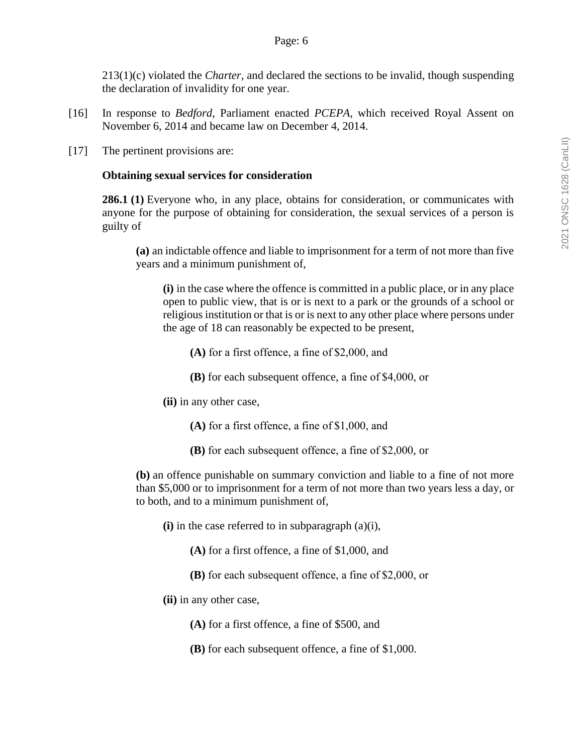213(1)(c) violated the *Charter*, and declared the sections to be invalid, though suspending the declaration of invalidity for one year.

[16] In response to *Bedford*, Parliament enacted *PCEPA*, which received Royal Assent on November 6, 2014 and became law on December 4, 2014.

[17] The pertinent provisions are:

**Obtaining sexual services for consideration**

**286.1 (1)** Everyone who, in any place, obtains for consideration, or communicates with anyone for the purpose of obtaining for consideration, the sexual services of a person is guilty of

> **(a)** an indictable offence and liable to imprisonment for a term of not more than five years and a minimum punishment of,
>
> > **(i)** in the case where the offence is committed in a public place, or in any place open to public view, that is or is next to a park or the grounds of a school or religious institution or that is or is next to any other place where persons under the age of 18 can reasonably be expected to be present,
> >
> > > **(A)** for a first offence, a fine of $2,000, and
> > >
> > > **(B)** for each subsequent offence, a fine of $4,000, or
> >
> > **(ii)** in any other case,
> >
> > > **(A)** for a first offence, a fine of $1,000, and
> > >
> > > **(B)** for each subsequent offence, a fine of $2,000, or
>
> **(b)** an offence punishable on summary conviction and liable to a fine of not more than $5,000 or to imprisonment for a term of not more than two years less a day, or to both, and to a minimum punishment of,
>
> > **(i)** in the case referred to in subparagraph (a)(i),
> >
> > > **(A)** for a first offence, a fine of $1,000, and
> > >
> > > **(B)** for each subsequent offence, a fine of $2,000, or
> >
> > **(ii)** in any other case,
> >
> > > **(A)** for a first offence, a fine of $500, and
> > >
> > > **(B)** for each subsequent offence, a fine of $1,000.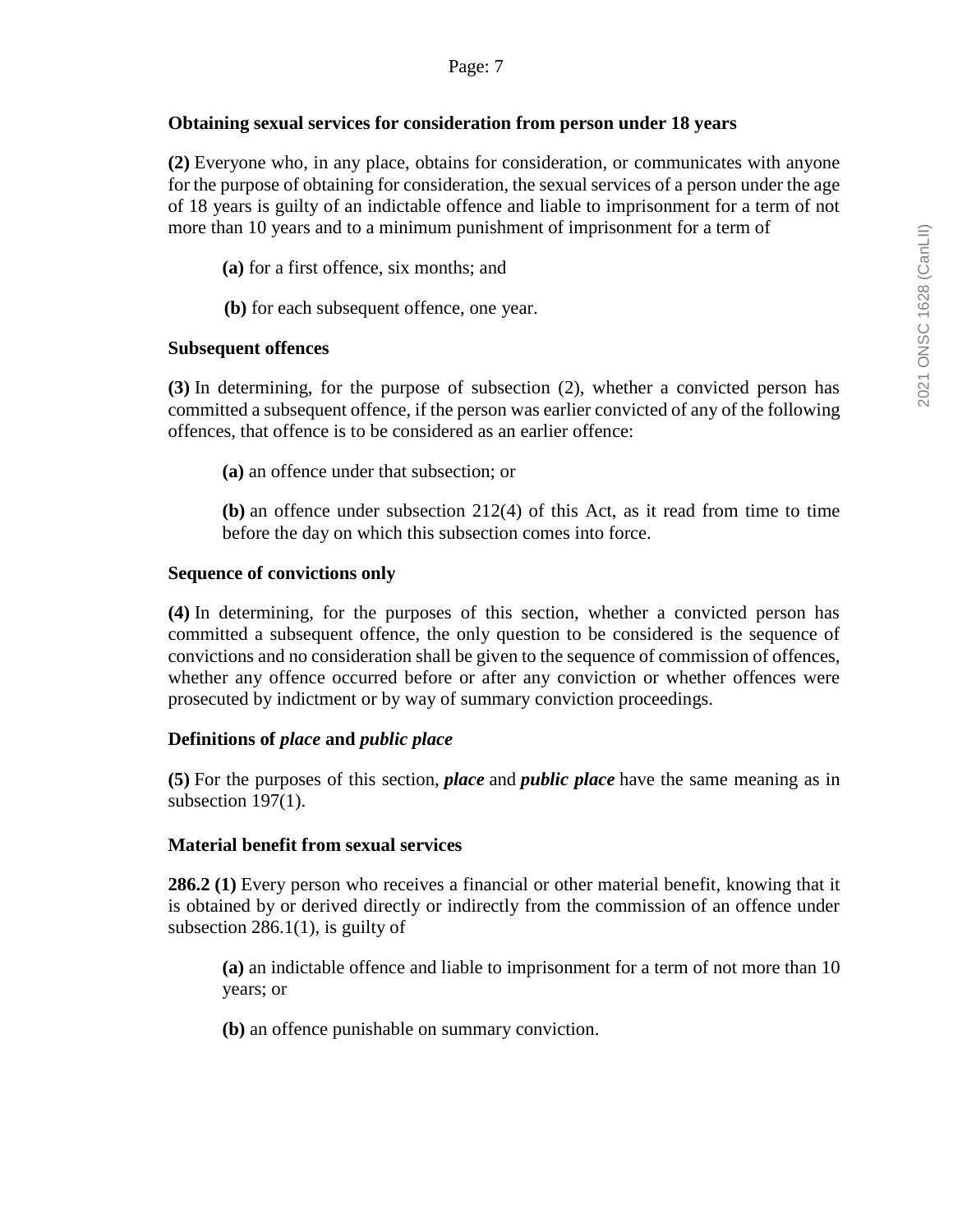**Obtaining sexual services for consideration from person under 18 years**

**(2)** Everyone who, in any place, obtains for consideration, or communicates with anyone for the purpose of obtaining for consideration, the sexual services of a person under the age of 18 years is guilty of an indictable offence and liable to imprisonment for a term of not more than 10 years and to a minimum punishment of imprisonment for a term of

> **(a)** for a first offence, six months; and
>
> **(b)** for each subsequent offence, one year.

**Subsequent offences**

**(3)** In determining, for the purpose of subsection (2), whether a convicted person has committed a subsequent offence, if the person was earlier convicted of any of the following offences, that offence is to be considered as an earlier offence:

> **(a)** an offence under that subsection; or
>
> **(b)** an offence under subsection 212(4) of this Act, as it read from time to time before the day on which this subsection comes into force.

**Sequence of convictions only**

**(4)** In determining, for the purposes of this section, whether a convicted person has committed a subsequent offence, the only question to be considered is the sequence of convictions and no consideration shall be given to the sequence of commission of offences, whether any offence occurred before or after any conviction or whether offences were prosecuted by indictment or by way of summary conviction proceedings.

**Definitions of *place* and *public place***

**(5)** For the purposes of this section, ***place*** and ***public place*** have the same meaning as in subsection 197(1).

**Material benefit from sexual services**

**286.2 (1)** Every person who receives a financial or other material benefit, knowing that it is obtained by or derived directly or indirectly from the commission of an offence under subsection 286.1(1), is guilty of

> **(a)** an indictable offence and liable to imprisonment for a term of not more than 10 years; or
>
> **(b)** an offence punishable on summary conviction.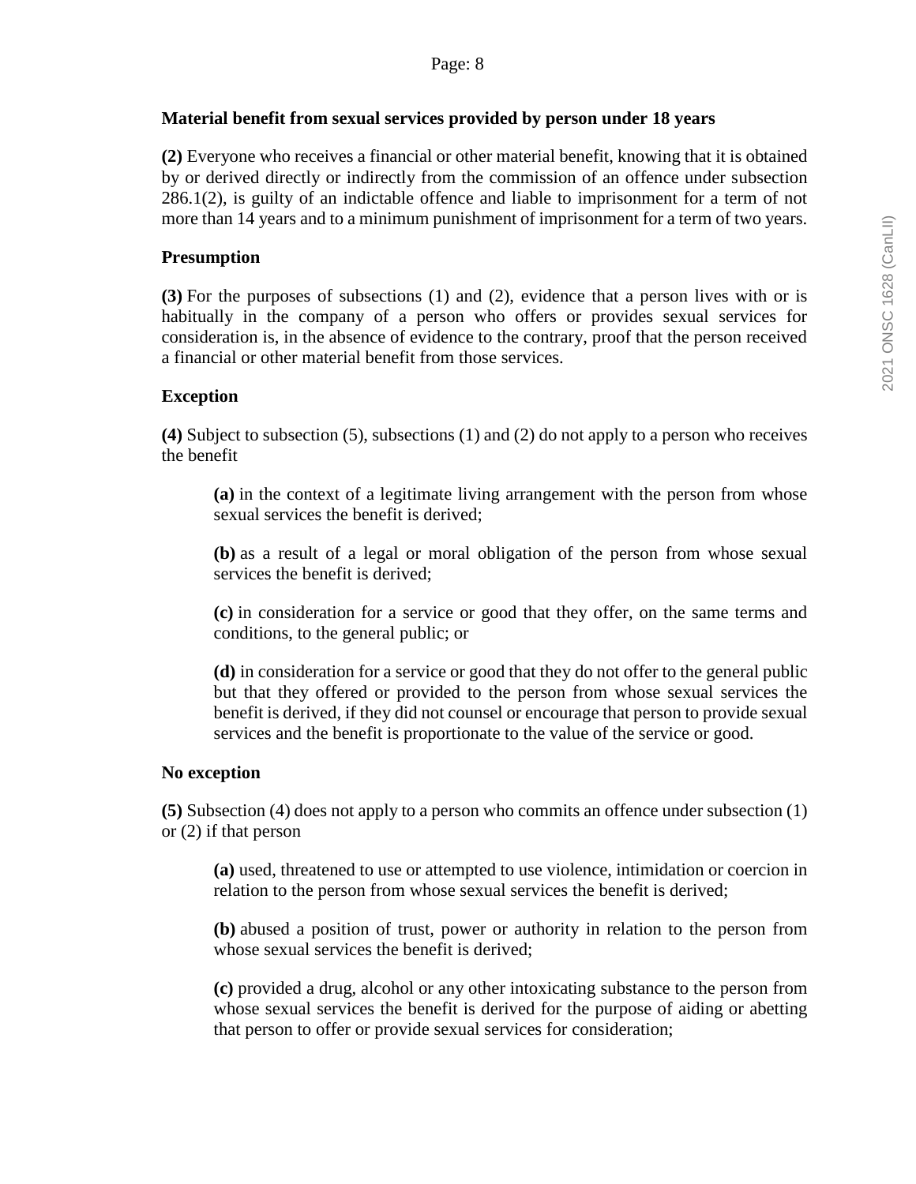**Material benefit from sexual services provided by person under 18 years**

**(2)** Everyone who receives a financial or other material benefit, knowing that it is obtained by or derived directly or indirectly from the commission of an offence under subsection 286.1(2), is guilty of an indictable offence and liable to imprisonment for a term of not more than 14 years and to a minimum punishment of imprisonment for a term of two years.

**Presumption**

**(3)** For the purposes of subsections (1) and (2), evidence that a person lives with or is habitually in the company of a person who offers or provides sexual services for consideration is, in the absence of evidence to the contrary, proof that the person received a financial or other material benefit from those services.

**Exception**

**(4)** Subject to subsection (5), subsections (1) and (2) do not apply to a person who receives the benefit

> **(a)** in the context of a legitimate living arrangement with the person from whose sexual services the benefit is derived;
>
> **(b)** as a result of a legal or moral obligation of the person from whose sexual services the benefit is derived;
>
> **(c)** in consideration for a service or good that they offer, on the same terms and conditions, to the general public; or
>
> **(d)** in consideration for a service or good that they do not offer to the general public but that they offered or provided to the person from whose sexual services the benefit is derived, if they did not counsel or encourage that person to provide sexual services and the benefit is proportionate to the value of the service or good.

**No exception**

**(5)** Subsection (4) does not apply to a person who commits an offence under subsection (1) or (2) if that person

> **(a)** used, threatened to use or attempted to use violence, intimidation or coercion in relation to the person from whose sexual services the benefit is derived;
>
> **(b)** abused a position of trust, power or authority in relation to the person from whose sexual services the benefit is derived;
>
> **(c)** provided a drug, alcohol or any other intoxicating substance to the person from whose sexual services the benefit is derived for the purpose of aiding or abetting that person to offer or provide sexual services for consideration;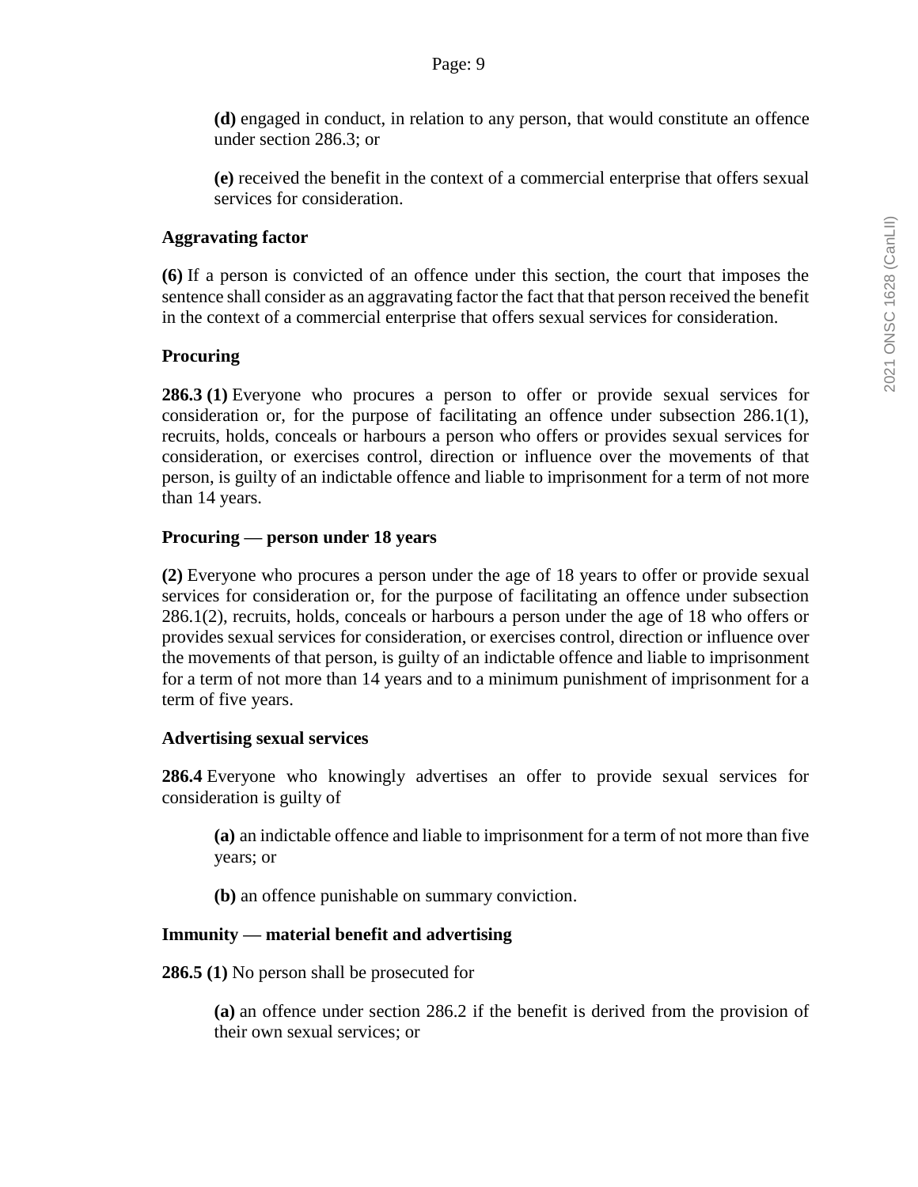**(d)** engaged in conduct, in relation to any person, that would constitute an offence under section 286.3; or

**(e)** received the benefit in the context of a commercial enterprise that offers sexual services for consideration.

**Aggravating factor**

**(6)** If a person is convicted of an offence under this section, the court that imposes the sentence shall consider as an aggravating factor the fact that that person received the benefit in the context of a commercial enterprise that offers sexual services for consideration.

**Procuring**

**286.3 (1)** Everyone who procures a person to offer or provide sexual services for consideration or, for the purpose of facilitating an offence under subsection 286.1(1), recruits, holds, conceals or harbours a person who offers or provides sexual services for consideration, or exercises control, direction or influence over the movements of that person, is guilty of an indictable offence and liable to imprisonment for a term of not more than 14 years.

**Procuring — person under 18 years**

**(2)** Everyone who procures a person under the age of 18 years to offer or provide sexual services for consideration or, for the purpose of facilitating an offence under subsection 286.1(2), recruits, holds, conceals or harbours a person under the age of 18 who offers or provides sexual services for consideration, or exercises control, direction or influence over the movements of that person, is guilty of an indictable offence and liable to imprisonment for a term of not more than 14 years and to a minimum punishment of imprisonment for a term of five years.

**Advertising sexual services**

**286.4** Everyone who knowingly advertises an offer to provide sexual services for consideration is guilty of

**(a)** an indictable offence and liable to imprisonment for a term of not more than five years; or

**(b)** an offence punishable on summary conviction.

**Immunity — material benefit and advertising**

**286.5 (1)** No person shall be prosecuted for

**(a)** an offence under section 286.2 if the benefit is derived from the provision of their own sexual services; or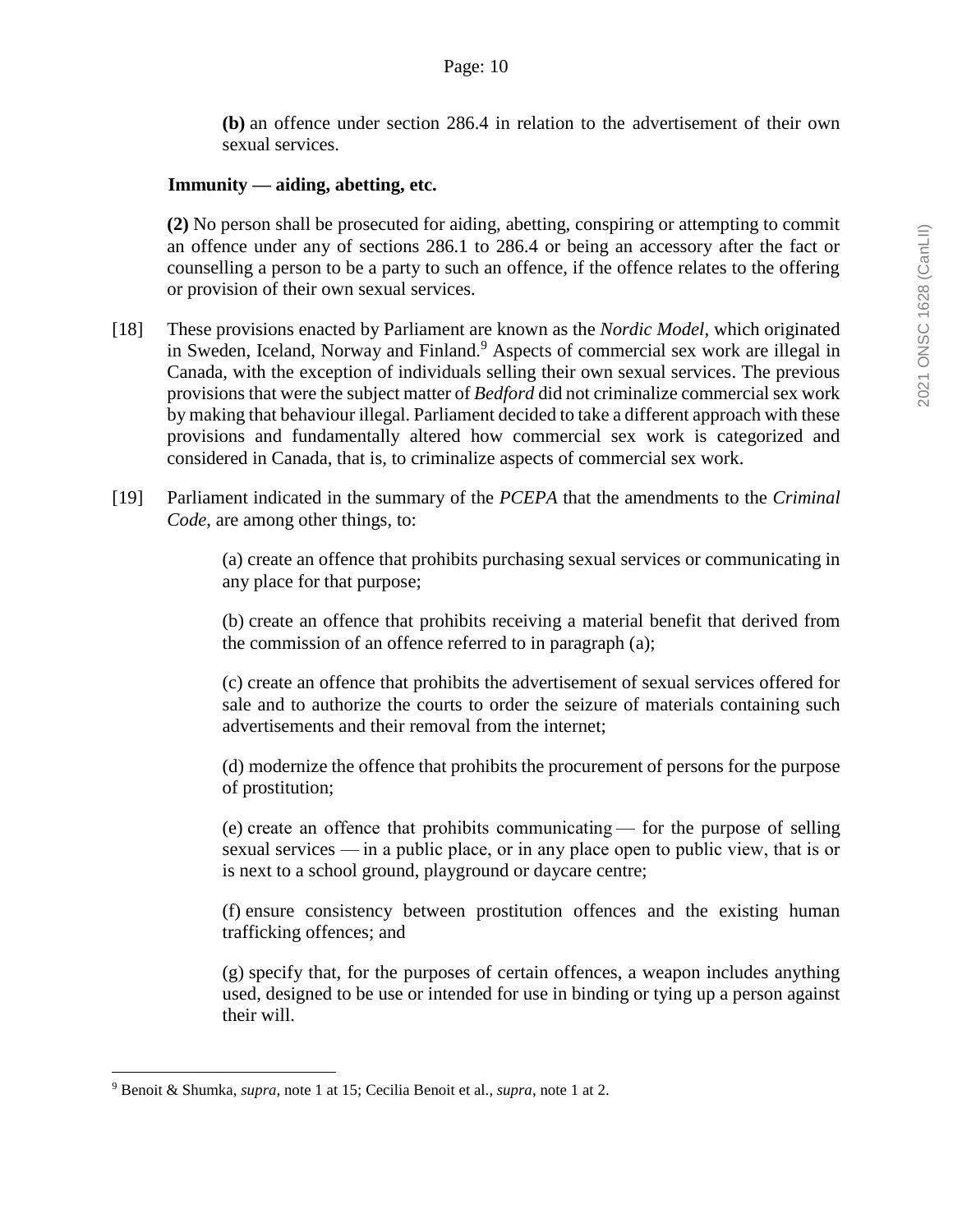**(b)** an offence under section 286.4 in relation to the advertisement of their own sexual services.

**Immunity — aiding, abetting, etc.**

**(2)** No person shall be prosecuted for aiding, abetting, conspiring or attempting to commit an offence under any of sections 286.1 to 286.4 or being an accessory after the fact or counselling a person to be a party to such an offence, if the offence relates to the offering or provision of their own sexual services.

[18] These provisions enacted by Parliament are known as the *Nordic Model*, which originated in Sweden, Iceland, Norway and Finland.[9] Aspects of commercial sex work are illegal in Canada, with the exception of individuals selling their own sexual services. The previous provisions that were the subject matter of *Bedford* did not criminalize commercial sex work by making that behaviour illegal. Parliament decided to take a different approach with these provisions and fundamentally altered how commercial sex work is categorized and considered in Canada, that is, to criminalize aspects of commercial sex work.

[19] Parliament indicated in the summary of the *PCEPA* that the amendments to the *Criminal Code*, are among other things, to:

> (a) create an offence that prohibits purchasing sexual services or communicating in any place for that purpose;
>
> (b) create an offence that prohibits receiving a material benefit that derived from the commission of an offence referred to in paragraph (a);
>
> (c) create an offence that prohibits the advertisement of sexual services offered for sale and to authorize the courts to order the seizure of materials containing such advertisements and their removal from the internet;
>
> (d) modernize the offence that prohibits the procurement of persons for the purpose of prostitution;
>
> (e) create an offence that prohibits communicating — for the purpose of selling sexual services — in a public place, or in any place open to public view, that is or is next to a school ground, playground or daycare centre;
>
> (f) ensure consistency between prostitution offences and the existing human trafficking offences; and
>
> (g) specify that, for the purposes of certain offences, a weapon includes anything used, designed to be use or intended for use in binding or tying up a person against their will.

---

[9] Benoit & Shumka, *supra*, note 1 at 15; Cecilia Benoit et al., *supra*, note 1 at 2.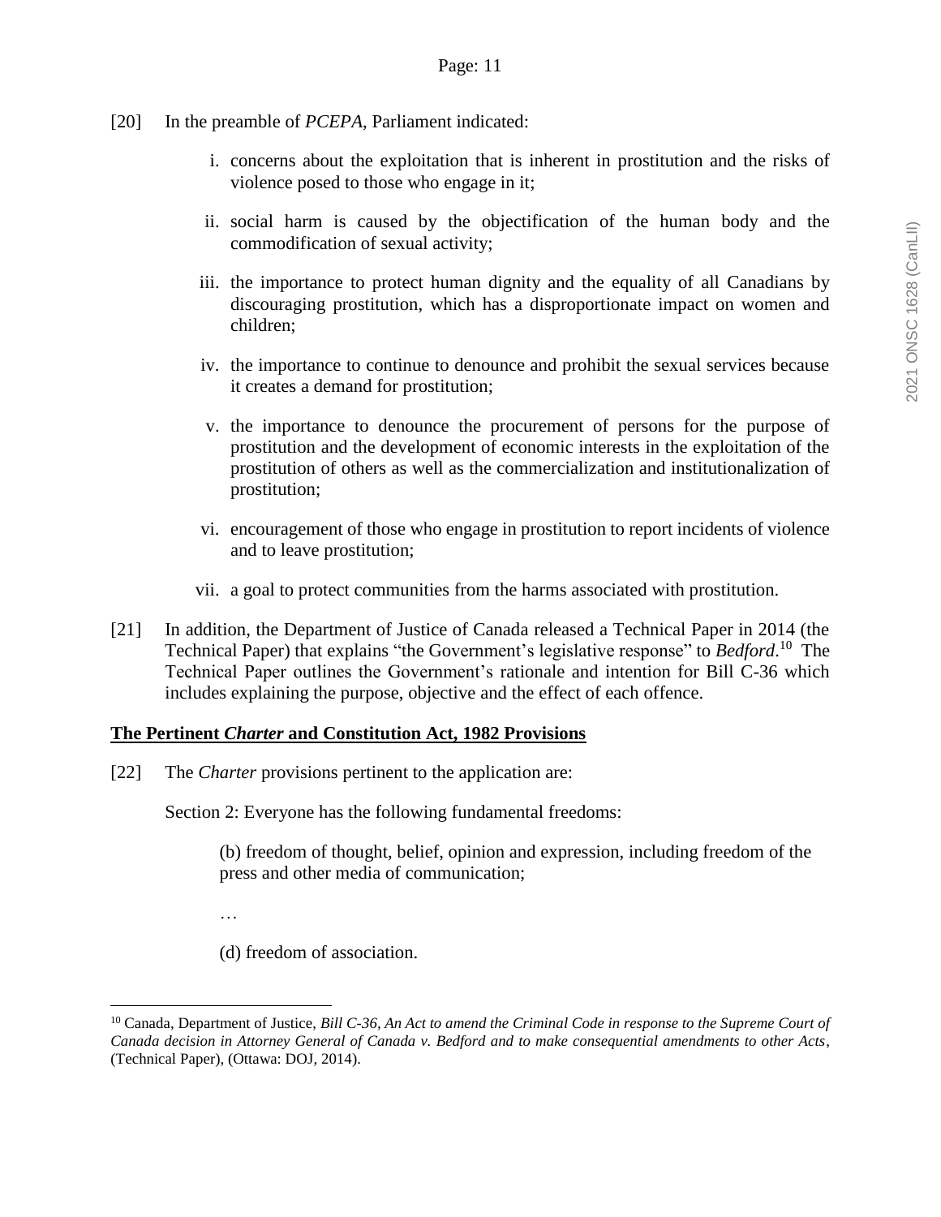[20] In the preamble of *PCEPA*, Parliament indicated:

i. concerns about the exploitation that is inherent in prostitution and the risks of violence posed to those who engage in it;

ii. social harm is caused by the objectification of the human body and the commodification of sexual activity;

iii. the importance to protect human dignity and the equality of all Canadians by discouraging prostitution, which has a disproportionate impact on women and children;

iv. the importance to continue to denounce and prohibit the sexual services because it creates a demand for prostitution;

v. the importance to denounce the procurement of persons for the purpose of prostitution and the development of economic interests in the exploitation of the prostitution of others as well as the commercialization and institutionalization of prostitution;

vi. encouragement of those who engage in prostitution to report incidents of violence and to leave prostitution;

vii. a goal to protect communities from the harms associated with prostitution.

[21] In addition, the Department of Justice of Canada released a Technical Paper in 2014 (the Technical Paper) that explains "the Government's legislative response" to *Bedford*.[10] The Technical Paper outlines the Government's rationale and intention for Bill C-36 which includes explaining the purpose, objective and the effect of each offence.

**The Pertinent *Charter* and Constitution Act, 1982 Provisions**

[22] The *Charter* provisions pertinent to the application are:

Section 2: Everyone has the following fundamental freedoms:

(b) freedom of thought, belief, opinion and expression, including freedom of the press and other media of communication;

…

(d) freedom of association.

---

[10] Canada, Department of Justice, *Bill C-36, An Act to amend the Criminal Code in response to the Supreme Court of Canada decision in Attorney General of Canada v. Bedford and to make consequential amendments to other Acts*, (Technical Paper), (Ottawa: DOJ, 2014).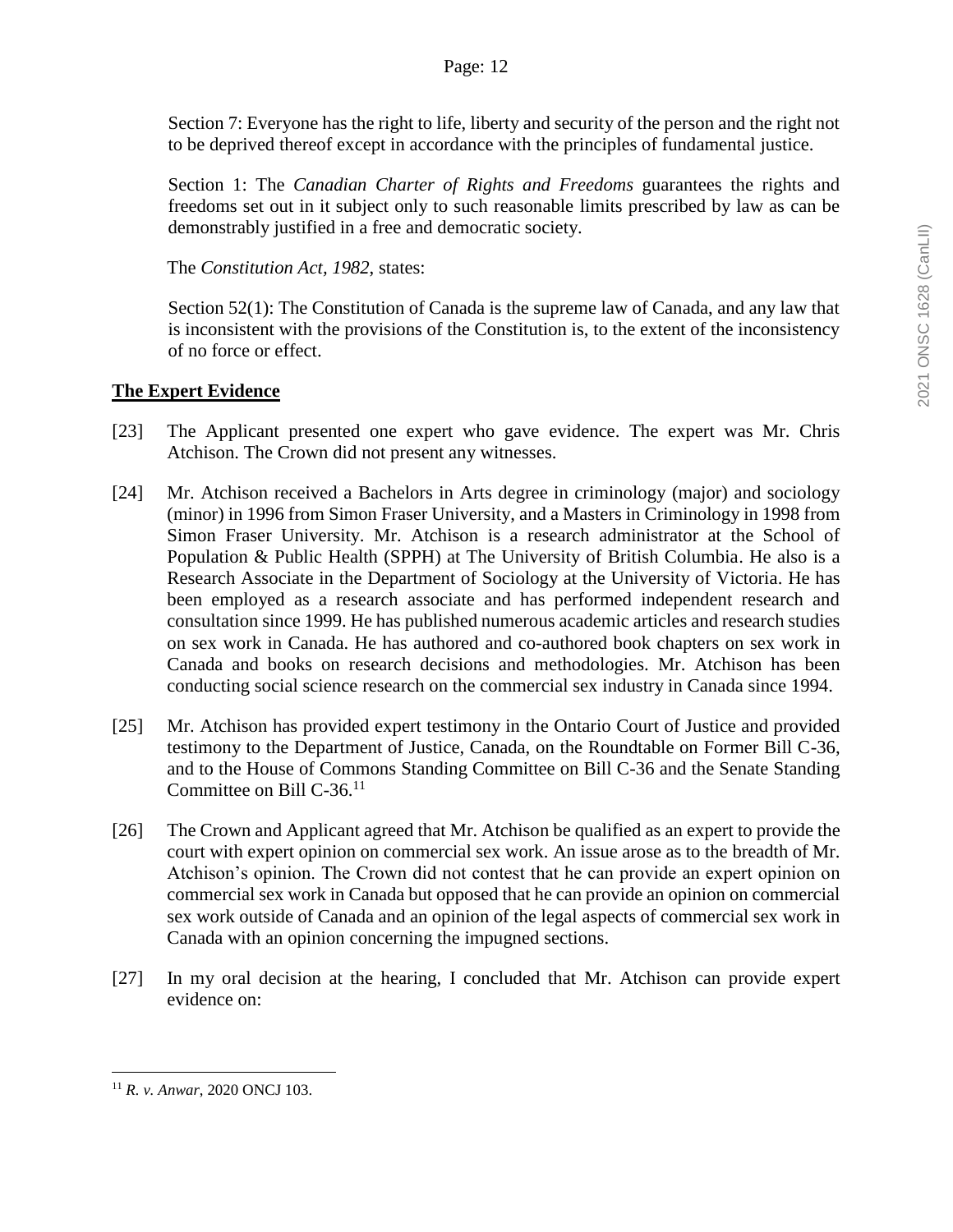Section 7: Everyone has the right to life, liberty and security of the person and the right not to be deprived thereof except in accordance with the principles of fundamental justice.

Section 1: The *Canadian Charter of Rights and Freedoms* guarantees the rights and freedoms set out in it subject only to such reasonable limits prescribed by law as can be demonstrably justified in a free and democratic society.

The *Constitution Act, 1982*, states:

Section 52(1): The Constitution of Canada is the supreme law of Canada, and any law that is inconsistent with the provisions of the Constitution is, to the extent of the inconsistency of no force or effect.

**The Expert Evidence**

[23] The Applicant presented one expert who gave evidence. The expert was Mr. Chris Atchison. The Crown did not present any witnesses.

[24] Mr. Atchison received a Bachelors in Arts degree in criminology (major) and sociology (minor) in 1996 from Simon Fraser University, and a Masters in Criminology in 1998 from Simon Fraser University. Mr. Atchison is a research administrator at the School of Population & Public Health (SPPH) at The University of British Columbia. He also is a Research Associate in the Department of Sociology at the University of Victoria. He has been employed as a research associate and has performed independent research and consultation since 1999. He has published numerous academic articles and research studies on sex work in Canada. He has authored and co-authored book chapters on sex work in Canada and books on research decisions and methodologies. Mr. Atchison has been conducting social science research on the commercial sex industry in Canada since 1994.

[25] Mr. Atchison has provided expert testimony in the Ontario Court of Justice and provided testimony to the Department of Justice, Canada, on the Roundtable on Former Bill C-36, and to the House of Commons Standing Committee on Bill C-36 and the Senate Standing Committee on Bill C-36.[11]

[26] The Crown and Applicant agreed that Mr. Atchison be qualified as an expert to provide the court with expert opinion on commercial sex work. An issue arose as to the breadth of Mr. Atchison's opinion. The Crown did not contest that he can provide an expert opinion on commercial sex work in Canada but opposed that he can provide an opinion on commercial sex work outside of Canada and an opinion of the legal aspects of commercial sex work in Canada with an opinion concerning the impugned sections.

[27] In my oral decision at the hearing, I concluded that Mr. Atchison can provide expert evidence on:

---

[11] *R. v. Anwar*, 2020 ONCJ 103.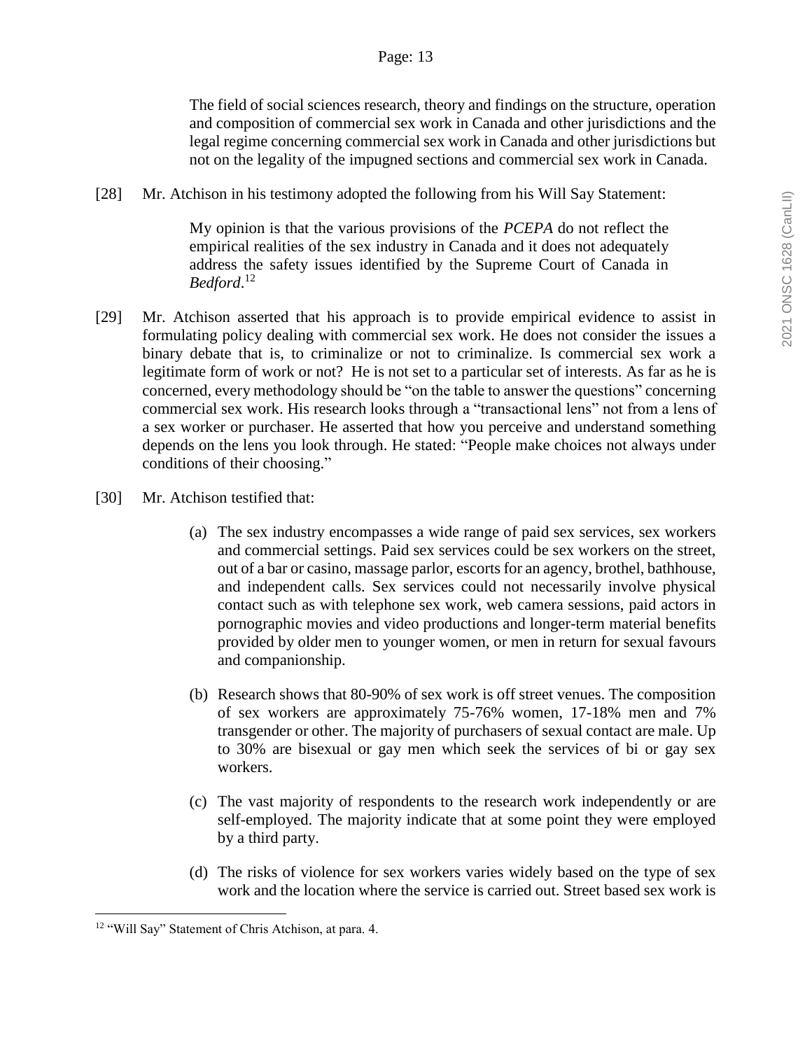> The field of social sciences research, theory and findings on the structure, operation and composition of commercial sex work in Canada and other jurisdictions and the legal regime concerning commercial sex work in Canada and other jurisdictions but not on the legality of the impugned sections and commercial sex work in Canada.

[28] Mr. Atchison in his testimony adopted the following from his Will Say Statement:

> My opinion is that the various provisions of the *PCEPA* do not reflect the empirical realities of the sex industry in Canada and it does not adequately address the safety issues identified by the Supreme Court of Canada in *Bedford*.[12]

[29] Mr. Atchison asserted that his approach is to provide empirical evidence to assist in formulating policy dealing with commercial sex work. He does not consider the issues a binary debate that is, to criminalize or not to criminalize. Is commercial sex work a legitimate form of work or not? He is not set to a particular set of interests. As far as he is concerned, every methodology should be "on the table to answer the questions" concerning commercial sex work. His research looks through a "transactional lens" not from a lens of a sex worker or purchaser. He asserted that how you perceive and understand something depends on the lens you look through. He stated: "People make choices not always under conditions of their choosing."

[30] Mr. Atchison testified that:

(a) The sex industry encompasses a wide range of paid sex services, sex workers and commercial settings. Paid sex services could be sex workers on the street, out of a bar or casino, massage parlor, escorts for an agency, brothel, bathhouse, and independent calls. Sex services could not necessarily involve physical contact such as with telephone sex work, web camera sessions, paid actors in pornographic movies and video productions and longer-term material benefits provided by older men to younger women, or men in return for sexual favours and companionship.

(b) Research shows that 80-90% of sex work is off street venues. The composition of sex workers are approximately 75-76% women, 17-18% men and 7% transgender or other. The majority of purchasers of sexual contact are male. Up to 30% are bisexual or gay men which seek the services of bi or gay sex workers.

(c) The vast majority of respondents to the research work independently or are self-employed. The majority indicate that at some point they were employed by a third party.

(d) The risks of violence for sex workers varies widely based on the type of sex work and the location where the service is carried out. Street based sex work is

---

[12] "Will Say" Statement of Chris Atchison, at para. 4.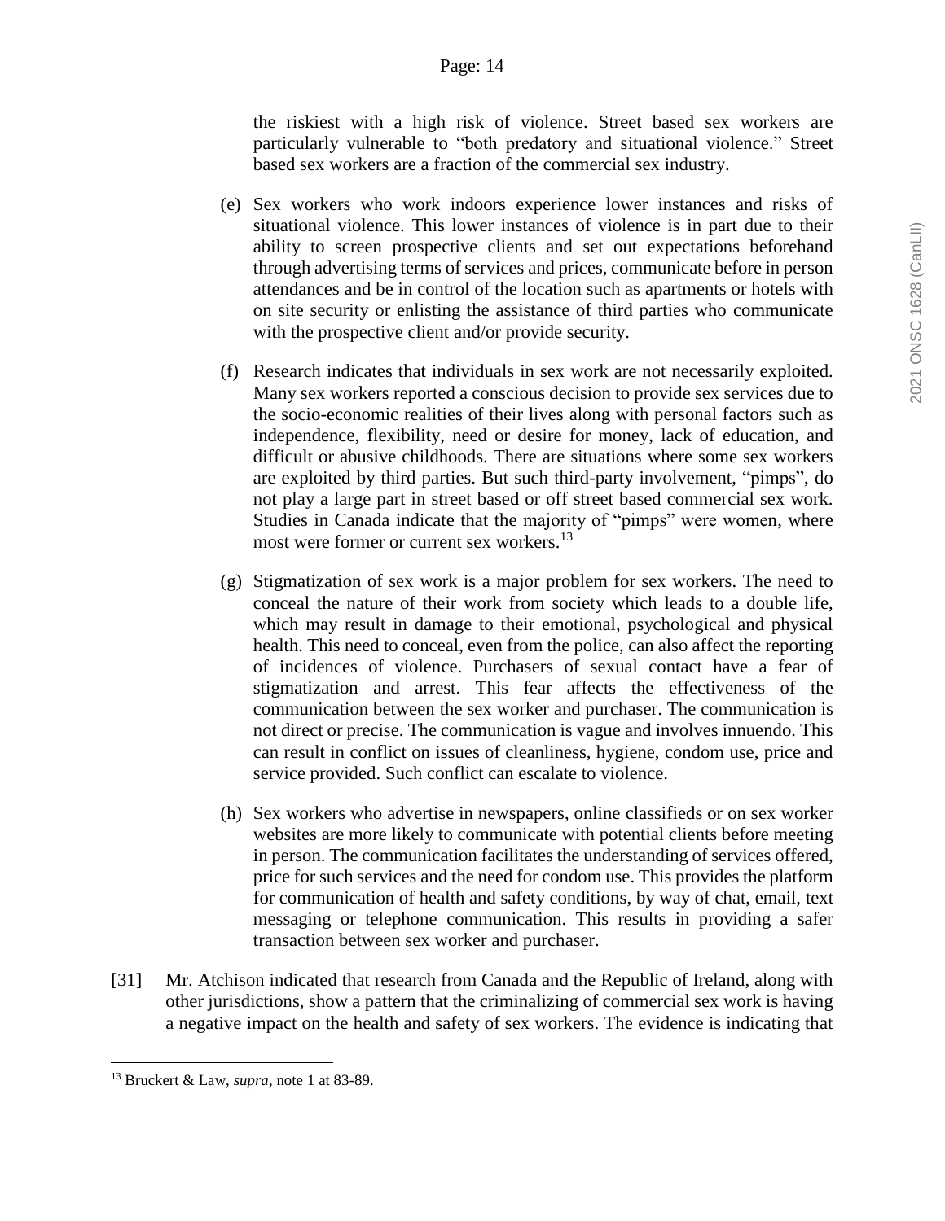the riskiest with a high risk of violence. Street based sex workers are particularly vulnerable to "both predatory and situational violence." Street based sex workers are a fraction of the commercial sex industry.

(e) Sex workers who work indoors experience lower instances and risks of situational violence. This lower instances of violence is in part due to their ability to screen prospective clients and set out expectations beforehand through advertising terms of services and prices, communicate before in person attendances and be in control of the location such as apartments or hotels with on site security or enlisting the assistance of third parties who communicate with the prospective client and/or provide security.

(f) Research indicates that individuals in sex work are not necessarily exploited. Many sex workers reported a conscious decision to provide sex services due to the socio-economic realities of their lives along with personal factors such as independence, flexibility, need or desire for money, lack of education, and difficult or abusive childhoods. There are situations where some sex workers are exploited by third parties. But such third-party involvement, "pimps", do not play a large part in street based or off street based commercial sex work. Studies in Canada indicate that the majority of "pimps" were women, where most were former or current sex workers.[13]

(g) Stigmatization of sex work is a major problem for sex workers. The need to conceal the nature of their work from society which leads to a double life, which may result in damage to their emotional, psychological and physical health. This need to conceal, even from the police, can also affect the reporting of incidences of violence. Purchasers of sexual contact have a fear of stigmatization and arrest. This fear affects the effectiveness of the communication between the sex worker and purchaser. The communication is not direct or precise. The communication is vague and involves innuendo. This can result in conflict on issues of cleanliness, hygiene, condom use, price and service provided. Such conflict can escalate to violence.

(h) Sex workers who advertise in newspapers, online classifieds or on sex worker websites are more likely to communicate with potential clients before meeting in person. The communication facilitates the understanding of services offered, price for such services and the need for condom use. This provides the platform for communication of health and safety conditions, by way of chat, email, text messaging or telephone communication. This results in providing a safer transaction between sex worker and purchaser.

[31] Mr. Atchison indicated that research from Canada and the Republic of Ireland, along with other jurisdictions, show a pattern that the criminalizing of commercial sex work is having a negative impact on the health and safety of sex workers. The evidence is indicating that

---

[13] Bruckert & Law, *supra*, note 1 at 83-89.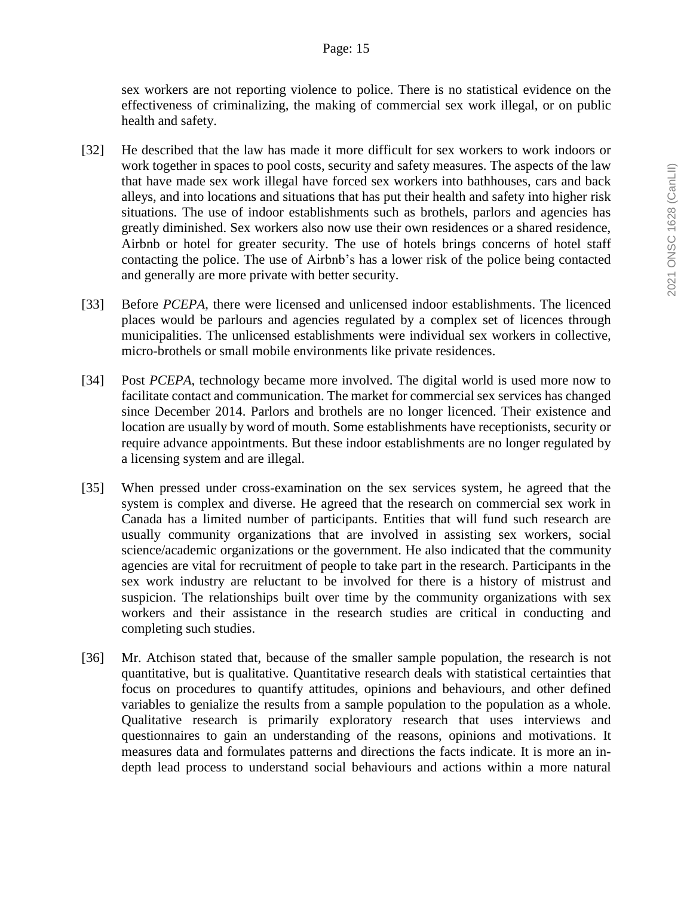sex workers are not reporting violence to police. There is no statistical evidence on the effectiveness of criminalizing, the making of commercial sex work illegal, or on public health and safety.

[32] He described that the law has made it more difficult for sex workers to work indoors or work together in spaces to pool costs, security and safety measures. The aspects of the law that have made sex work illegal have forced sex workers into bathhouses, cars and back alleys, and into locations and situations that has put their health and safety into higher risk situations. The use of indoor establishments such as brothels, parlors and agencies has greatly diminished. Sex workers also now use their own residences or a shared residence, Airbnb or hotel for greater security. The use of hotels brings concerns of hotel staff contacting the police. The use of Airbnb's has a lower risk of the police being contacted and generally are more private with better security.

[33] Before *PCEPA*, there were licensed and unlicensed indoor establishments. The licenced places would be parlours and agencies regulated by a complex set of licences through municipalities. The unlicensed establishments were individual sex workers in collective, micro-brothels or small mobile environments like private residences.

[34] Post *PCEPA*, technology became more involved. The digital world is used more now to facilitate contact and communication. The market for commercial sex services has changed since December 2014. Parlors and brothels are no longer licenced. Their existence and location are usually by word of mouth. Some establishments have receptionists, security or require advance appointments. But these indoor establishments are no longer regulated by a licensing system and are illegal.

[35] When pressed under cross-examination on the sex services system, he agreed that the system is complex and diverse. He agreed that the research on commercial sex work in Canada has a limited number of participants. Entities that will fund such research are usually community organizations that are involved in assisting sex workers, social science/academic organizations or the government. He also indicated that the community agencies are vital for recruitment of people to take part in the research. Participants in the sex work industry are reluctant to be involved for there is a history of mistrust and suspicion. The relationships built over time by the community organizations with sex workers and their assistance in the research studies are critical in conducting and completing such studies.

[36] Mr. Atchison stated that, because of the smaller sample population, the research is not quantitative, but is qualitative. Quantitative research deals with statistical certainties that focus on procedures to quantify attitudes, opinions and behaviours, and other defined variables to genialize the results from a sample population to the population as a whole. Qualitative research is primarily exploratory research that uses interviews and questionnaires to gain an understanding of the reasons, opinions and motivations. It measures data and formulates patterns and directions the facts indicate. It is more an in-depth lead process to understand social behaviours and actions within a more natural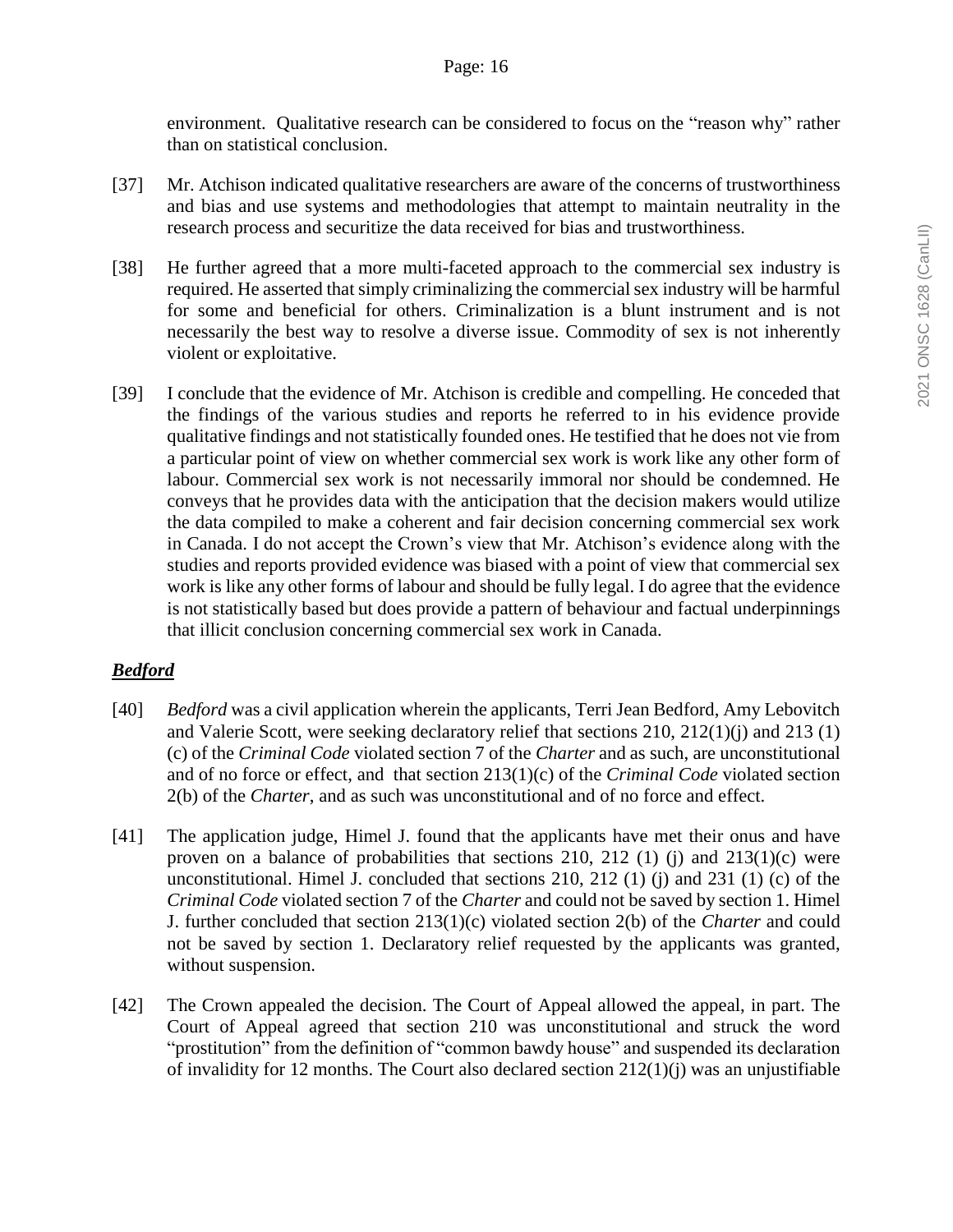environment. Qualitative research can be considered to focus on the "reason why" rather than on statistical conclusion.

[37] Mr. Atchison indicated qualitative researchers are aware of the concerns of trustworthiness and bias and use systems and methodologies that attempt to maintain neutrality in the research process and securitize the data received for bias and trustworthiness.

[38] He further agreed that a more multi-faceted approach to the commercial sex industry is required. He asserted that simply criminalizing the commercial sex industry will be harmful for some and beneficial for others. Criminalization is a blunt instrument and is not necessarily the best way to resolve a diverse issue. Commodity of sex is not inherently violent or exploitative.

[39] I conclude that the evidence of Mr. Atchison is credible and compelling. He conceded that the findings of the various studies and reports he referred to in his evidence provide qualitative findings and not statistically founded ones. He testified that he does not vie from a particular point of view on whether commercial sex work is work like any other form of labour. Commercial sex work is not necessarily immoral nor should be condemned. He conveys that he provides data with the anticipation that the decision makers would utilize the data compiled to make a coherent and fair decision concerning commercial sex work in Canada. I do not accept the Crown's view that Mr. Atchison's evidence along with the studies and reports provided evidence was biased with a point of view that commercial sex work is like any other forms of labour and should be fully legal. I do agree that the evidence is not statistically based but does provide a pattern of behaviour and factual underpinnings that illicit conclusion concerning commercial sex work in Canada.

### ***Bedford***

[40] *Bedford* was a civil application wherein the applicants, Terri Jean Bedford, Amy Lebovitch and Valerie Scott, were seeking declaratory relief that sections 210, 212(1)(j) and 213 (1)(c) of the *Criminal Code* violated section 7 of the *Charter* and as such, are unconstitutional and of no force or effect, and that section 213(1)(c) of the *Criminal Code* violated section 2(b) of the *Charter*, and as such was unconstitutional and of no force and effect.

[41] The application judge, Himel J. found that the applicants have met their onus and have proven on a balance of probabilities that sections 210, 212 (1) (j) and 213(1)(c) were unconstitutional. Himel J. concluded that sections 210, 212 (1) (j) and 231 (1) (c) of the *Criminal Code* violated section 7 of the *Charter* and could not be saved by section 1. Himel J. further concluded that section 213(1)(c) violated section 2(b) of the *Charter* and could not be saved by section 1. Declaratory relief requested by the applicants was granted, without suspension.

[42] The Crown appealed the decision. The Court of Appeal allowed the appeal, in part. The Court of Appeal agreed that section 210 was unconstitutional and struck the word "prostitution" from the definition of "common bawdy house" and suspended its declaration of invalidity for 12 months. The Court also declared section 212(1)(j) was an unjustifiable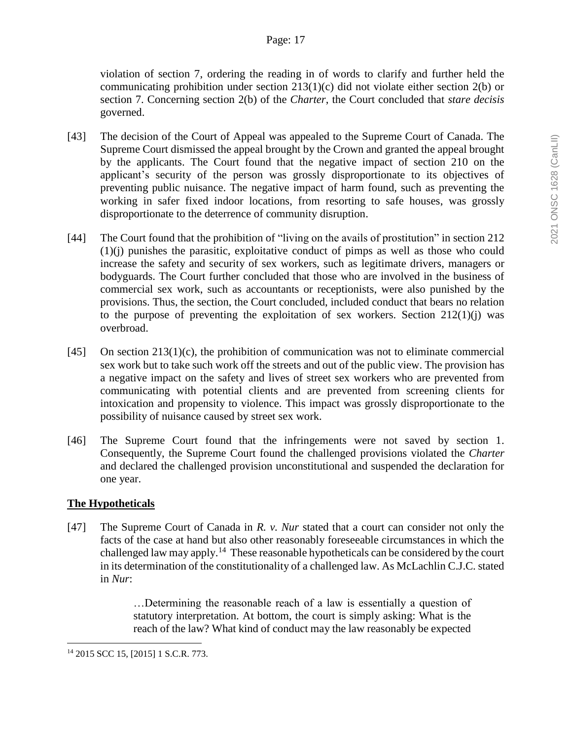violation of section 7, ordering the reading in of words to clarify and further held the communicating prohibition under section 213(1)(c) did not violate either section 2(b) or section 7. Concerning section 2(b) of the *Charter*, the Court concluded that *stare decisis* governed.

[43] The decision of the Court of Appeal was appealed to the Supreme Court of Canada. The Supreme Court dismissed the appeal brought by the Crown and granted the appeal brought by the applicants. The Court found that the negative impact of section 210 on the applicant's security of the person was grossly disproportionate to its objectives of preventing public nuisance. The negative impact of harm found, such as preventing the working in safer fixed indoor locations, from resorting to safe houses, was grossly disproportionate to the deterrence of community disruption.

[44] The Court found that the prohibition of "living on the avails of prostitution" in section 212 (1)(j) punishes the parasitic, exploitative conduct of pimps as well as those who could increase the safety and security of sex workers, such as legitimate drivers, managers or bodyguards. The Court further concluded that those who are involved in the business of commercial sex work, such as accountants or receptionists, were also punished by the provisions. Thus, the section, the Court concluded, included conduct that bears no relation to the purpose of preventing the exploitation of sex workers. Section 212(1)(j) was overbroad.

[45] On section 213(1)(c), the prohibition of communication was not to eliminate commercial sex work but to take such work off the streets and out of the public view. The provision has a negative impact on the safety and lives of street sex workers who are prevented from communicating with potential clients and are prevented from screening clients for intoxication and propensity to violence. This impact was grossly disproportionate to the possibility of nuisance caused by street sex work.

[46] The Supreme Court found that the infringements were not saved by section 1. Consequently, the Supreme Court found the challenged provisions violated the *Charter* and declared the challenged provision unconstitutional and suspended the declaration for one year.

## **The Hypotheticals**

[47] The Supreme Court of Canada in *R. v. Nur* stated that a court can consider not only the facts of the case at hand but also other reasonably foreseeable circumstances in which the challenged law may apply.[14] These reasonable hypotheticals can be considered by the court in its determination of the constitutionality of a challenged law. As McLachlin C.J.C. stated in *Nur*:

> …Determining the reasonable reach of a law is essentially a question of statutory interpretation. At bottom, the court is simply asking: What is the reach of the law? What kind of conduct may the law reasonably be expected

[14] 2015 SCC 15, [2015] 1 S.C.R. 773.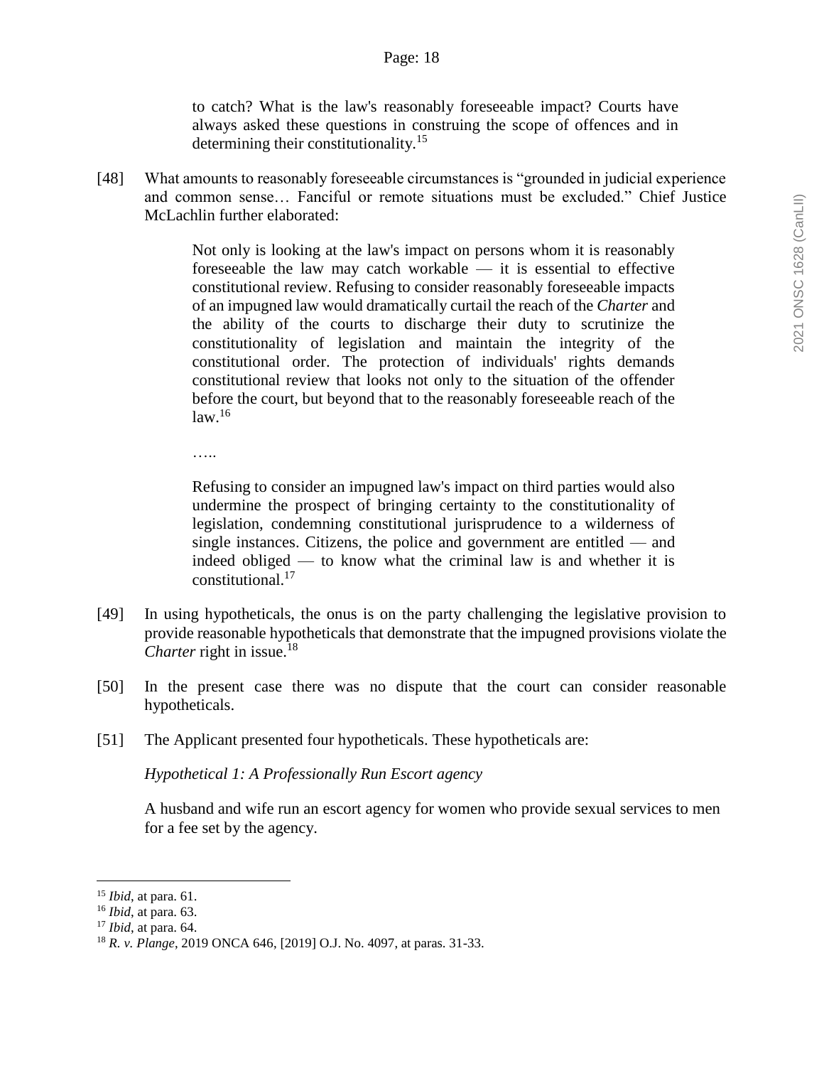> to catch? What is the law's reasonably foreseeable impact? Courts have always asked these questions in construing the scope of offences and in determining their constitutionality.[15]

[48] What amounts to reasonably foreseeable circumstances is "grounded in judicial experience and common sense… Fanciful or remote situations must be excluded." Chief Justice McLachlin further elaborated:

> Not only is looking at the law's impact on persons whom it is reasonably foreseeable the law may catch workable — it is essential to effective constitutional review. Refusing to consider reasonably foreseeable impacts of an impugned law would dramatically curtail the reach of the *Charter* and the ability of the courts to discharge their duty to scrutinize the constitutionality of legislation and maintain the integrity of the constitutional order. The protection of individuals' rights demands constitutional review that looks not only to the situation of the offender before the court, but beyond that to the reasonably foreseeable reach of the law.[16]
>
> …..
>
> Refusing to consider an impugned law's impact on third parties would also undermine the prospect of bringing certainty to the constitutionality of legislation, condemning constitutional jurisprudence to a wilderness of single instances. Citizens, the police and government are entitled — and indeed obliged — to know what the criminal law is and whether it is constitutional.[17]

[49] In using hypotheticals, the onus is on the party challenging the legislative provision to provide reasonable hypotheticals that demonstrate that the impugned provisions violate the *Charter* right in issue.[18]

[50] In the present case there was no dispute that the court can consider reasonable hypotheticals.

[51] The Applicant presented four hypotheticals. These hypotheticals are:

*Hypothetical 1: A Professionally Run Escort agency*

A husband and wife run an escort agency for women who provide sexual services to men for a fee set by the agency.

---

[15] *Ibid*, at para. 61.
[16] *Ibid*, at para. 63.
[17] *Ibid*, at para. 64.
[18] *R. v. Plange*, 2019 ONCA 646, [2019] O.J. No. 4097, at paras. 31-33.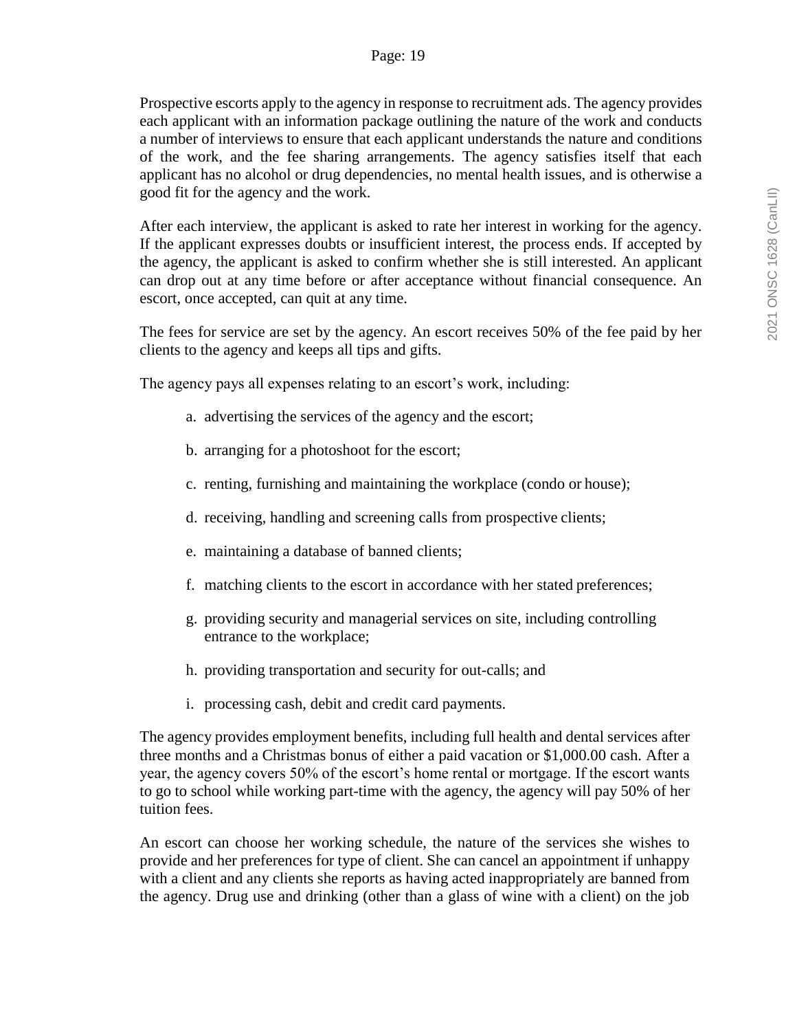Prospective escorts apply to the agency in response to recruitment ads. The agency provides each applicant with an information package outlining the nature of the work and conducts a number of interviews to ensure that each applicant understands the nature and conditions of the work, and the fee sharing arrangements. The agency satisfies itself that each applicant has no alcohol or drug dependencies, no mental health issues, and is otherwise a good fit for the agency and the work.

After each interview, the applicant is asked to rate her interest in working for the agency. If the applicant expresses doubts or insufficient interest, the process ends. If accepted by the agency, the applicant is asked to confirm whether she is still interested. An applicant can drop out at any time before or after acceptance without financial consequence. An escort, once accepted, can quit at any time.

The fees for service are set by the agency. An escort receives 50% of the fee paid by her clients to the agency and keeps all tips and gifts.

The agency pays all expenses relating to an escort's work, including:

a. advertising the services of the agency and the escort;

b. arranging for a photoshoot for the escort;

c. renting, furnishing and maintaining the workplace (condo or house);

d. receiving, handling and screening calls from prospective clients;

e. maintaining a database of banned clients;

f. matching clients to the escort in accordance with her stated preferences;

g. providing security and managerial services on site, including controlling entrance to the workplace;

h. providing transportation and security for out-calls; and

i. processing cash, debit and credit card payments.

The agency provides employment benefits, including full health and dental services after three months and a Christmas bonus of either a paid vacation or $1,000.00 cash. After a year, the agency covers 50% of the escort's home rental or mortgage. If the escort wants to go to school while working part-time with the agency, the agency will pay 50% of her tuition fees.

An escort can choose her working schedule, the nature of the services she wishes to provide and her preferences for type of client. She can cancel an appointment if unhappy with a client and any clients she reports as having acted inappropriately are banned from the agency. Drug use and drinking (other than a glass of wine with a client) on the job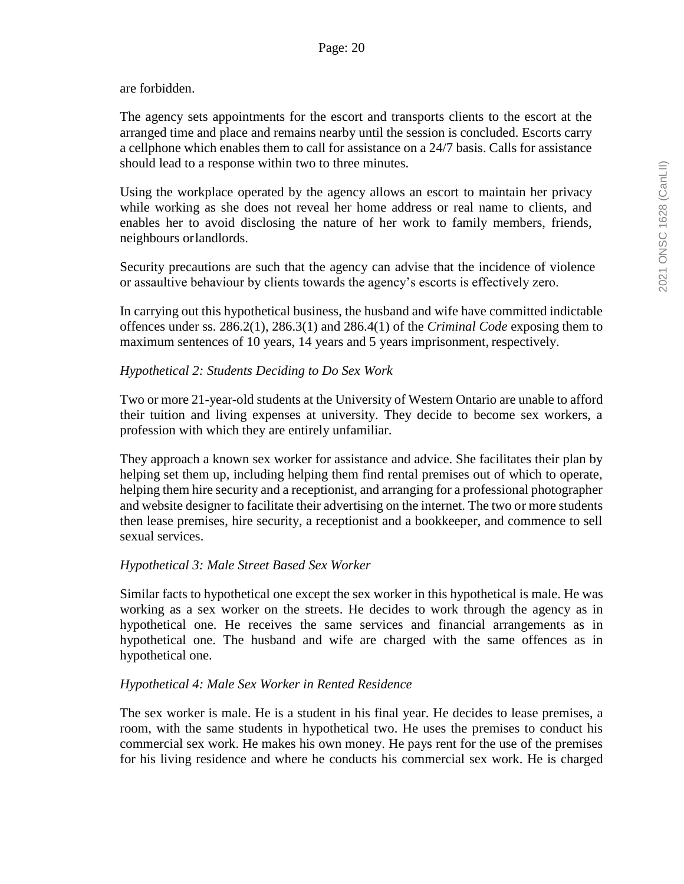are forbidden.

The agency sets appointments for the escort and transports clients to the escort at the arranged time and place and remains nearby until the session is concluded. Escorts carry a cellphone which enables them to call for assistance on a 24/7 basis. Calls for assistance should lead to a response within two to three minutes.

Using the workplace operated by the agency allows an escort to maintain her privacy while working as she does not reveal her home address or real name to clients, and enables her to avoid disclosing the nature of her work to family members, friends, neighbours orlandlords.

Security precautions are such that the agency can advise that the incidence of violence or assaultive behaviour by clients towards the agency's escorts is effectively zero.

In carrying out this hypothetical business, the husband and wife have committed indictable offences under ss. 286.2(1), 286.3(1) and 286.4(1) of the *Criminal Code* exposing them to maximum sentences of 10 years, 14 years and 5 years imprisonment, respectively.

*Hypothetical 2: Students Deciding to Do Sex Work*

Two or more 21-year-old students at the University of Western Ontario are unable to afford their tuition and living expenses at university. They decide to become sex workers, a profession with which they are entirely unfamiliar.

They approach a known sex worker for assistance and advice. She facilitates their plan by helping set them up, including helping them find rental premises out of which to operate, helping them hire security and a receptionist, and arranging for a professional photographer and website designer to facilitate their advertising on the internet. The two or more students then lease premises, hire security, a receptionist and a bookkeeper, and commence to sell sexual services.

*Hypothetical 3: Male Street Based Sex Worker*

Similar facts to hypothetical one except the sex worker in this hypothetical is male. He was working as a sex worker on the streets. He decides to work through the agency as in hypothetical one. He receives the same services and financial arrangements as in hypothetical one. The husband and wife are charged with the same offences as in hypothetical one.

*Hypothetical 4: Male Sex Worker in Rented Residence*

The sex worker is male. He is a student in his final year. He decides to lease premises, a room, with the same students in hypothetical two. He uses the premises to conduct his commercial sex work. He makes his own money. He pays rent for the use of the premises for his living residence and where he conducts his commercial sex work. He is charged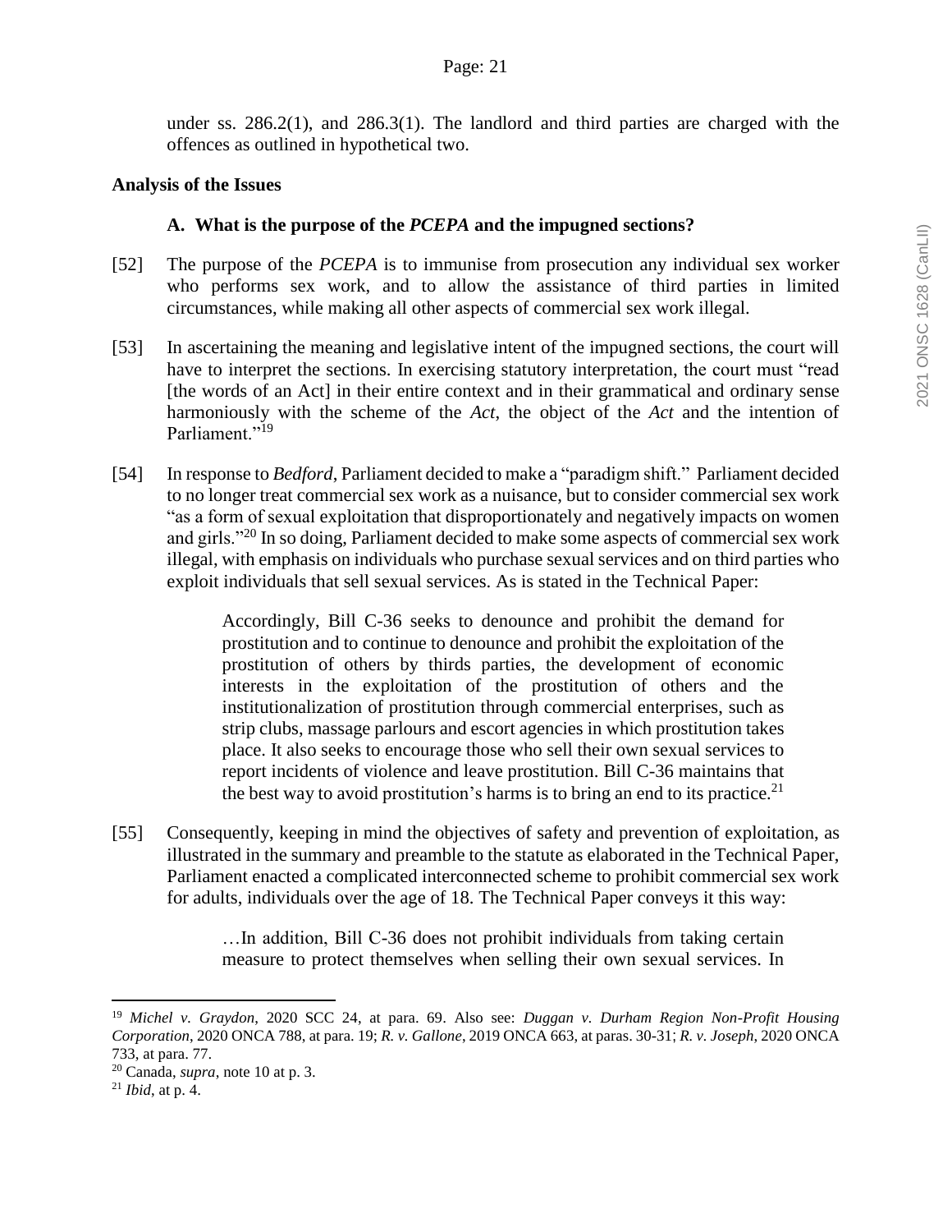under ss. 286.2(1), and 286.3(1). The landlord and third parties are charged with the offences as outlined in hypothetical two.

### Analysis of the Issues

#### A. What is the purpose of the *PCEPA* and the impugned sections?

[52] The purpose of the *PCEPA* is to immunise from prosecution any individual sex worker who performs sex work, and to allow the assistance of third parties in limited circumstances, while making all other aspects of commercial sex work illegal.

[53] In ascertaining the meaning and legislative intent of the impugned sections, the court will have to interpret the sections. In exercising statutory interpretation, the court must "read [the words of an Act] in their entire context and in their grammatical and ordinary sense harmoniously with the scheme of the *Act*, the object of the *Act* and the intention of Parliament."[19]

[54] In response to *Bedford*, Parliament decided to make a "paradigm shift." Parliament decided to no longer treat commercial sex work as a nuisance, but to consider commercial sex work "as a form of sexual exploitation that disproportionately and negatively impacts on women and girls."[20] In so doing, Parliament decided to make some aspects of commercial sex work illegal, with emphasis on individuals who purchase sexual services and on third parties who exploit individuals that sell sexual services. As is stated in the Technical Paper:

> Accordingly, Bill C-36 seeks to denounce and prohibit the demand for prostitution and to continue to denounce and prohibit the exploitation of the prostitution of others by thirds parties, the development of economic interests in the exploitation of the prostitution of others and the institutionalization of prostitution through commercial enterprises, such as strip clubs, massage parlours and escort agencies in which prostitution takes place. It also seeks to encourage those who sell their own sexual services to report incidents of violence and leave prostitution. Bill C-36 maintains that the best way to avoid prostitution's harms is to bring an end to its practice.[21]

[55] Consequently, keeping in mind the objectives of safety and prevention of exploitation, as illustrated in the summary and preamble to the statute as elaborated in the Technical Paper, Parliament enacted a complicated interconnected scheme to prohibit commercial sex work for adults, individuals over the age of 18. The Technical Paper conveys it this way:

> …In addition, Bill C-36 does not prohibit individuals from taking certain measure to protect themselves when selling their own sexual services. In

---

[19] *Michel v. Graydon*, 2020 SCC 24, at para. 69. Also see: *Duggan v. Durham Region Non-Profit Housing Corporation*, 2020 ONCA 788, at para. 19; *R. v. Gallone*, 2019 ONCA 663, at paras. 30-31; *R. v. Joseph*, 2020 ONCA 733, at para. 77.

[20] Canada, *supra*, note 10 at p. 3.

[21] *Ibid*, at p. 4.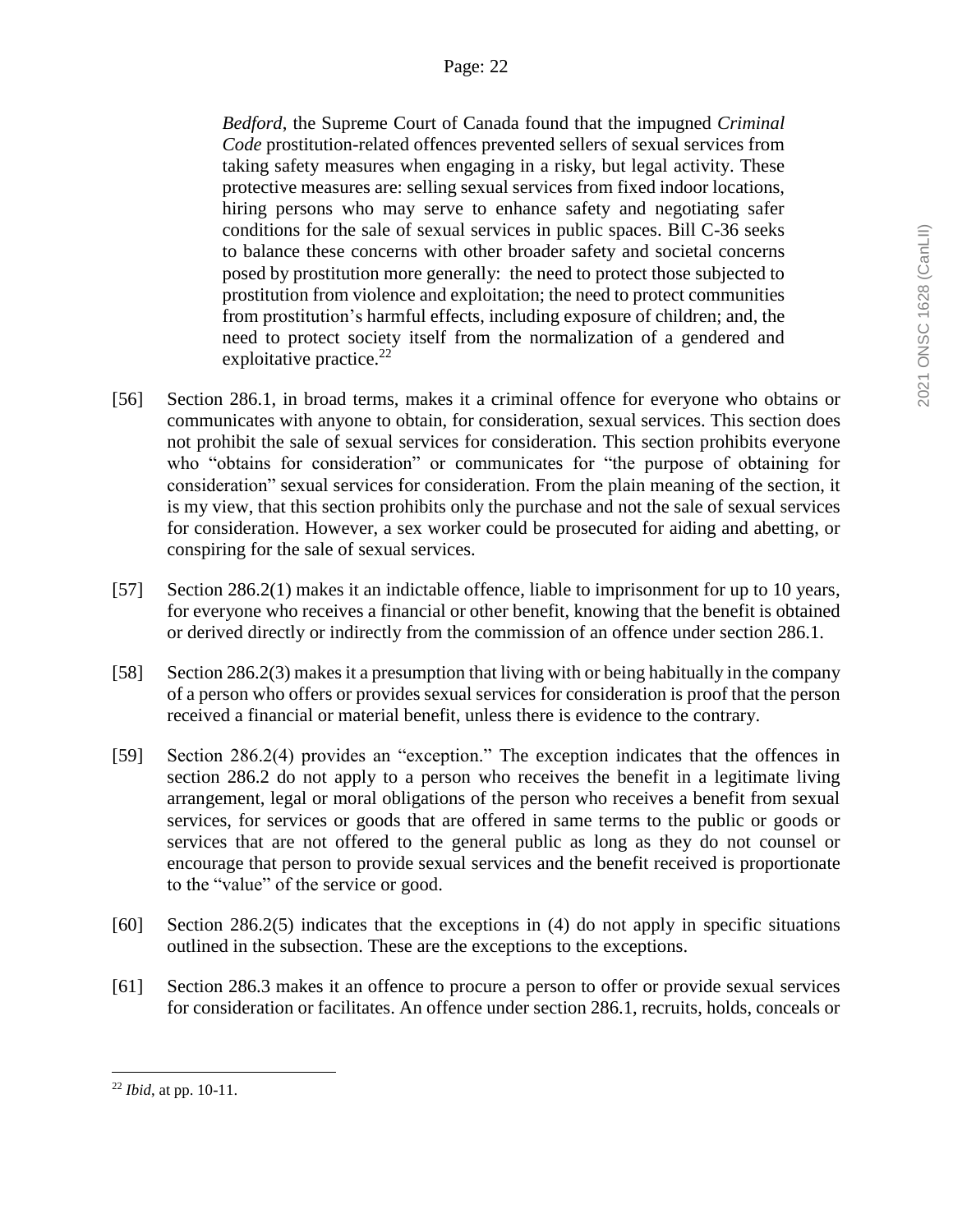> *Bedford*, the Supreme Court of Canada found that the impugned *Criminal Code* prostitution-related offences prevented sellers of sexual services from taking safety measures when engaging in a risky, but legal activity. These protective measures are: selling sexual services from fixed indoor locations, hiring persons who may serve to enhance safety and negotiating safer conditions for the sale of sexual services in public spaces. Bill C-36 seeks to balance these concerns with other broader safety and societal concerns posed by prostitution more generally: the need to protect those subjected to prostitution from violence and exploitation; the need to protect communities from prostitution's harmful effects, including exposure of children; and, the need to protect society itself from the normalization of a gendered and exploitative practice.[22]

[56] Section 286.1, in broad terms, makes it a criminal offence for everyone who obtains or communicates with anyone to obtain, for consideration, sexual services. This section does not prohibit the sale of sexual services for consideration. This section prohibits everyone who "obtains for consideration" or communicates for "the purpose of obtaining for consideration" sexual services for consideration. From the plain meaning of the section, it is my view, that this section prohibits only the purchase and not the sale of sexual services for consideration. However, a sex worker could be prosecuted for aiding and abetting, or conspiring for the sale of sexual services.

[57] Section 286.2(1) makes it an indictable offence, liable to imprisonment for up to 10 years, for everyone who receives a financial or other benefit, knowing that the benefit is obtained or derived directly or indirectly from the commission of an offence under section 286.1.

[58] Section 286.2(3) makes it a presumption that living with or being habitually in the company of a person who offers or provides sexual services for consideration is proof that the person received a financial or material benefit, unless there is evidence to the contrary.

[59] Section 286.2(4) provides an "exception." The exception indicates that the offences in section 286.2 do not apply to a person who receives the benefit in a legitimate living arrangement, legal or moral obligations of the person who receives a benefit from sexual services, for services or goods that are offered in same terms to the public or goods or services that are not offered to the general public as long as they do not counsel or encourage that person to provide sexual services and the benefit received is proportionate to the "value" of the service or good.

[60] Section 286.2(5) indicates that the exceptions in (4) do not apply in specific situations outlined in the subsection. These are the exceptions to the exceptions.

[61] Section 286.3 makes it an offence to procure a person to offer or provide sexual services for consideration or facilitates. An offence under section 286.1, recruits, holds, conceals or

---

[22] *Ibid*, at pp. 10-11.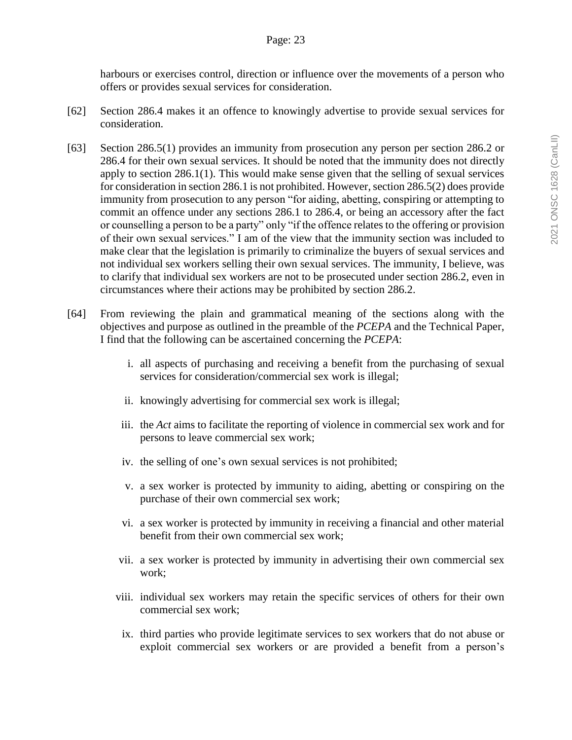harbours or exercises control, direction or influence over the movements of a person who offers or provides sexual services for consideration.

[62] Section 286.4 makes it an offence to knowingly advertise to provide sexual services for consideration.

[63] Section 286.5(1) provides an immunity from prosecution any person per section 286.2 or 286.4 for their own sexual services. It should be noted that the immunity does not directly apply to section 286.1(1). This would make sense given that the selling of sexual services for consideration in section 286.1 is not prohibited. However, section 286.5(2) does provide immunity from prosecution to any person "for aiding, abetting, conspiring or attempting to commit an offence under any sections 286.1 to 286.4, or being an accessory after the fact or counselling a person to be a party" only "if the offence relates to the offering or provision of their own sexual services." I am of the view that the immunity section was included to make clear that the legislation is primarily to criminalize the buyers of sexual services and not individual sex workers selling their own sexual services. The immunity, I believe, was to clarify that individual sex workers are not to be prosecuted under section 286.2, even in circumstances where their actions may be prohibited by section 286.2.

[64] From reviewing the plain and grammatical meaning of the sections along with the objectives and purpose as outlined in the preamble of the *PCEPA* and the Technical Paper, I find that the following can be ascertained concerning the *PCEPA*:

i. all aspects of purchasing and receiving a benefit from the purchasing of sexual services for consideration/commercial sex work is illegal;

ii. knowingly advertising for commercial sex work is illegal;

iii. the *Act* aims to facilitate the reporting of violence in commercial sex work and for persons to leave commercial sex work;

iv. the selling of one's own sexual services is not prohibited;

v. a sex worker is protected by immunity to aiding, abetting or conspiring on the purchase of their own commercial sex work;

vi. a sex worker is protected by immunity in receiving a financial and other material benefit from their own commercial sex work;

vii. a sex worker is protected by immunity in advertising their own commercial sex work;

viii. individual sex workers may retain the specific services of others for their own commercial sex work;

ix. third parties who provide legitimate services to sex workers that do not abuse or exploit commercial sex workers or are provided a benefit from a person's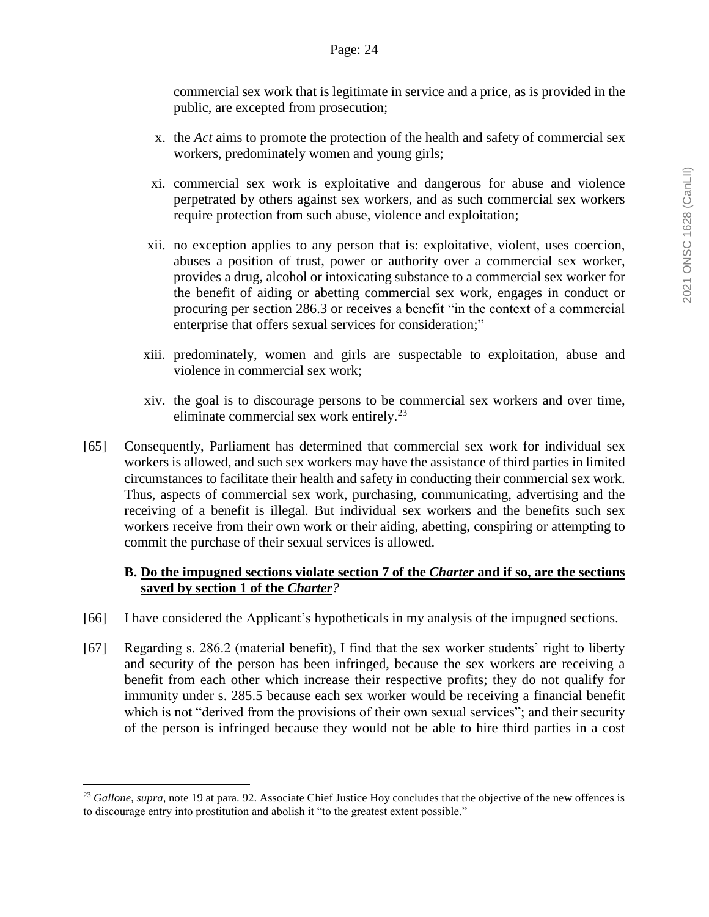commercial sex work that is legitimate in service and a price, as is provided in the public, are excepted from prosecution;

x. the *Act* aims to promote the protection of the health and safety of commercial sex workers, predominately women and young girls;

xi. commercial sex work is exploitative and dangerous for abuse and violence perpetrated by others against sex workers, and as such commercial sex workers require protection from such abuse, violence and exploitation;

xii. no exception applies to any person that is: exploitative, violent, uses coercion, abuses a position of trust, power or authority over a commercial sex worker, provides a drug, alcohol or intoxicating substance to a commercial sex worker for the benefit of aiding or abetting commercial sex work, engages in conduct or procuring per section 286.3 or receives a benefit "in the context of a commercial enterprise that offers sexual services for consideration;"

xiii. predominately, women and girls are suspectable to exploitation, abuse and violence in commercial sex work;

xiv. the goal is to discourage persons to be commercial sex workers and over time, eliminate commercial sex work entirely.[23]

[65] Consequently, Parliament has determined that commercial sex work for individual sex workers is allowed, and such sex workers may have the assistance of third parties in limited circumstances to facilitate their health and safety in conducting their commercial sex work. Thus, aspects of commercial sex work, purchasing, communicating, advertising and the receiving of a benefit is illegal. But individual sex workers and the benefits such sex workers receive from their own work or their aiding, abetting, conspiring or attempting to commit the purchase of their sexual services is allowed.

### B. Do the impugned sections violate section 7 of the *Charter* and if so, are the sections saved by section 1 of the *Charter*?

[66] I have considered the Applicant's hypotheticals in my analysis of the impugned sections.

[67] Regarding s. 286.2 (material benefit), I find that the sex worker students' right to liberty and security of the person has been infringed, because the sex workers are receiving a benefit from each other which increase their respective profits; they do not qualify for immunity under s. 285.5 because each sex worker would be receiving a financial benefit which is not "derived from the provisions of their own sexual services"; and their security of the person is infringed because they would not be able to hire third parties in a cost

---

[23] *Gallone*, *supra*, note 19 at para. 92. Associate Chief Justice Hoy concludes that the objective of the new offences is to discourage entry into prostitution and abolish it "to the greatest extent possible."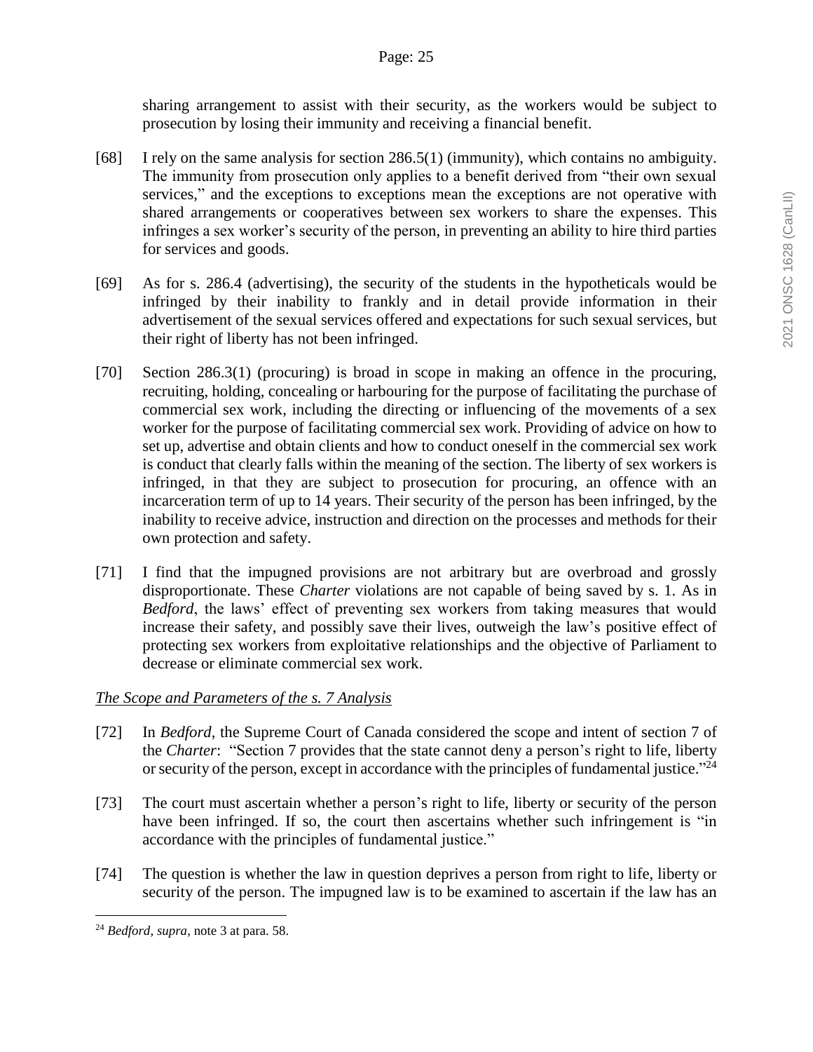sharing arrangement to assist with their security, as the workers would be subject to prosecution by losing their immunity and receiving a financial benefit.

[68] I rely on the same analysis for section 286.5(1) (immunity), which contains no ambiguity. The immunity from prosecution only applies to a benefit derived from "their own sexual services," and the exceptions to exceptions mean the exceptions are not operative with shared arrangements or cooperatives between sex workers to share the expenses. This infringes a sex worker's security of the person, in preventing an ability to hire third parties for services and goods.

[69] As for s. 286.4 (advertising), the security of the students in the hypotheticals would be infringed by their inability to frankly and in detail provide information in their advertisement of the sexual services offered and expectations for such sexual services, but their right of liberty has not been infringed.

[70] Section 286.3(1) (procuring) is broad in scope in making an offence in the procuring, recruiting, holding, concealing or harbouring for the purpose of facilitating the purchase of commercial sex work, including the directing or influencing of the movements of a sex worker for the purpose of facilitating commercial sex work. Providing of advice on how to set up, advertise and obtain clients and how to conduct oneself in the commercial sex work is conduct that clearly falls within the meaning of the section. The liberty of sex workers is infringed, in that they are subject to prosecution for procuring, an offence with an incarceration term of up to 14 years. Their security of the person has been infringed, by the inability to receive advice, instruction and direction on the processes and methods for their own protection and safety.

[71] I find that the impugned provisions are not arbitrary but are overbroad and grossly disproportionate. These *Charter* violations are not capable of being saved by s. 1. As in *Bedford*, the laws' effect of preventing sex workers from taking measures that would increase their safety, and possibly save their lives, outweigh the law's positive effect of protecting sex workers from exploitative relationships and the objective of Parliament to decrease or eliminate commercial sex work.

*The Scope and Parameters of the s. 7 Analysis*

[72] In *Bedford*, the Supreme Court of Canada considered the scope and intent of section 7 of the *Charter*: "Section 7 provides that the state cannot deny a person's right to life, liberty or security of the person, except in accordance with the principles of fundamental justice."[24]

[73] The court must ascertain whether a person's right to life, liberty or security of the person have been infringed. If so, the court then ascertains whether such infringement is "in accordance with the principles of fundamental justice."

[74] The question is whether the law in question deprives a person from right to life, liberty or security of the person. The impugned law is to be examined to ascertain if the law has an

---

[24] *Bedford, supra*, note 3 at para. 58.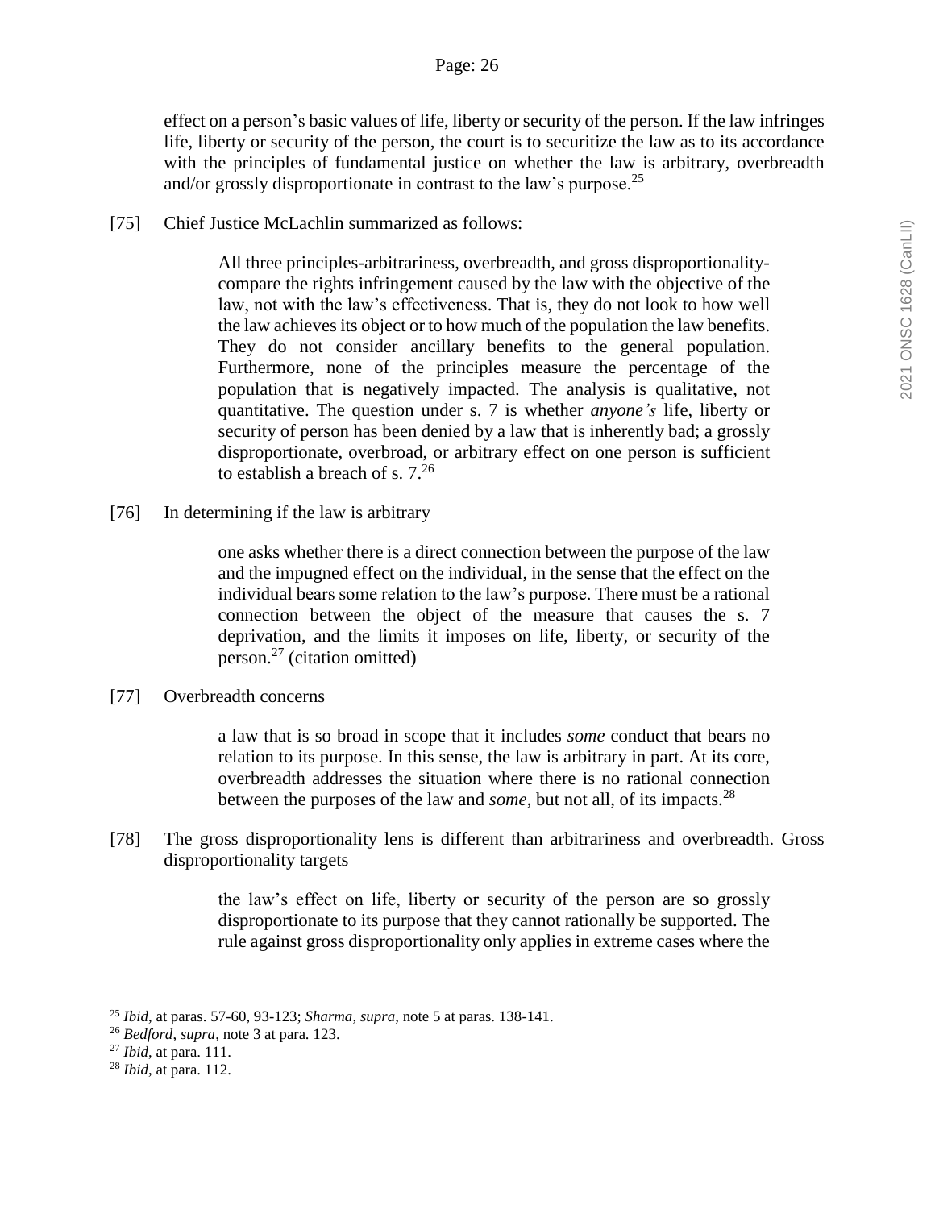effect on a person's basic values of life, liberty or security of the person. If the law infringes life, liberty or security of the person, the court is to securitize the law as to its accordance with the principles of fundamental justice on whether the law is arbitrary, overbreadth and/or grossly disproportionate in contrast to the law's purpose.[25]

[75] Chief Justice McLachlin summarized as follows:

> All three principles-arbitrariness, overbreadth, and gross disproportionality-compare the rights infringement caused by the law with the objective of the law, not with the law's effectiveness. That is, they do not look to how well the law achieves its object or to how much of the population the law benefits. They do not consider ancillary benefits to the general population. Furthermore, none of the principles measure the percentage of the population that is negatively impacted. The analysis is qualitative, not quantitative. The question under s. 7 is whether *anyone's* life, liberty or security of person has been denied by a law that is inherently bad; a grossly disproportionate, overbroad, or arbitrary effect on one person is sufficient to establish a breach of s. 7.[26]

[76] In determining if the law is arbitrary

> one asks whether there is a direct connection between the purpose of the law and the impugned effect on the individual, in the sense that the effect on the individual bears some relation to the law's purpose. There must be a rational connection between the object of the measure that causes the s. 7 deprivation, and the limits it imposes on life, liberty, or security of the person.[27] (citation omitted)

[77] Overbreadth concerns

> a law that is so broad in scope that it includes *some* conduct that bears no relation to its purpose. In this sense, the law is arbitrary in part. At its core, overbreadth addresses the situation where there is no rational connection between the purposes of the law and *some*, but not all, of its impacts.[28]

[78] The gross disproportionality lens is different than arbitrariness and overbreadth. Gross disproportionality targets

> the law's effect on life, liberty or security of the person are so grossly disproportionate to its purpose that they cannot rationally be supported. The rule against gross disproportionality only applies in extreme cases where the

---

[25] *Ibid*, at paras. 57-60, 93-123; *Sharma*, *supra*, note 5 at paras. 138-141.

[26] *Bedford*, *supra*, note 3 at para. 123.

[27] *Ibid*, at para. 111.

[28] *Ibid*, at para. 112.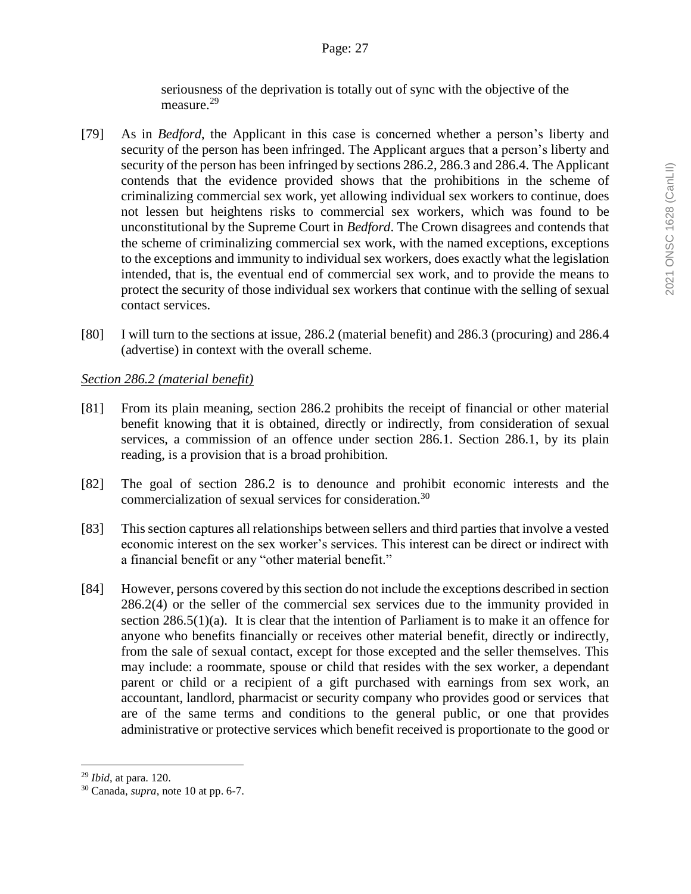seriousness of the deprivation is totally out of sync with the objective of the measure.[29]

[79] As in *Bedford*, the Applicant in this case is concerned whether a person's liberty and security of the person has been infringed. The Applicant argues that a person's liberty and security of the person has been infringed by sections 286.2, 286.3 and 286.4. The Applicant contends that the evidence provided shows that the prohibitions in the scheme of criminalizing commercial sex work, yet allowing individual sex workers to continue, does not lessen but heightens risks to commercial sex workers, which was found to be unconstitutional by the Supreme Court in *Bedford*. The Crown disagrees and contends that the scheme of criminalizing commercial sex work, with the named exceptions, exceptions to the exceptions and immunity to individual sex workers, does exactly what the legislation intended, that is, the eventual end of commercial sex work, and to provide the means to protect the security of those individual sex workers that continue with the selling of sexual contact services.

[80] I will turn to the sections at issue, 286.2 (material benefit) and 286.3 (procuring) and 286.4 (advertise) in context with the overall scheme.

*Section 286.2 (material benefit)*

[81] From its plain meaning, section 286.2 prohibits the receipt of financial or other material benefit knowing that it is obtained, directly or indirectly, from consideration of sexual services, a commission of an offence under section 286.1. Section 286.1, by its plain reading, is a provision that is a broad prohibition.

[82] The goal of section 286.2 is to denounce and prohibit economic interests and the commercialization of sexual services for consideration.[30]

[83] This section captures all relationships between sellers and third parties that involve a vested economic interest on the sex worker's services. This interest can be direct or indirect with a financial benefit or any "other material benefit."

[84] However, persons covered by this section do not include the exceptions described in section 286.2(4) or the seller of the commercial sex services due to the immunity provided in section 286.5(1)(a). It is clear that the intention of Parliament is to make it an offence for anyone who benefits financially or receives other material benefit, directly or indirectly, from the sale of sexual contact, except for those excepted and the seller themselves. This may include: a roommate, spouse or child that resides with the sex worker, a dependant parent or child or a recipient of a gift purchased with earnings from sex work, an accountant, landlord, pharmacist or security company who provides good or services that are of the same terms and conditions to the general public, or one that provides administrative or protective services which benefit received is proportionate to the good or

---

[29] *Ibid*, at para. 120.

[30] Canada, *supra*, note 10 at pp. 6-7.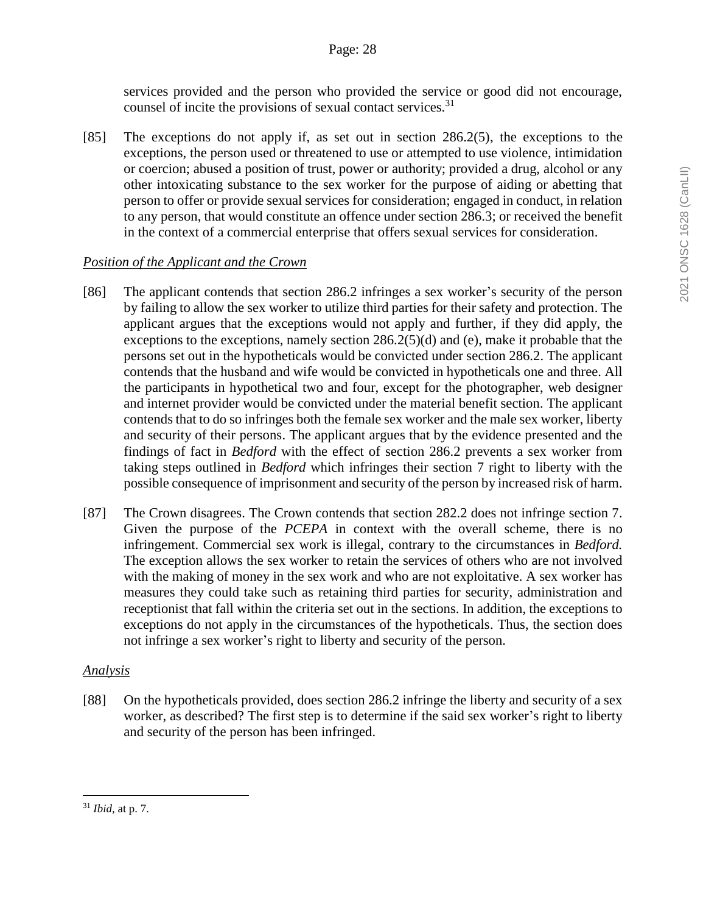services provided and the person who provided the service or good did not encourage, counsel of incite the provisions of sexual contact services.[31]

[85] The exceptions do not apply if, as set out in section 286.2(5), the exceptions to the exceptions, the person used or threatened to use or attempted to use violence, intimidation or coercion; abused a position of trust, power or authority; provided a drug, alcohol or any other intoxicating substance to the sex worker for the purpose of aiding or abetting that person to offer or provide sexual services for consideration; engaged in conduct, in relation to any person, that would constitute an offence under section 286.3; or received the benefit in the context of a commercial enterprise that offers sexual services for consideration.

*Position of the Applicant and the Crown*

[86] The applicant contends that section 286.2 infringes a sex worker's security of the person by failing to allow the sex worker to utilize third parties for their safety and protection. The applicant argues that the exceptions would not apply and further, if they did apply, the exceptions to the exceptions, namely section 286.2(5)(d) and (e), make it probable that the persons set out in the hypotheticals would be convicted under section 286.2. The applicant contends that the husband and wife would be convicted in hypotheticals one and three. All the participants in hypothetical two and four, except for the photographer, web designer and internet provider would be convicted under the material benefit section. The applicant contends that to do so infringes both the female sex worker and the male sex worker, liberty and security of their persons. The applicant argues that by the evidence presented and the findings of fact in *Bedford* with the effect of section 286.2 prevents a sex worker from taking steps outlined in *Bedford* which infringes their section 7 right to liberty with the possible consequence of imprisonment and security of the person by increased risk of harm.

[87] The Crown disagrees. The Crown contends that section 282.2 does not infringe section 7. Given the purpose of the *PCEPA* in context with the overall scheme, there is no infringement. Commercial sex work is illegal, contrary to the circumstances in *Bedford.* The exception allows the sex worker to retain the services of others who are not involved with the making of money in the sex work and who are not exploitative. A sex worker has measures they could take such as retaining third parties for security, administration and receptionist that fall within the criteria set out in the sections. In addition, the exceptions to exceptions do not apply in the circumstances of the hypotheticals. Thus, the section does not infringe a sex worker's right to liberty and security of the person.

*Analysis*

[88] On the hypotheticals provided, does section 286.2 infringe the liberty and security of a sex worker, as described? The first step is to determine if the said sex worker's right to liberty and security of the person has been infringed.

---

[31] *Ibid*, at p. 7.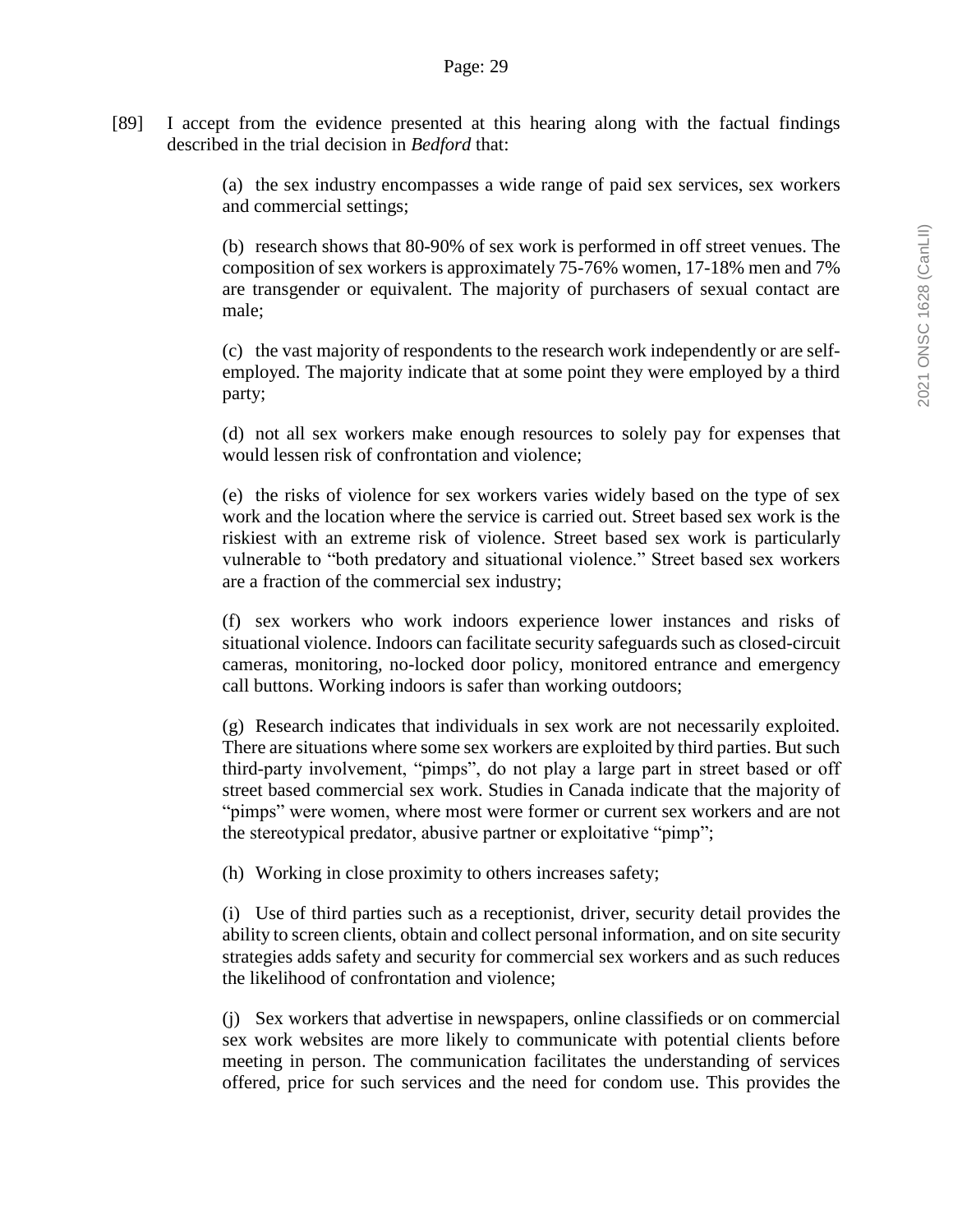[89] I accept from the evidence presented at this hearing along with the factual findings described in the trial decision in *Bedford* that:

> (a) the sex industry encompasses a wide range of paid sex services, sex workers and commercial settings;
>
> (b) research shows that 80-90% of sex work is performed in off street venues. The composition of sex workers is approximately 75-76% women, 17-18% men and 7% are transgender or equivalent. The majority of purchasers of sexual contact are male;
>
> (c) the vast majority of respondents to the research work independently or are self-employed. The majority indicate that at some point they were employed by a third party;
>
> (d) not all sex workers make enough resources to solely pay for expenses that would lessen risk of confrontation and violence;
>
> (e) the risks of violence for sex workers varies widely based on the type of sex work and the location where the service is carried out. Street based sex work is the riskiest with an extreme risk of violence. Street based sex work is particularly vulnerable to "both predatory and situational violence." Street based sex workers are a fraction of the commercial sex industry;
>
> (f) sex workers who work indoors experience lower instances and risks of situational violence. Indoors can facilitate security safeguards such as closed-circuit cameras, monitoring, no-locked door policy, monitored entrance and emergency call buttons. Working indoors is safer than working outdoors;
>
> (g) Research indicates that individuals in sex work are not necessarily exploited. There are situations where some sex workers are exploited by third parties. But such third-party involvement, "pimps", do not play a large part in street based or off street based commercial sex work. Studies in Canada indicate that the majority of "pimps" were women, where most were former or current sex workers and are not the stereotypical predator, abusive partner or exploitative "pimp";
>
> (h) Working in close proximity to others increases safety;
>
> (i) Use of third parties such as a receptionist, driver, security detail provides the ability to screen clients, obtain and collect personal information, and on site security strategies adds safety and security for commercial sex workers and as such reduces the likelihood of confrontation and violence;
>
> (j) Sex workers that advertise in newspapers, online classifieds or on commercial sex work websites are more likely to communicate with potential clients before meeting in person. The communication facilitates the understanding of services offered, price for such services and the need for condom use. This provides the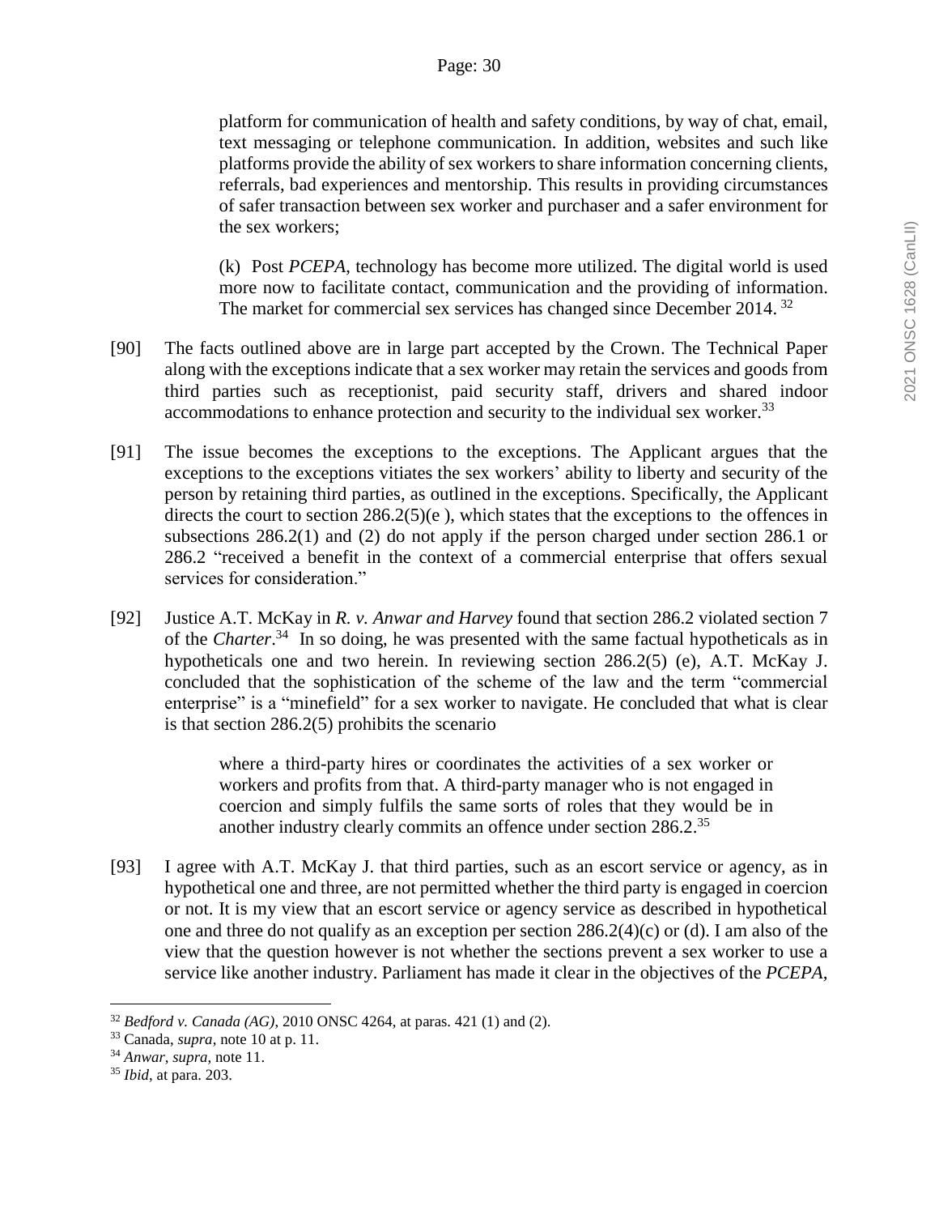platform for communication of health and safety conditions, by way of chat, email, text messaging or telephone communication. In addition, websites and such like platforms provide the ability of sex workers to share information concerning clients, referrals, bad experiences and mentorship. This results in providing circumstances of safer transaction between sex worker and purchaser and a safer environment for the sex workers;

> (k) Post *PCEPA*, technology has become more utilized. The digital world is used more now to facilitate contact, communication and the providing of information. The market for commercial sex services has changed since December 2014. [32]

[90] The facts outlined above are in large part accepted by the Crown. The Technical Paper along with the exceptions indicate that a sex worker may retain the services and goods from third parties such as receptionist, paid security staff, drivers and shared indoor accommodations to enhance protection and security to the individual sex worker.[33]

[91] The issue becomes the exceptions to the exceptions. The Applicant argues that the exceptions to the exceptions vitiates the sex workers' ability to liberty and security of the person by retaining third parties, as outlined in the exceptions. Specifically, the Applicant directs the court to section 286.2(5)(e ), which states that the exceptions to the offences in subsections 286.2(1) and (2) do not apply if the person charged under section 286.1 or 286.2 "received a benefit in the context of a commercial enterprise that offers sexual services for consideration."

[92] Justice A.T. McKay in *R. v. Anwar and Harvey* found that section 286.2 violated section 7 of the *Charter*.[34] In so doing, he was presented with the same factual hypotheticals as in hypotheticals one and two herein. In reviewing section 286.2(5) (e), A.T. McKay J. concluded that the sophistication of the scheme of the law and the term "commercial enterprise" is a "minefield" for a sex worker to navigate. He concluded that what is clear is that section 286.2(5) prohibits the scenario

> where a third-party hires or coordinates the activities of a sex worker or workers and profits from that. A third-party manager who is not engaged in coercion and simply fulfils the same sorts of roles that they would be in another industry clearly commits an offence under section 286.2.[35]

[93] I agree with A.T. McKay J. that third parties, such as an escort service or agency, as in hypothetical one and three, are not permitted whether the third party is engaged in coercion or not. It is my view that an escort service or agency service as described in hypothetical one and three do not qualify as an exception per section 286.2(4)(c) or (d). I am also of the view that the question however is not whether the sections prevent a sex worker to use a service like another industry. Parliament has made it clear in the objectives of the *PCEPA*,

---

[32] *Bedford v. Canada (AG)*, 2010 ONSC 4264, at paras. 421 (1) and (2).

[33] Canada, *supra*, note 10 at p. 11.

[34] *Anwar*, *supra*, note 11.

[35] *Ibid*, at para. 203.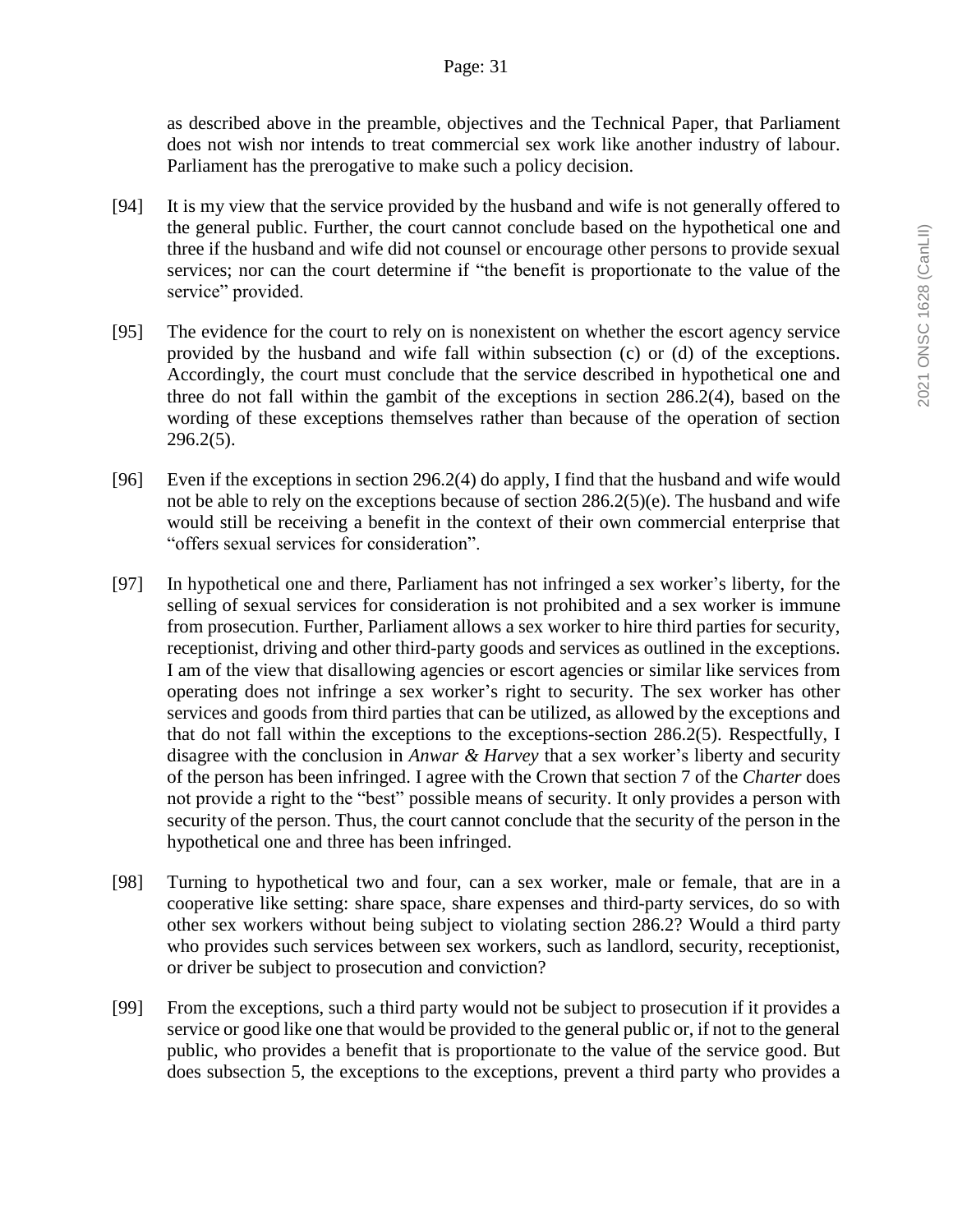as described above in the preamble, objectives and the Technical Paper, that Parliament does not wish nor intends to treat commercial sex work like another industry of labour. Parliament has the prerogative to make such a policy decision.

[94] It is my view that the service provided by the husband and wife is not generally offered to the general public. Further, the court cannot conclude based on the hypothetical one and three if the husband and wife did not counsel or encourage other persons to provide sexual services; nor can the court determine if "the benefit is proportionate to the value of the service" provided.

[95] The evidence for the court to rely on is nonexistent on whether the escort agency service provided by the husband and wife fall within subsection (c) or (d) of the exceptions. Accordingly, the court must conclude that the service described in hypothetical one and three do not fall within the gambit of the exceptions in section 286.2(4), based on the wording of these exceptions themselves rather than because of the operation of section 296.2(5).

[96] Even if the exceptions in section 296.2(4) do apply, I find that the husband and wife would not be able to rely on the exceptions because of section 286.2(5)(e). The husband and wife would still be receiving a benefit in the context of their own commercial enterprise that "offers sexual services for consideration".

[97] In hypothetical one and there, Parliament has not infringed a sex worker's liberty, for the selling of sexual services for consideration is not prohibited and a sex worker is immune from prosecution. Further, Parliament allows a sex worker to hire third parties for security, receptionist, driving and other third-party goods and services as outlined in the exceptions. I am of the view that disallowing agencies or escort agencies or similar like services from operating does not infringe a sex worker's right to security. The sex worker has other services and goods from third parties that can be utilized, as allowed by the exceptions and that do not fall within the exceptions to the exceptions-section 286.2(5). Respectfully, I disagree with the conclusion in *Anwar & Harvey* that a sex worker's liberty and security of the person has been infringed. I agree with the Crown that section 7 of the *Charter* does not provide a right to the "best" possible means of security. It only provides a person with security of the person. Thus, the court cannot conclude that the security of the person in the hypothetical one and three has been infringed.

[98] Turning to hypothetical two and four, can a sex worker, male or female, that are in a cooperative like setting: share space, share expenses and third-party services, do so with other sex workers without being subject to violating section 286.2? Would a third party who provides such services between sex workers, such as landlord, security, receptionist, or driver be subject to prosecution and conviction?

[99] From the exceptions, such a third party would not be subject to prosecution if it provides a service or good like one that would be provided to the general public or, if not to the general public, who provides a benefit that is proportionate to the value of the service good. But does subsection 5, the exceptions to the exceptions, prevent a third party who provides a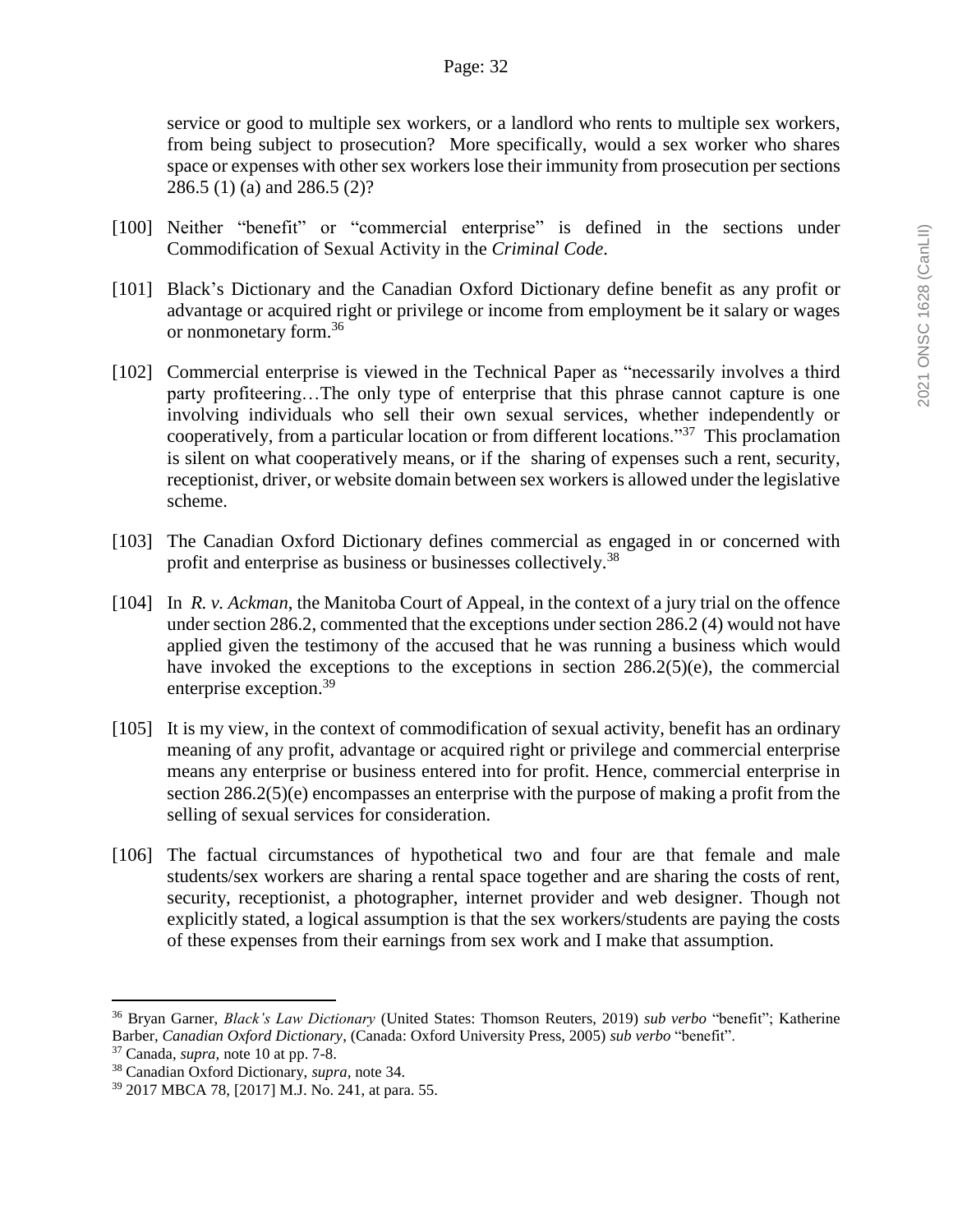service or good to multiple sex workers, or a landlord who rents to multiple sex workers, from being subject to prosecution? More specifically, would a sex worker who shares space or expenses with other sex workers lose their immunity from prosecution per sections 286.5 (1) (a) and 286.5 (2)?

[100] Neither "benefit" or "commercial enterprise" is defined in the sections under Commodification of Sexual Activity in the *Criminal Code*.

[101] Black's Dictionary and the Canadian Oxford Dictionary define benefit as any profit or advantage or acquired right or privilege or income from employment be it salary or wages or nonmonetary form.[36]

[102] Commercial enterprise is viewed in the Technical Paper as "necessarily involves a third party profiteering…The only type of enterprise that this phrase cannot capture is one involving individuals who sell their own sexual services, whether independently or cooperatively, from a particular location or from different locations."[37] This proclamation is silent on what cooperatively means, or if the sharing of expenses such a rent, security, receptionist, driver, or website domain between sex workers is allowed under the legislative scheme.

[103] The Canadian Oxford Dictionary defines commercial as engaged in or concerned with profit and enterprise as business or businesses collectively.[38]

[104] In *R. v. Ackman*, the Manitoba Court of Appeal, in the context of a jury trial on the offence under section 286.2, commented that the exceptions under section 286.2 (4) would not have applied given the testimony of the accused that he was running a business which would have invoked the exceptions to the exceptions in section 286.2(5)(e), the commercial enterprise exception.[39]

[105] It is my view, in the context of commodification of sexual activity, benefit has an ordinary meaning of any profit, advantage or acquired right or privilege and commercial enterprise means any enterprise or business entered into for profit. Hence, commercial enterprise in section 286.2(5)(e) encompasses an enterprise with the purpose of making a profit from the selling of sexual services for consideration.

[106] The factual circumstances of hypothetical two and four are that female and male students/sex workers are sharing a rental space together and are sharing the costs of rent, security, receptionist, a photographer, internet provider and web designer. Though not explicitly stated, a logical assumption is that the sex workers/students are paying the costs of these expenses from their earnings from sex work and I make that assumption.

---

[36] Bryan Garner, *Black's Law Dictionary* (United States: Thomson Reuters, 2019) *sub verbo* "benefit"; Katherine Barber, *Canadian Oxford Dictionary*, (Canada: Oxford University Press, 2005) *sub verbo* "benefit".

[37] Canada, *supra*, note 10 at pp. 7-8.

[38] Canadian Oxford Dictionary, *supra*, note 34.

[39] 2017 MBCA 78, [2017] M.J. No. 241, at para. 55.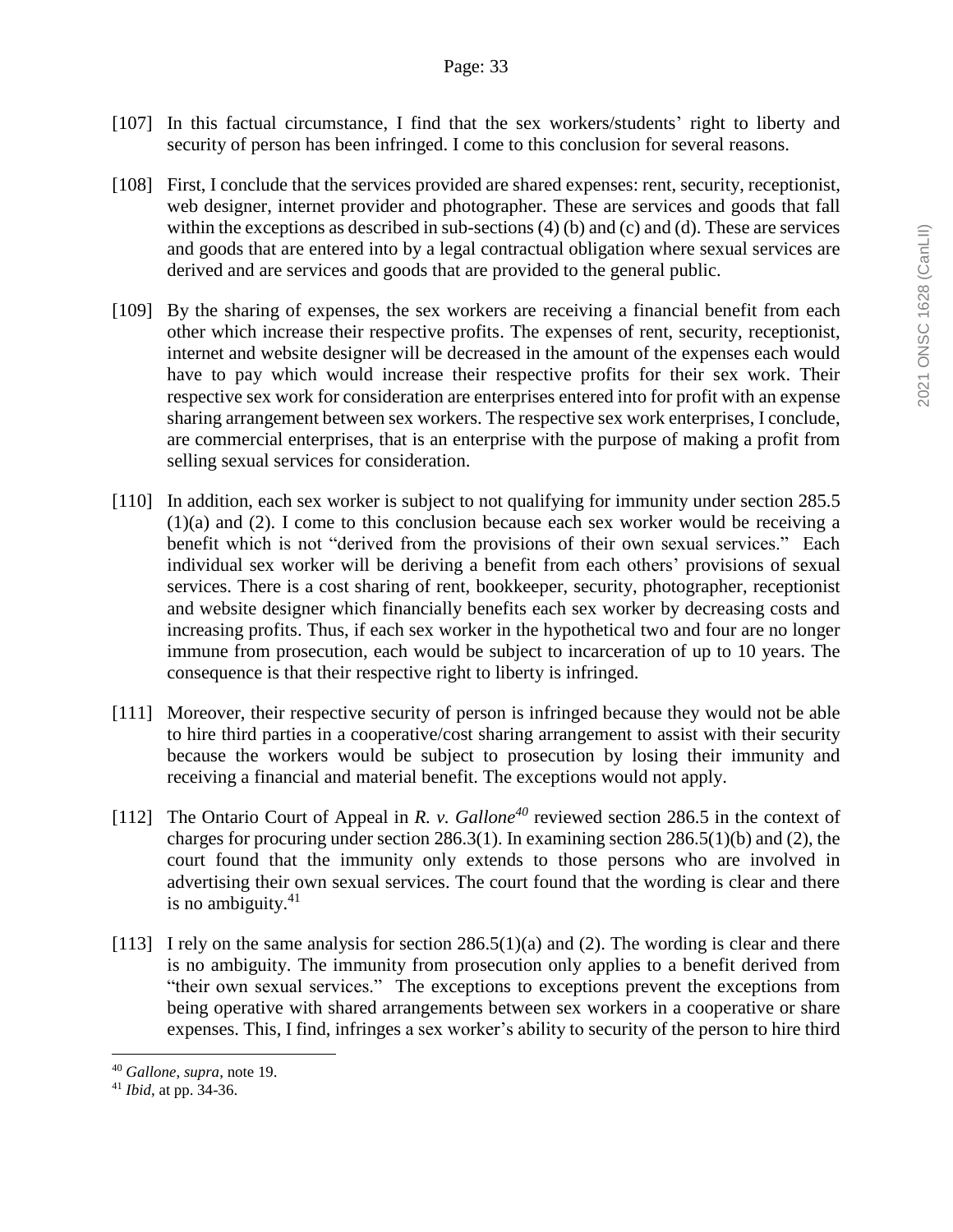[107] In this factual circumstance, I find that the sex workers/students' right to liberty and security of person has been infringed. I come to this conclusion for several reasons.

[108] First, I conclude that the services provided are shared expenses: rent, security, receptionist, web designer, internet provider and photographer. These are services and goods that fall within the exceptions as described in sub-sections (4) (b) and (c) and (d). These are services and goods that are entered into by a legal contractual obligation where sexual services are derived and are services and goods that are provided to the general public.

[109] By the sharing of expenses, the sex workers are receiving a financial benefit from each other which increase their respective profits. The expenses of rent, security, receptionist, internet and website designer will be decreased in the amount of the expenses each would have to pay which would increase their respective profits for their sex work. Their respective sex work for consideration are enterprises entered into for profit with an expense sharing arrangement between sex workers. The respective sex work enterprises, I conclude, are commercial enterprises, that is an enterprise with the purpose of making a profit from selling sexual services for consideration.

[110] In addition, each sex worker is subject to not qualifying for immunity under section 285.5 (1)(a) and (2). I come to this conclusion because each sex worker would be receiving a benefit which is not "derived from the provisions of their own sexual services." Each individual sex worker will be deriving a benefit from each others' provisions of sexual services. There is a cost sharing of rent, bookkeeper, security, photographer, receptionist and website designer which financially benefits each sex worker by decreasing costs and increasing profits. Thus, if each sex worker in the hypothetical two and four are no longer immune from prosecution, each would be subject to incarceration of up to 10 years. The consequence is that their respective right to liberty is infringed.

[111] Moreover, their respective security of person is infringed because they would not be able to hire third parties in a cooperative/cost sharing arrangement to assist with their security because the workers would be subject to prosecution by losing their immunity and receiving a financial and material benefit. The exceptions would not apply.

[112] The Ontario Court of Appeal in *R. v. Gallone*[40] reviewed section 286.5 in the context of charges for procuring under section 286.3(1). In examining section 286.5(1)(b) and (2), the court found that the immunity only extends to those persons who are involved in advertising their own sexual services. The court found that the wording is clear and there is no ambiguity.[41]

[113] I rely on the same analysis for section 286.5(1)(a) and (2). The wording is clear and there is no ambiguity. The immunity from prosecution only applies to a benefit derived from "their own sexual services." The exceptions to exceptions prevent the exceptions from being operative with shared arrangements between sex workers in a cooperative or share expenses. This, I find, infringes a sex worker's ability to security of the person to hire third

---

[40] *Gallone, supra*, note 19.

[41] *Ibid*, at pp. 34-36.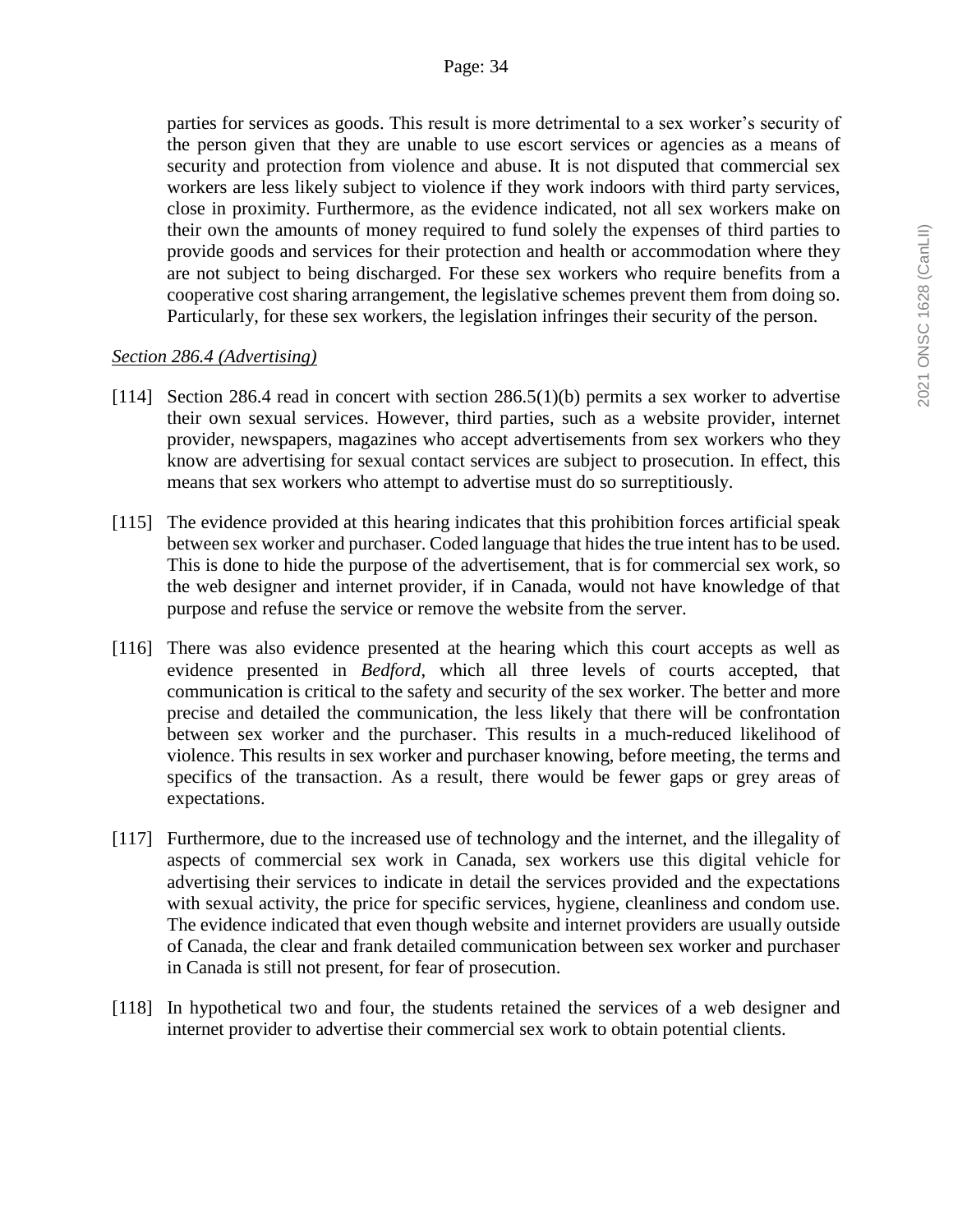parties for services as goods. This result is more detrimental to a sex worker's security of the person given that they are unable to use escort services or agencies as a means of security and protection from violence and abuse. It is not disputed that commercial sex workers are less likely subject to violence if they work indoors with third party services, close in proximity. Furthermore, as the evidence indicated, not all sex workers make on their own the amounts of money required to fund solely the expenses of third parties to provide goods and services for their protection and health or accommodation where they are not subject to being discharged. For these sex workers who require benefits from a cooperative cost sharing arrangement, the legislative schemes prevent them from doing so. Particularly, for these sex workers, the legislation infringes their security of the person.

*Section 286.4 (Advertising)*

[114] Section 286.4 read in concert with section 286.5(1)(b) permits a sex worker to advertise their own sexual services. However, third parties, such as a website provider, internet provider, newspapers, magazines who accept advertisements from sex workers who they know are advertising for sexual contact services are subject to prosecution. In effect, this means that sex workers who attempt to advertise must do so surreptitiously.

[115] The evidence provided at this hearing indicates that this prohibition forces artificial speak between sex worker and purchaser. Coded language that hides the true intent has to be used. This is done to hide the purpose of the advertisement, that is for commercial sex work, so the web designer and internet provider, if in Canada, would not have knowledge of that purpose and refuse the service or remove the website from the server.

[116] There was also evidence presented at the hearing which this court accepts as well as evidence presented in *Bedford*, which all three levels of courts accepted, that communication is critical to the safety and security of the sex worker. The better and more precise and detailed the communication, the less likely that there will be confrontation between sex worker and the purchaser. This results in a much-reduced likelihood of violence. This results in sex worker and purchaser knowing, before meeting, the terms and specifics of the transaction. As a result, there would be fewer gaps or grey areas of expectations.

[117] Furthermore, due to the increased use of technology and the internet, and the illegality of aspects of commercial sex work in Canada, sex workers use this digital vehicle for advertising their services to indicate in detail the services provided and the expectations with sexual activity, the price for specific services, hygiene, cleanliness and condom use. The evidence indicated that even though website and internet providers are usually outside of Canada, the clear and frank detailed communication between sex worker and purchaser in Canada is still not present, for fear of prosecution.

[118] In hypothetical two and four, the students retained the services of a web designer and internet provider to advertise their commercial sex work to obtain potential clients.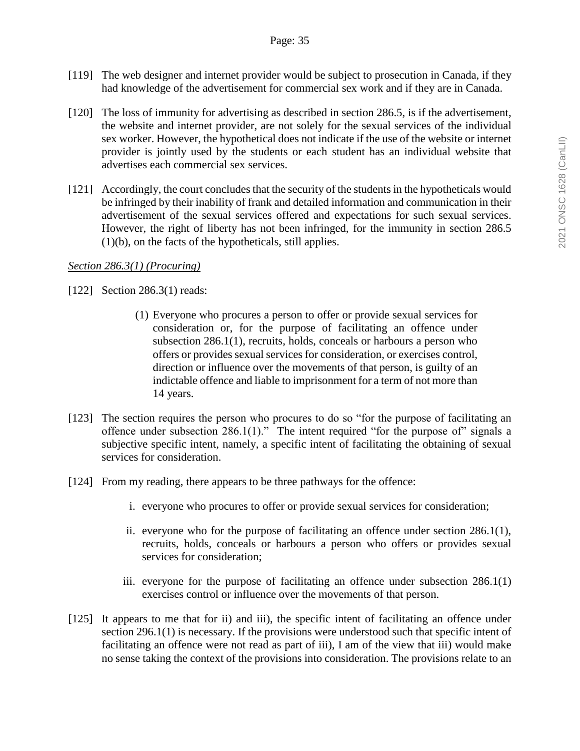[119] The web designer and internet provider would be subject to prosecution in Canada, if they had knowledge of the advertisement for commercial sex work and if they are in Canada.

[120] The loss of immunity for advertising as described in section 286.5, is if the advertisement, the website and internet provider, are not solely for the sexual services of the individual sex worker. However, the hypothetical does not indicate if the use of the website or internet provider is jointly used by the students or each student has an individual website that advertises each commercial sex services.

[121] Accordingly, the court concludes that the security of the students in the hypotheticals would be infringed by their inability of frank and detailed information and communication in their advertisement of the sexual services offered and expectations for such sexual services. However, the right of liberty has not been infringed, for the immunity in section 286.5 (1)(b), on the facts of the hypotheticals, still applies.

*Section 286.3(1) (Procuring)*

[122] Section 286.3(1) reads:

> (1) Everyone who procures a person to offer or provide sexual services for consideration or, for the purpose of facilitating an offence under subsection 286.1(1), recruits, holds, conceals or harbours a person who offers or provides sexual services for consideration, or exercises control, direction or influence over the movements of that person, is guilty of an indictable offence and liable to imprisonment for a term of not more than 14 years.

[123] The section requires the person who procures to do so "for the purpose of facilitating an offence under subsection 286.1(1)." The intent required "for the purpose of" signals a subjective specific intent, namely, a specific intent of facilitating the obtaining of sexual services for consideration.

[124] From my reading, there appears to be three pathways for the offence:

i. everyone who procures to offer or provide sexual services for consideration;

ii. everyone who for the purpose of facilitating an offence under section 286.1(1), recruits, holds, conceals or harbours a person who offers or provides sexual services for consideration;

iii. everyone for the purpose of facilitating an offence under subsection 286.1(1) exercises control or influence over the movements of that person.

[125] It appears to me that for ii) and iii), the specific intent of facilitating an offence under section 296.1(1) is necessary. If the provisions were understood such that specific intent of facilitating an offence were not read as part of iii), I am of the view that iii) would make no sense taking the context of the provisions into consideration. The provisions relate to an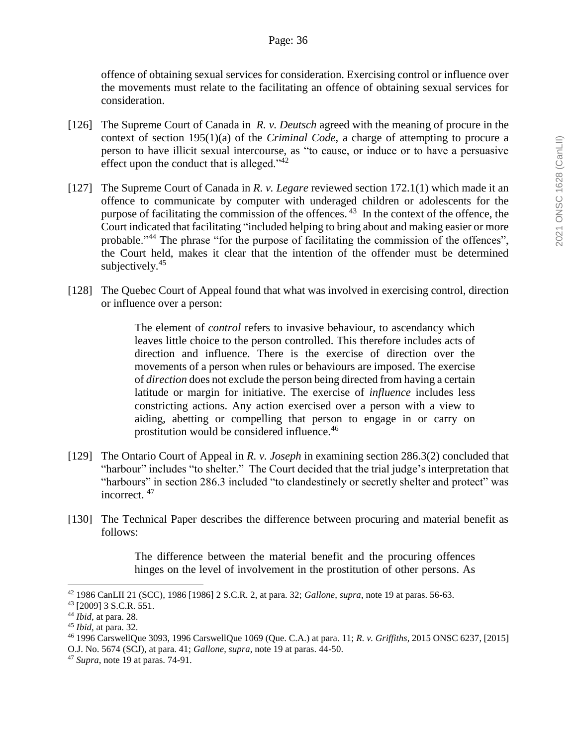offence of obtaining sexual services for consideration. Exercising control or influence over the movements must relate to the facilitating an offence of obtaining sexual services for consideration.

[126] The Supreme Court of Canada in *R. v. Deutsch* agreed with the meaning of procure in the context of section 195(1)(a) of the *Criminal Code*, a charge of attempting to procure a person to have illicit sexual intercourse, as "to cause, or induce or to have a persuasive effect upon the conduct that is alleged."[42]

[127] The Supreme Court of Canada in *R. v. Legare* reviewed section 172.1(1) which made it an offence to communicate by computer with underaged children or adolescents for the purpose of facilitating the commission of the offences.[43] In the context of the offence, the Court indicated that facilitating "included helping to bring about and making easier or more probable."[44] The phrase "for the purpose of facilitating the commission of the offences", the Court held, makes it clear that the intention of the offender must be determined subjectively.[45]

[128] The Quebec Court of Appeal found that what was involved in exercising control, direction or influence over a person:

> The element of *control* refers to invasive behaviour, to ascendancy which leaves little choice to the person controlled. This therefore includes acts of direction and influence. There is the exercise of direction over the movements of a person when rules or behaviours are imposed. The exercise of *direction* does not exclude the person being directed from having a certain latitude or margin for initiative. The exercise of *influence* includes less constricting actions. Any action exercised over a person with a view to aiding, abetting or compelling that person to engage in or carry on prostitution would be considered influence.[46]

[129] The Ontario Court of Appeal in *R. v. Joseph* in examining section 286.3(2) concluded that "harbour" includes "to shelter." The Court decided that the trial judge's interpretation that "harbours" in section 286.3 included "to clandestinely or secretly shelter and protect" was incorrect.[47]

[130] The Technical Paper describes the difference between procuring and material benefit as follows:

> The difference between the material benefit and the procuring offences hinges on the level of involvement in the prostitution of other persons. As

---

[42] 1986 CanLII 21 (SCC), 1986 [1986] 2 S.C.R. 2, at para. 32; *Gallone*, *supra*, note 19 at paras. 56-63.

[43] [2009] 3 S.C.R. 551.

[44] *Ibid*, at para. 28.

[45] *Ibid*, at para. 32.

[46] 1996 CarswellQue 3093, 1996 CarswellQue 1069 (Que. C.A.) at para. 11; *R. v. Griffiths*, 2015 ONSC 6237, [2015] O.J. No. 5674 (SCJ), at para. 41; *Gallone*, *supra*, note 19 at paras. 44-50.

[47] *Supra*, note 19 at paras. 74-91.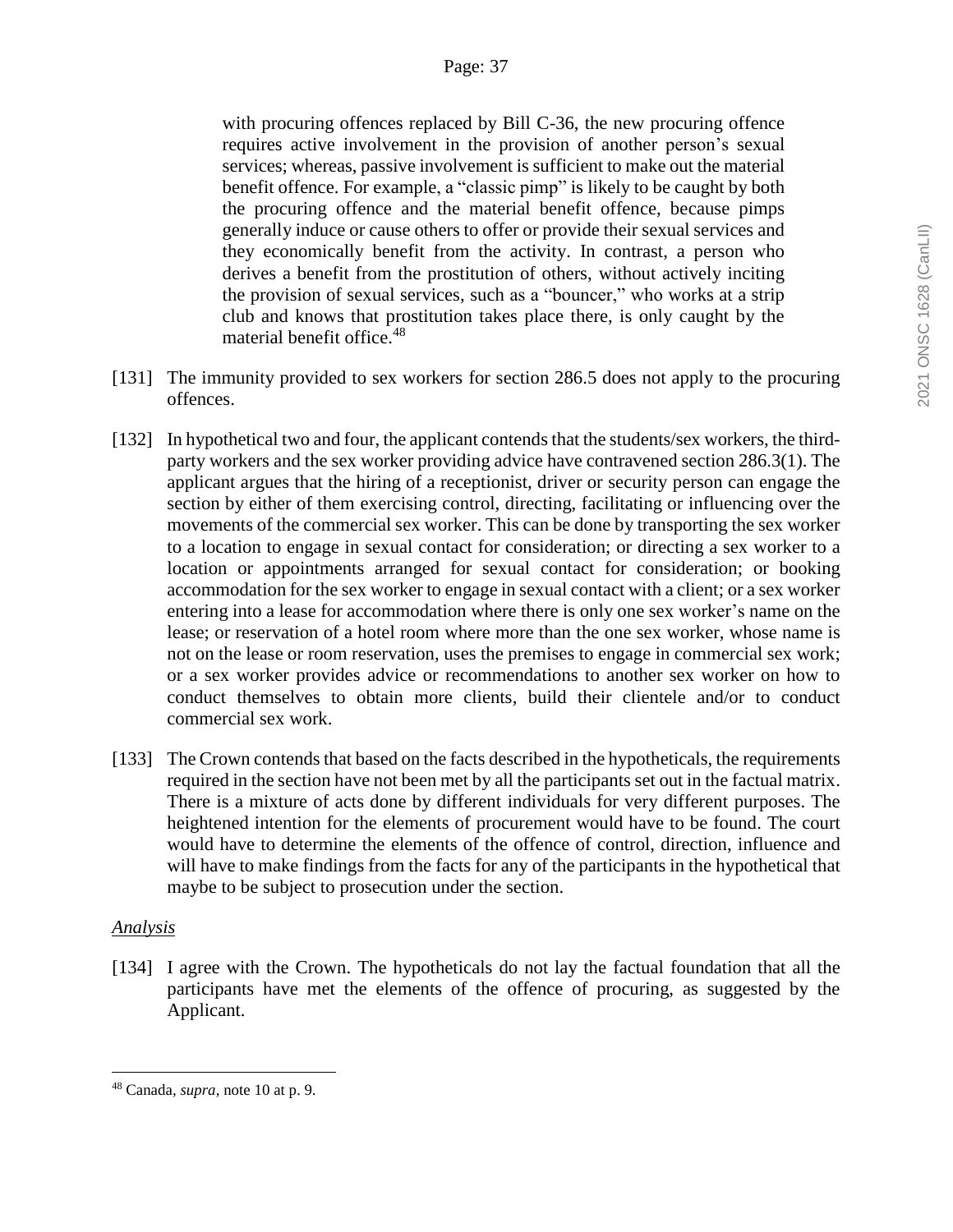> with procuring offences replaced by Bill C-36, the new procuring offence requires active involvement in the provision of another person's sexual services; whereas, passive involvement is sufficient to make out the material benefit offence. For example, a "classic pimp" is likely to be caught by both the procuring offence and the material benefit offence, because pimps generally induce or cause others to offer or provide their sexual services and they economically benefit from the activity. In contrast, a person who derives a benefit from the prostitution of others, without actively inciting the provision of sexual services, such as a "bouncer," who works at a strip club and knows that prostitution takes place there, is only caught by the material benefit office.[48]

[131] The immunity provided to sex workers for section 286.5 does not apply to the procuring offences.

[132] In hypothetical two and four, the applicant contends that the students/sex workers, the third-party workers and the sex worker providing advice have contravened section 286.3(1). The applicant argues that the hiring of a receptionist, driver or security person can engage the section by either of them exercising control, directing, facilitating or influencing over the movements of the commercial sex worker. This can be done by transporting the sex worker to a location to engage in sexual contact for consideration; or directing a sex worker to a location or appointments arranged for sexual contact for consideration; or booking accommodation for the sex worker to engage in sexual contact with a client; or a sex worker entering into a lease for accommodation where there is only one sex worker's name on the lease; or reservation of a hotel room where more than the one sex worker, whose name is not on the lease or room reservation, uses the premises to engage in commercial sex work; or a sex worker provides advice or recommendations to another sex worker on how to conduct themselves to obtain more clients, build their clientele and/or to conduct commercial sex work.

[133] The Crown contends that based on the facts described in the hypotheticals, the requirements required in the section have not been met by all the participants set out in the factual matrix. There is a mixture of acts done by different individuals for very different purposes. The heightened intention for the elements of procurement would have to be found. The court would have to determine the elements of the offence of control, direction, influence and will have to make findings from the facts for any of the participants in the hypothetical that maybe to be subject to prosecution under the section.

*Analysis*

[134] I agree with the Crown. The hypotheticals do not lay the factual foundation that all the participants have met the elements of the offence of procuring, as suggested by the Applicant.

---

[48] Canada, *supra*, note 10 at p. 9.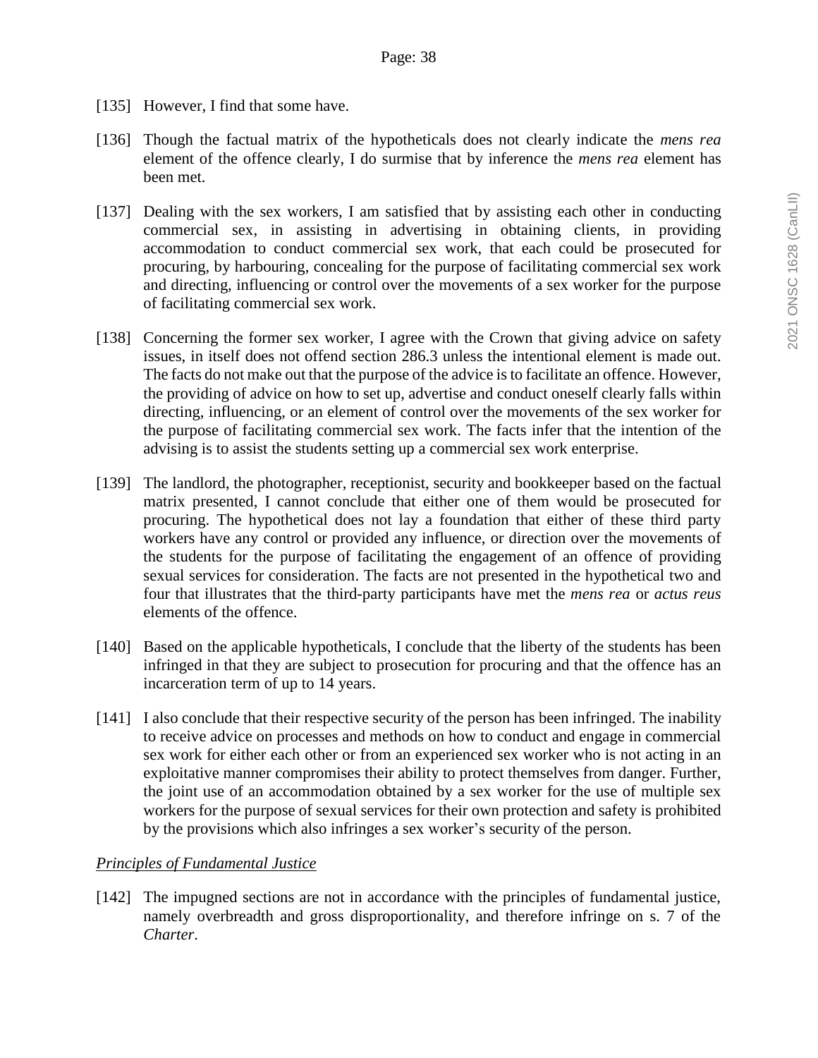[135] However, I find that some have.

[136] Though the factual matrix of the hypotheticals does not clearly indicate the *mens rea* element of the offence clearly, I do surmise that by inference the *mens rea* element has been met.

[137] Dealing with the sex workers, I am satisfied that by assisting each other in conducting commercial sex, in assisting in advertising in obtaining clients, in providing accommodation to conduct commercial sex work, that each could be prosecuted for procuring, by harbouring, concealing for the purpose of facilitating commercial sex work and directing, influencing or control over the movements of a sex worker for the purpose of facilitating commercial sex work.

[138] Concerning the former sex worker, I agree with the Crown that giving advice on safety issues, in itself does not offend section 286.3 unless the intentional element is made out. The facts do not make out that the purpose of the advice is to facilitate an offence. However, the providing of advice on how to set up, advertise and conduct oneself clearly falls within directing, influencing, or an element of control over the movements of the sex worker for the purpose of facilitating commercial sex work. The facts infer that the intention of the advising is to assist the students setting up a commercial sex work enterprise.

[139] The landlord, the photographer, receptionist, security and bookkeeper based on the factual matrix presented, I cannot conclude that either one of them would be prosecuted for procuring. The hypothetical does not lay a foundation that either of these third party workers have any control or provided any influence, or direction over the movements of the students for the purpose of facilitating the engagement of an offence of providing sexual services for consideration. The facts are not presented in the hypothetical two and four that illustrates that the third-party participants have met the *mens rea* or *actus reus* elements of the offence.

[140] Based on the applicable hypotheticals, I conclude that the liberty of the students has been infringed in that they are subject to prosecution for procuring and that the offence has an incarceration term of up to 14 years.

[141] I also conclude that their respective security of the person has been infringed. The inability to receive advice on processes and methods on how to conduct and engage in commercial sex work for either each other or from an experienced sex worker who is not acting in an exploitative manner compromises their ability to protect themselves from danger. Further, the joint use of an accommodation obtained by a sex worker for the use of multiple sex workers for the purpose of sexual services for their own protection and safety is prohibited by the provisions which also infringes a sex worker's security of the person.

*Principles of Fundamental Justice*

[142] The impugned sections are not in accordance with the principles of fundamental justice, namely overbreadth and gross disproportionality, and therefore infringe on s. 7 of the *Charter*.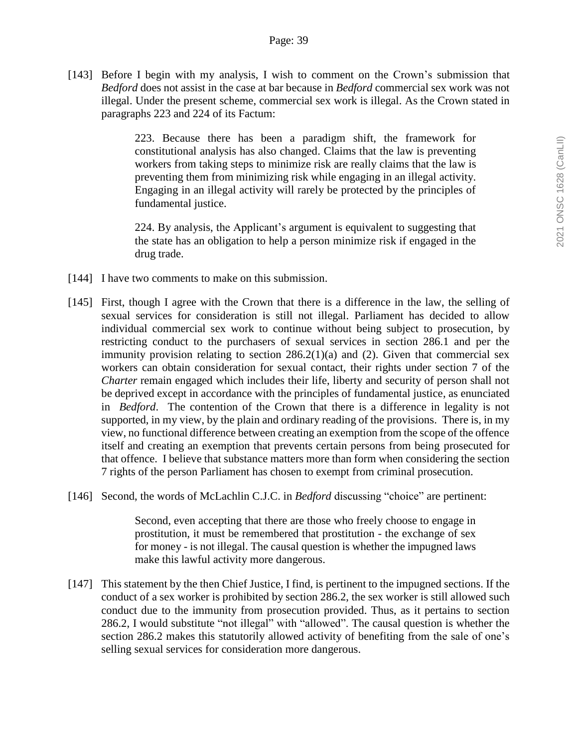[143] Before I begin with my analysis, I wish to comment on the Crown's submission that *Bedford* does not assist in the case at bar because in *Bedford* commercial sex work was not illegal. Under the present scheme, commercial sex work is illegal. As the Crown stated in paragraphs 223 and 224 of its Factum:

> 223. Because there has been a paradigm shift, the framework for constitutional analysis has also changed. Claims that the law is preventing workers from taking steps to minimize risk are really claims that the law is preventing them from minimizing risk while engaging in an illegal activity. Engaging in an illegal activity will rarely be protected by the principles of fundamental justice.
>
> 224. By analysis, the Applicant's argument is equivalent to suggesting that the state has an obligation to help a person minimize risk if engaged in the drug trade.

[144] I have two comments to make on this submission.

[145] First, though I agree with the Crown that there is a difference in the law, the selling of sexual services for consideration is still not illegal. Parliament has decided to allow individual commercial sex work to continue without being subject to prosecution, by restricting conduct to the purchasers of sexual services in section 286.1 and per the immunity provision relating to section 286.2(1)(a) and (2). Given that commercial sex workers can obtain consideration for sexual contact, their rights under section 7 of the *Charter* remain engaged which includes their life, liberty and security of person shall not be deprived except in accordance with the principles of fundamental justice, as enunciated in *Bedford*. The contention of the Crown that there is a difference in legality is not supported, in my view, by the plain and ordinary reading of the provisions. There is, in my view, no functional difference between creating an exemption from the scope of the offence itself and creating an exemption that prevents certain persons from being prosecuted for that offence. I believe that substance matters more than form when considering the section 7 rights of the person Parliament has chosen to exempt from criminal prosecution.

[146] Second, the words of McLachlin C.J.C. in *Bedford* discussing "choice" are pertinent:

> Second, even accepting that there are those who freely choose to engage in prostitution, it must be remembered that prostitution - the exchange of sex for money - is not illegal. The causal question is whether the impugned laws make this lawful activity more dangerous.

[147] This statement by the then Chief Justice, I find, is pertinent to the impugned sections. If the conduct of a sex worker is prohibited by section 286.2, the sex worker is still allowed such conduct due to the immunity from prosecution provided. Thus, as it pertains to section 286.2, I would substitute "not illegal" with "allowed". The causal question is whether the section 286.2 makes this statutorily allowed activity of benefiting from the sale of one's selling sexual services for consideration more dangerous.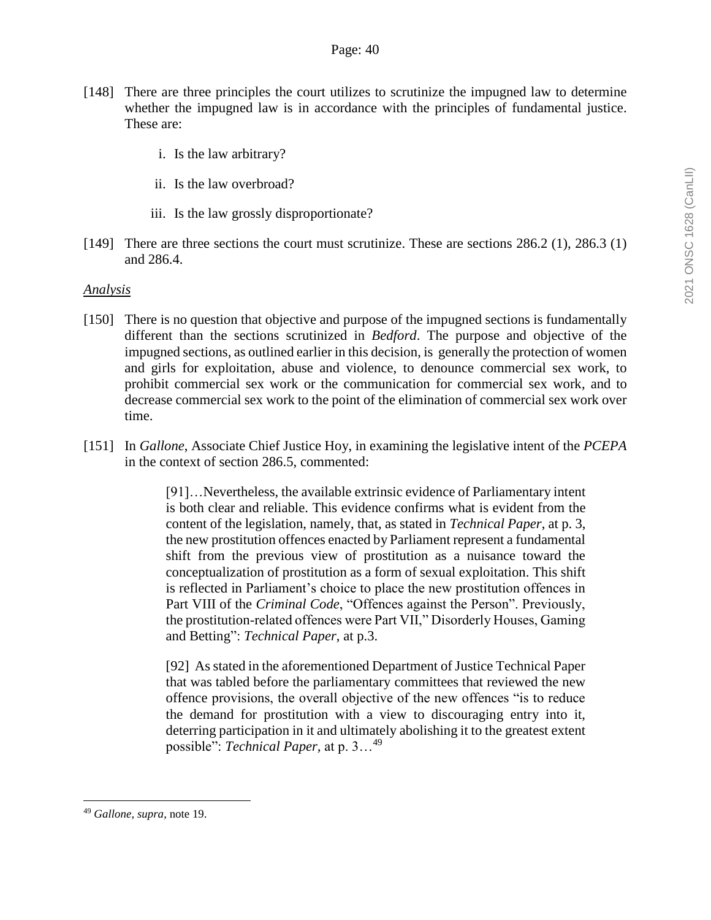[148] There are three principles the court utilizes to scrutinize the impugned law to determine whether the impugned law is in accordance with the principles of fundamental justice. These are:

i. Is the law arbitrary?

ii. Is the law overbroad?

iii. Is the law grossly disproportionate?

[149] There are three sections the court must scrutinize. These are sections 286.2 (1), 286.3 (1) and 286.4.

*Analysis*

[150] There is no question that objective and purpose of the impugned sections is fundamentally different than the sections scrutinized in *Bedford*. The purpose and objective of the impugned sections, as outlined earlier in this decision, is generally the protection of women and girls for exploitation, abuse and violence, to denounce commercial sex work, to prohibit commercial sex work or the communication for commercial sex work, and to decrease commercial sex work to the point of the elimination of commercial sex work over time.

[151] In *Gallone*, Associate Chief Justice Hoy, in examining the legislative intent of the *PCEPA* in the context of section 286.5, commented:

> [91]…Nevertheless, the available extrinsic evidence of Parliamentary intent is both clear and reliable. This evidence confirms what is evident from the content of the legislation, namely, that, as stated in *Technical Paper*, at p. 3, the new prostitution offences enacted by Parliament represent a fundamental shift from the previous view of prostitution as a nuisance toward the conceptualization of prostitution as a form of sexual exploitation. This shift is reflected in Parliament's choice to place the new prostitution offences in Part VIII of the *Criminal Code*, "Offences against the Person". Previously, the prostitution-related offences were Part VII," Disorderly Houses, Gaming and Betting": *Technical Paper*, at p.3.
>
> [92] As stated in the aforementioned Department of Justice Technical Paper that was tabled before the parliamentary committees that reviewed the new offence provisions, the overall objective of the new offences "is to reduce the demand for prostitution with a view to discouraging entry into it, deterring participation in it and ultimately abolishing it to the greatest extent possible": *Technical Paper*, at p. 3…[49]

[49] *Gallone, supra*, note 19.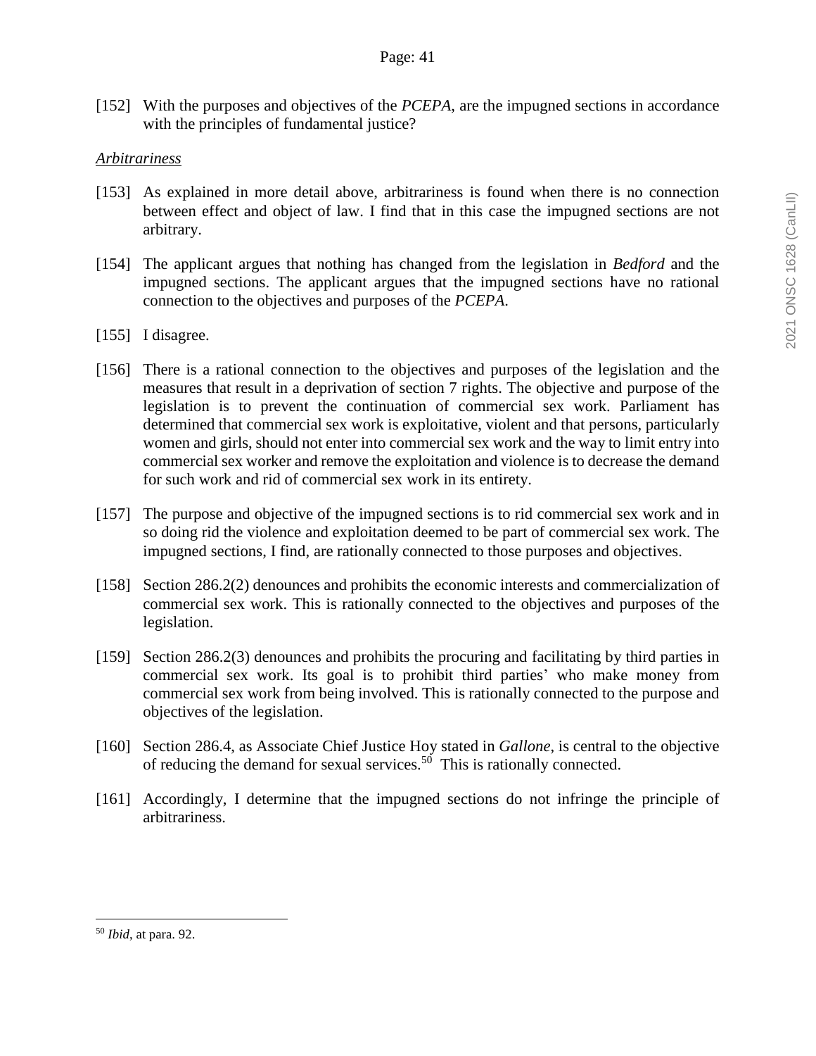[152] With the purposes and objectives of the *PCEPA*, are the impugned sections in accordance with the principles of fundamental justice?

*Arbitrariness*

[153] As explained in more detail above, arbitrariness is found when there is no connection between effect and object of law. I find that in this case the impugned sections are not arbitrary.

[154] The applicant argues that nothing has changed from the legislation in *Bedford* and the impugned sections. The applicant argues that the impugned sections have no rational connection to the objectives and purposes of the *PCEPA*.

[155] I disagree.

[156] There is a rational connection to the objectives and purposes of the legislation and the measures that result in a deprivation of section 7 rights. The objective and purpose of the legislation is to prevent the continuation of commercial sex work. Parliament has determined that commercial sex work is exploitative, violent and that persons, particularly women and girls, should not enter into commercial sex work and the way to limit entry into commercial sex worker and remove the exploitation and violence is to decrease the demand for such work and rid of commercial sex work in its entirety.

[157] The purpose and objective of the impugned sections is to rid commercial sex work and in so doing rid the violence and exploitation deemed to be part of commercial sex work. The impugned sections, I find, are rationally connected to those purposes and objectives.

[158] Section 286.2(2) denounces and prohibits the economic interests and commercialization of commercial sex work. This is rationally connected to the objectives and purposes of the legislation.

[159] Section 286.2(3) denounces and prohibits the procuring and facilitating by third parties in commercial sex work. Its goal is to prohibit third parties' who make money from commercial sex work from being involved. This is rationally connected to the purpose and objectives of the legislation.

[160] Section 286.4, as Associate Chief Justice Hoy stated in *Gallone*, is central to the objective of reducing the demand for sexual services.[50] This is rationally connected.

[161] Accordingly, I determine that the impugned sections do not infringe the principle of arbitrariness.

---

[50] *Ibid*, at para. 92.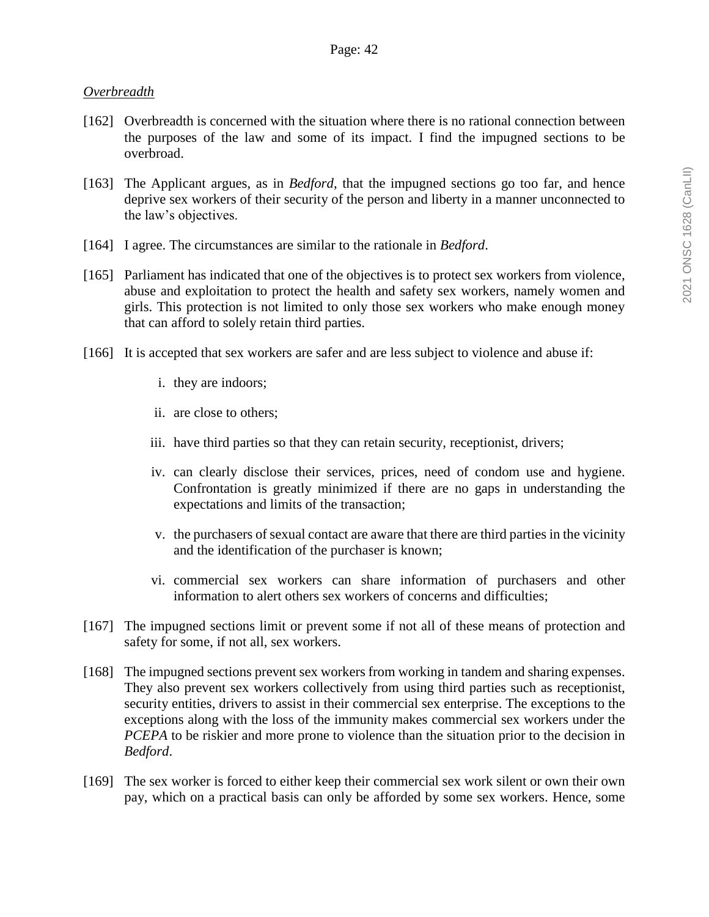*Overbreadth*

[162] Overbreadth is concerned with the situation where there is no rational connection between the purposes of the law and some of its impact. I find the impugned sections to be overbroad.

[163] The Applicant argues, as in *Bedford*, that the impugned sections go too far, and hence deprive sex workers of their security of the person and liberty in a manner unconnected to the law's objectives.

[164] I agree. The circumstances are similar to the rationale in *Bedford*.

[165] Parliament has indicated that one of the objectives is to protect sex workers from violence, abuse and exploitation to protect the health and safety sex workers, namely women and girls. This protection is not limited to only those sex workers who make enough money that can afford to solely retain third parties.

[166] It is accepted that sex workers are safer and are less subject to violence and abuse if:

i. they are indoors;

ii. are close to others;

iii. have third parties so that they can retain security, receptionist, drivers;

iv. can clearly disclose their services, prices, need of condom use and hygiene. Confrontation is greatly minimized if there are no gaps in understanding the expectations and limits of the transaction;

v. the purchasers of sexual contact are aware that there are third parties in the vicinity and the identification of the purchaser is known;

vi. commercial sex workers can share information of purchasers and other information to alert others sex workers of concerns and difficulties;

[167] The impugned sections limit or prevent some if not all of these means of protection and safety for some, if not all, sex workers.

[168] The impugned sections prevent sex workers from working in tandem and sharing expenses. They also prevent sex workers collectively from using third parties such as receptionist, security entities, drivers to assist in their commercial sex enterprise. The exceptions to the exceptions along with the loss of the immunity makes commercial sex workers under the *PCEPA* to be riskier and more prone to violence than the situation prior to the decision in *Bedford*.

[169] The sex worker is forced to either keep their commercial sex work silent or own their own pay, which on a practical basis can only be afforded by some sex workers. Hence, some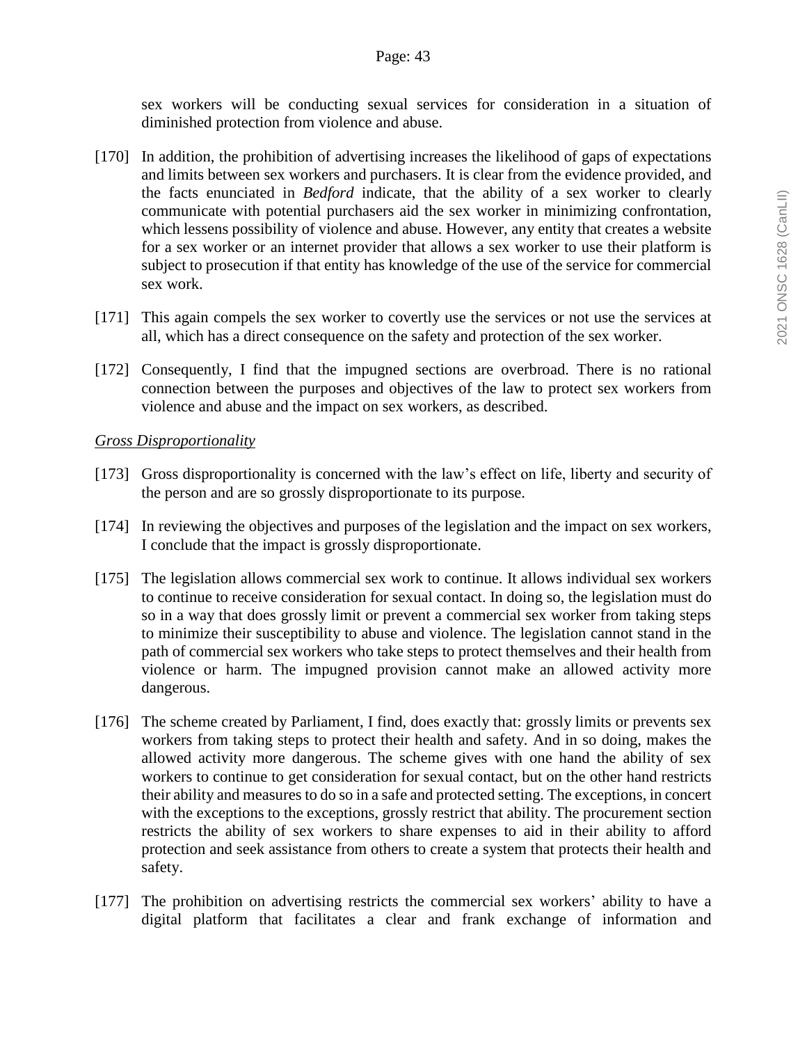sex workers will be conducting sexual services for consideration in a situation of diminished protection from violence and abuse.

[170] In addition, the prohibition of advertising increases the likelihood of gaps of expectations and limits between sex workers and purchasers. It is clear from the evidence provided, and the facts enunciated in *Bedford* indicate, that the ability of a sex worker to clearly communicate with potential purchasers aid the sex worker in minimizing confrontation, which lessens possibility of violence and abuse. However, any entity that creates a website for a sex worker or an internet provider that allows a sex worker to use their platform is subject to prosecution if that entity has knowledge of the use of the service for commercial sex work.

[171] This again compels the sex worker to covertly use the services or not use the services at all, which has a direct consequence on the safety and protection of the sex worker.

[172] Consequently, I find that the impugned sections are overbroad. There is no rational connection between the purposes and objectives of the law to protect sex workers from violence and abuse and the impact on sex workers, as described.

*Gross Disproportionality*

[173] Gross disproportionality is concerned with the law's effect on life, liberty and security of the person and are so grossly disproportionate to its purpose.

[174] In reviewing the objectives and purposes of the legislation and the impact on sex workers, I conclude that the impact is grossly disproportionate.

[175] The legislation allows commercial sex work to continue. It allows individual sex workers to continue to receive consideration for sexual contact. In doing so, the legislation must do so in a way that does grossly limit or prevent a commercial sex worker from taking steps to minimize their susceptibility to abuse and violence. The legislation cannot stand in the path of commercial sex workers who take steps to protect themselves and their health from violence or harm. The impugned provision cannot make an allowed activity more dangerous.

[176] The scheme created by Parliament, I find, does exactly that: grossly limits or prevents sex workers from taking steps to protect their health and safety. And in so doing, makes the allowed activity more dangerous. The scheme gives with one hand the ability of sex workers to continue to get consideration for sexual contact, but on the other hand restricts their ability and measures to do so in a safe and protected setting. The exceptions, in concert with the exceptions to the exceptions, grossly restrict that ability. The procurement section restricts the ability of sex workers to share expenses to aid in their ability to afford protection and seek assistance from others to create a system that protects their health and safety.

[177] The prohibition on advertising restricts the commercial sex workers' ability to have a digital platform that facilitates a clear and frank exchange of information and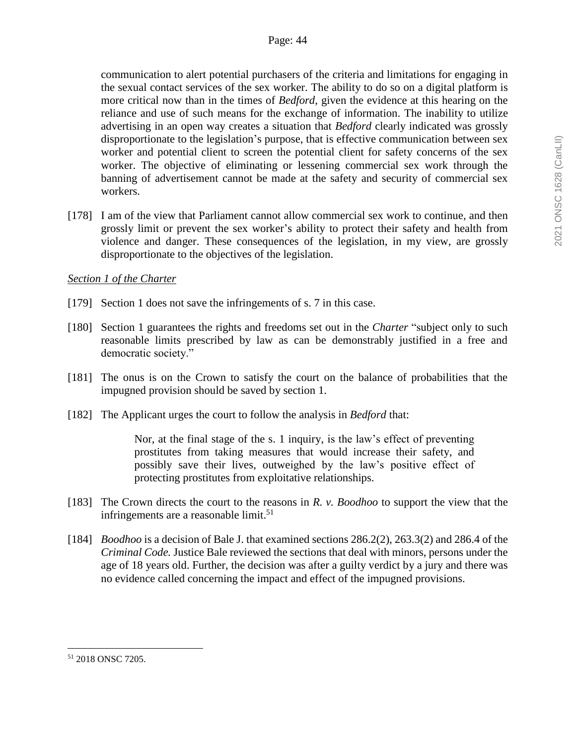communication to alert potential purchasers of the criteria and limitations for engaging in the sexual contact services of the sex worker. The ability to do so on a digital platform is more critical now than in the times of *Bedford*, given the evidence at this hearing on the reliance and use of such means for the exchange of information. The inability to utilize advertising in an open way creates a situation that *Bedford* clearly indicated was grossly disproportionate to the legislation's purpose, that is effective communication between sex worker and potential client to screen the potential client for safety concerns of the sex worker. The objective of eliminating or lessening commercial sex work through the banning of advertisement cannot be made at the safety and security of commercial sex workers.

[178] I am of the view that Parliament cannot allow commercial sex work to continue, and then grossly limit or prevent the sex worker's ability to protect their safety and health from violence and danger. These consequences of the legislation, in my view, are grossly disproportionate to the objectives of the legislation.

*Section 1 of the Charter*

[179] Section 1 does not save the infringements of s. 7 in this case.

[180] Section 1 guarantees the rights and freedoms set out in the *Charter* "subject only to such reasonable limits prescribed by law as can be demonstrably justified in a free and democratic society."

[181] The onus is on the Crown to satisfy the court on the balance of probabilities that the impugned provision should be saved by section 1.

[182] The Applicant urges the court to follow the analysis in *Bedford* that:

> Nor, at the final stage of the s. 1 inquiry, is the law's effect of preventing prostitutes from taking measures that would increase their safety, and possibly save their lives, outweighed by the law's positive effect of protecting prostitutes from exploitative relationships.

[183] The Crown directs the court to the reasons in *R. v. Boodhoo* to support the view that the infringements are a reasonable limit.[51]

[184] *Boodhoo* is a decision of Bale J. that examined sections 286.2(2), 263.3(2) and 286.4 of the *Criminal Code.* Justice Bale reviewed the sections that deal with minors, persons under the age of 18 years old. Further, the decision was after a guilty verdict by a jury and there was no evidence called concerning the impact and effect of the impugned provisions.

---

[51] 2018 ONSC 7205.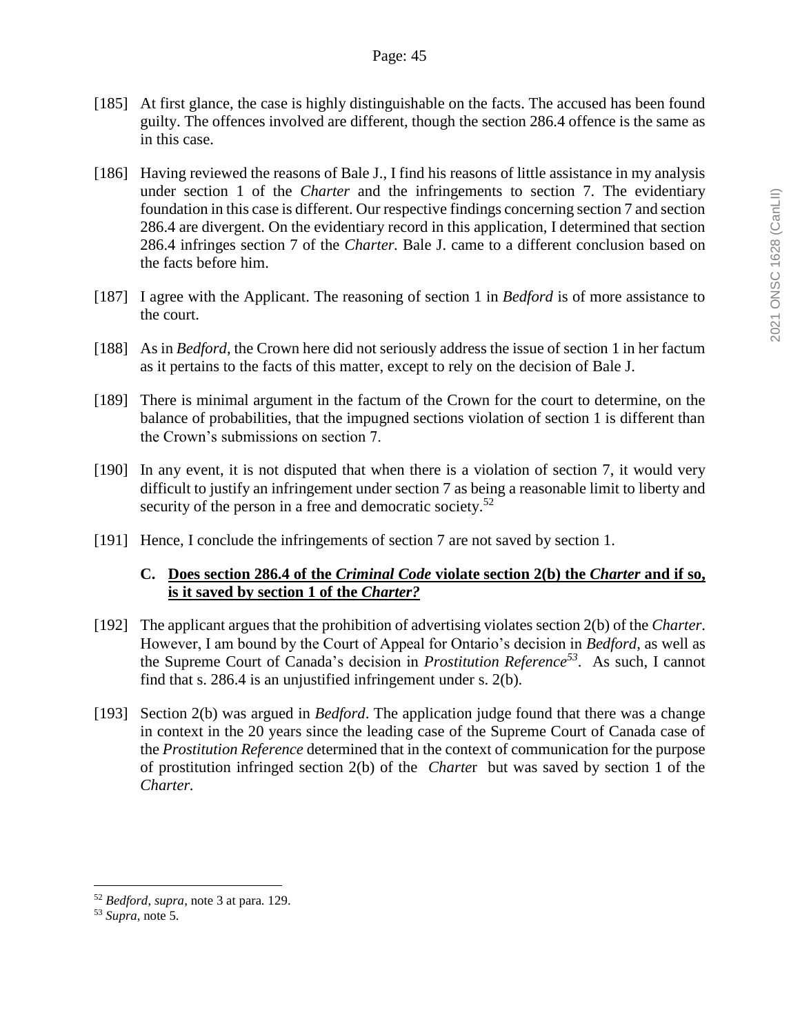[185] At first glance, the case is highly distinguishable on the facts. The accused has been found guilty. The offences involved are different, though the section 286.4 offence is the same as in this case.

[186] Having reviewed the reasons of Bale J., I find his reasons of little assistance in my analysis under section 1 of the *Charter* and the infringements to section 7. The evidentiary foundation in this case is different. Our respective findings concerning section 7 and section 286.4 are divergent. On the evidentiary record in this application, I determined that section 286.4 infringes section 7 of the *Charter.* Bale J. came to a different conclusion based on the facts before him.

[187] I agree with the Applicant. The reasoning of section 1 in *Bedford* is of more assistance to the court.

[188] As in *Bedford*, the Crown here did not seriously address the issue of section 1 in her factum as it pertains to the facts of this matter, except to rely on the decision of Bale J.

[189] There is minimal argument in the factum of the Crown for the court to determine, on the balance of probabilities, that the impugned sections violation of section 1 is different than the Crown's submissions on section 7.

[190] In any event, it is not disputed that when there is a violation of section 7, it would very difficult to justify an infringement under section 7 as being a reasonable limit to liberty and security of the person in a free and democratic society.[52]

[191] Hence, I conclude the infringements of section 7 are not saved by section 1.

### C. **Does section 286.4 of the *Criminal Code* violate section 2(b) the *Charter* and if so, is it saved by section 1 of the *Charter?***

[192] The applicant argues that the prohibition of advertising violates section 2(b) of the *Charter*. However, I am bound by the Court of Appeal for Ontario's decision in *Bedford*, as well as the Supreme Court of Canada's decision in *Prostitution Reference*[53]. As such, I cannot find that s. 286.4 is an unjustified infringement under s. 2(b).

[193] Section 2(b) was argued in *Bedford*. The application judge found that there was a change in context in the 20 years since the leading case of the Supreme Court of Canada case of the *Prostitution Reference* determined that in the context of communication for the purpose of prostitution infringed section 2(b) of the *Charte*r but was saved by section 1 of the *Charter.*

---

[52] *Bedford, supra*, note 3 at para. 129.

[53] *Supra*, note 5.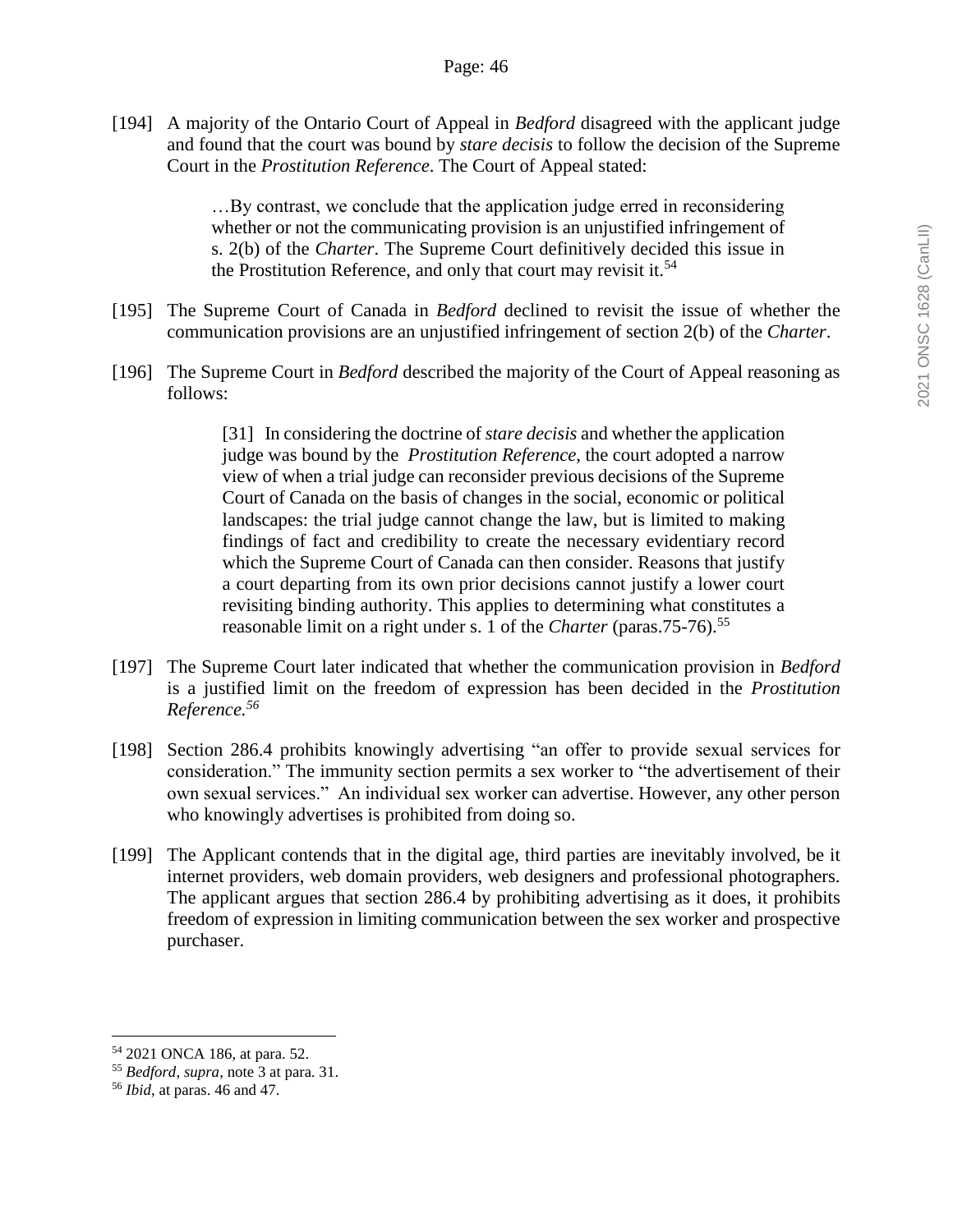[194] A majority of the Ontario Court of Appeal in *Bedford* disagreed with the applicant judge and found that the court was bound by *stare decisis* to follow the decision of the Supreme Court in the *Prostitution Reference*. The Court of Appeal stated:

> …By contrast, we conclude that the application judge erred in reconsidering whether or not the communicating provision is an unjustified infringement of s. 2(b) of the *Charter*. The Supreme Court definitively decided this issue in the Prostitution Reference, and only that court may revisit it.[54]

[195] The Supreme Court of Canada in *Bedford* declined to revisit the issue of whether the communication provisions are an unjustified infringement of section 2(b) of the *Charter*.

[196] The Supreme Court in *Bedford* described the majority of the Court of Appeal reasoning as follows:

> [31] In considering the doctrine of *stare decisis* and whether the application judge was bound by the *Prostitution Reference*, the court adopted a narrow view of when a trial judge can reconsider previous decisions of the Supreme Court of Canada on the basis of changes in the social, economic or political landscapes: the trial judge cannot change the law, but is limited to making findings of fact and credibility to create the necessary evidentiary record which the Supreme Court of Canada can then consider. Reasons that justify a court departing from its own prior decisions cannot justify a lower court revisiting binding authority. This applies to determining what constitutes a reasonable limit on a right under s. 1 of the *Charter* (paras.75-76).[55]

[197] The Supreme Court later indicated that whether the communication provision in *Bedford* is a justified limit on the freedom of expression has been decided in the *Prostitution Reference.*[56]

[198] Section 286.4 prohibits knowingly advertising "an offer to provide sexual services for consideration." The immunity section permits a sex worker to "the advertisement of their own sexual services." An individual sex worker can advertise. However, any other person who knowingly advertises is prohibited from doing so.

[199] The Applicant contends that in the digital age, third parties are inevitably involved, be it internet providers, web domain providers, web designers and professional photographers. The applicant argues that section 286.4 by prohibiting advertising as it does, it prohibits freedom of expression in limiting communication between the sex worker and prospective purchaser.

---

[54] 2021 ONCA 186, at para. 52.

[55] *Bedford, supra*, note 3 at para. 31.

[56] *Ibid*, at paras. 46 and 47.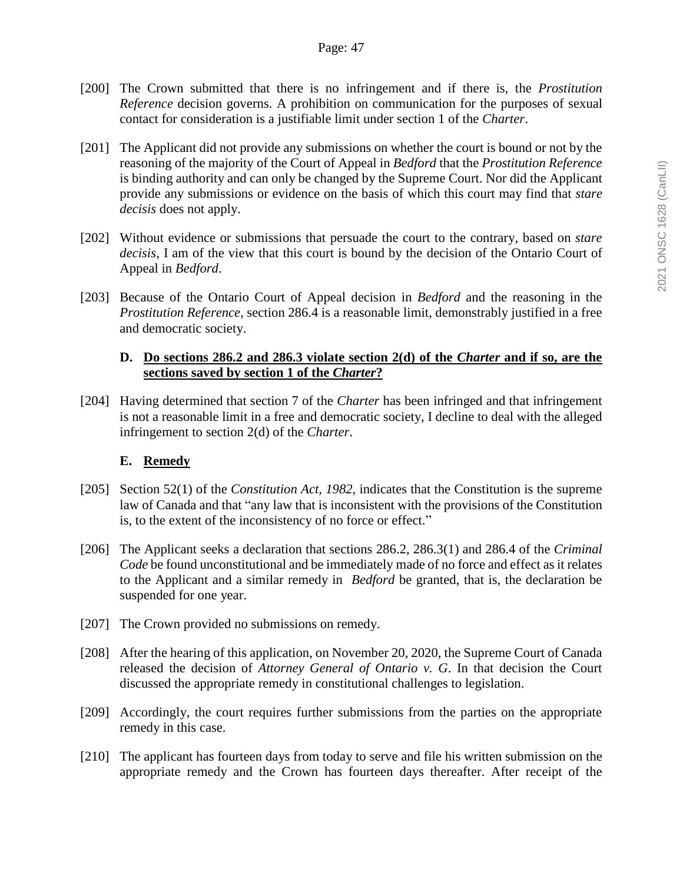[200] The Crown submitted that there is no infringement and if there is, the *Prostitution Reference* decision governs. A prohibition on communication for the purposes of sexual contact for consideration is a justifiable limit under section 1 of the *Charter*.

[201] The Applicant did not provide any submissions on whether the court is bound or not by the reasoning of the majority of the Court of Appeal in *Bedford* that the *Prostitution Reference* is binding authority and can only be changed by the Supreme Court. Nor did the Applicant provide any submissions or evidence on the basis of which this court may find that *stare decisis* does not apply.

[202] Without evidence or submissions that persuade the court to the contrary, based on *stare decisis*, I am of the view that this court is bound by the decision of the Ontario Court of Appeal in *Bedford*.

[203] Because of the Ontario Court of Appeal decision in *Bedford* and the reasoning in the *Prostitution Reference*, section 286.4 is a reasonable limit, demonstrably justified in a free and democratic society.

### D. **Do sections 286.2 and 286.3 violate section 2(d) of the *Charter* and if so, are the sections saved by section 1 of the *Charter*?**

[204] Having determined that section 7 of the *Charter* has been infringed and that infringement is not a reasonable limit in a free and democratic society, I decline to deal with the alleged infringement to section 2(d) of the *Charter*.

### E. **Remedy**

[205] Section 52(1) of the *Constitution Act, 1982*, indicates that the Constitution is the supreme law of Canada and that "any law that is inconsistent with the provisions of the Constitution is, to the extent of the inconsistency of no force or effect."

[206] The Applicant seeks a declaration that sections 286.2, 286.3(1) and 286.4 of the *Criminal Code* be found unconstitutional and be immediately made of no force and effect as it relates to the Applicant and a similar remedy in *Bedford* be granted, that is, the declaration be suspended for one year.

[207] The Crown provided no submissions on remedy.

[208] After the hearing of this application, on November 20, 2020, the Supreme Court of Canada released the decision of *Attorney General of Ontario v. G*. In that decision the Court discussed the appropriate remedy in constitutional challenges to legislation.

[209] Accordingly, the court requires further submissions from the parties on the appropriate remedy in this case.

[210] The applicant has fourteen days from today to serve and file his written submission on the appropriate remedy and the Crown has fourteen days thereafter. After receipt of the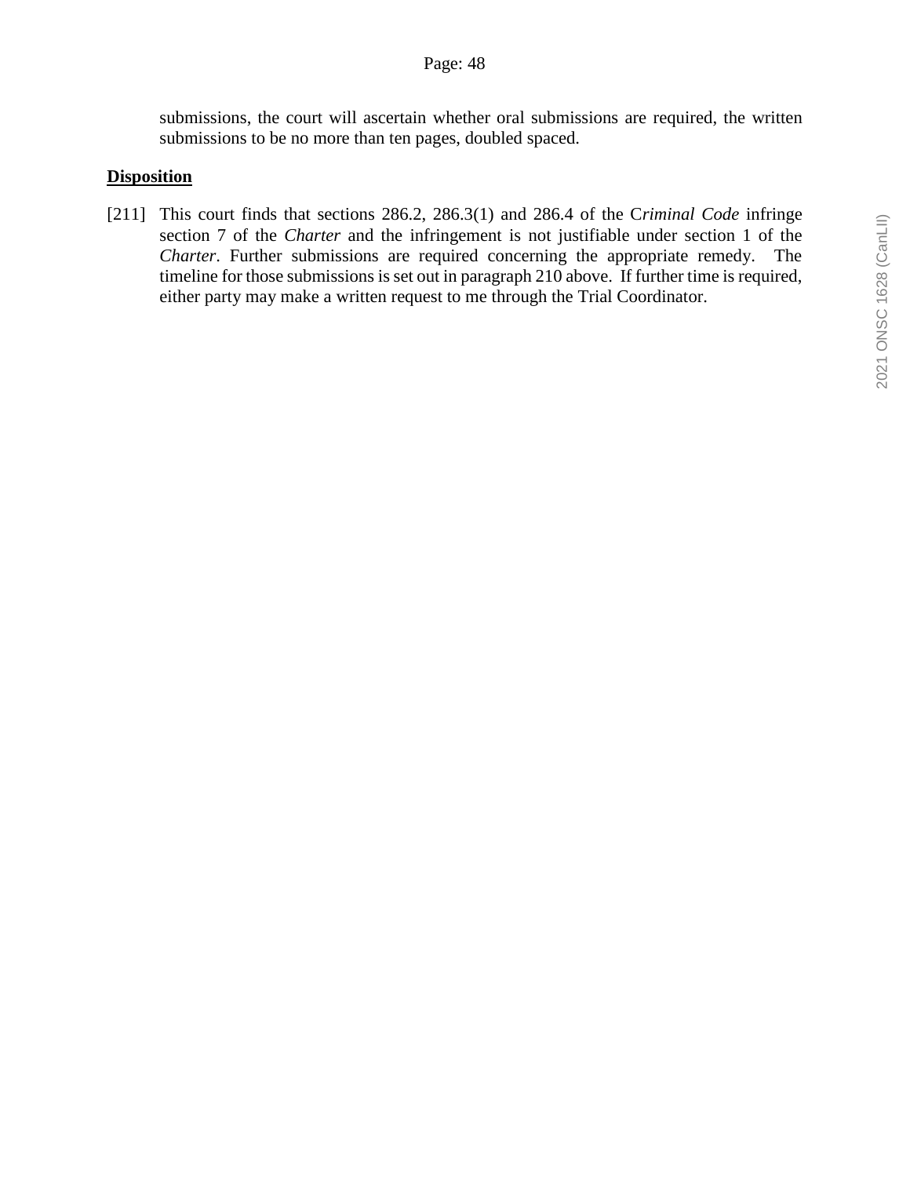submissions, the court will ascertain whether oral submissions are required, the written submissions to be no more than ten pages, doubled spaced.

**Disposition**

[211] This court finds that sections 286.2, 286.3(1) and 286.4 of the C*riminal Code* infringe section 7 of the *Charter* and the infringement is not justifiable under section 1 of the *Charter*. Further submissions are required concerning the appropriate remedy. The timeline for those submissions is set out in paragraph 210 above. If further time is required, either party may make a written request to me through the Trial Coordinator.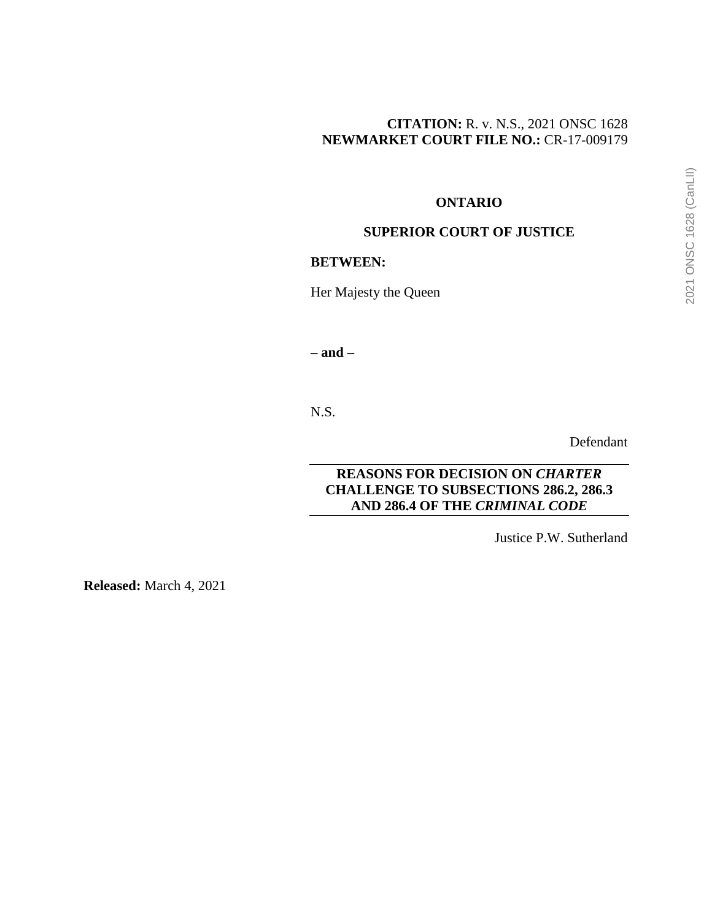**CITATION:** R. v. N.S., 2021 ONSC 1628
**NEWMARKET COURT FILE NO.:** CR-17-009179

**ONTARIO**

**SUPERIOR COURT OF JUSTICE**

**BETWEEN:**

Her Majesty the Queen

**– and –**

N.S.

Defendant

**REASONS FOR DECISION ON *CHARTER* CHALLENGE TO SUBSECTIONS 286.2, 286.3 AND 286.4 OF THE *CRIMINAL CODE***

Justice P.W. Sutherland

**Released:** March 4, 2021